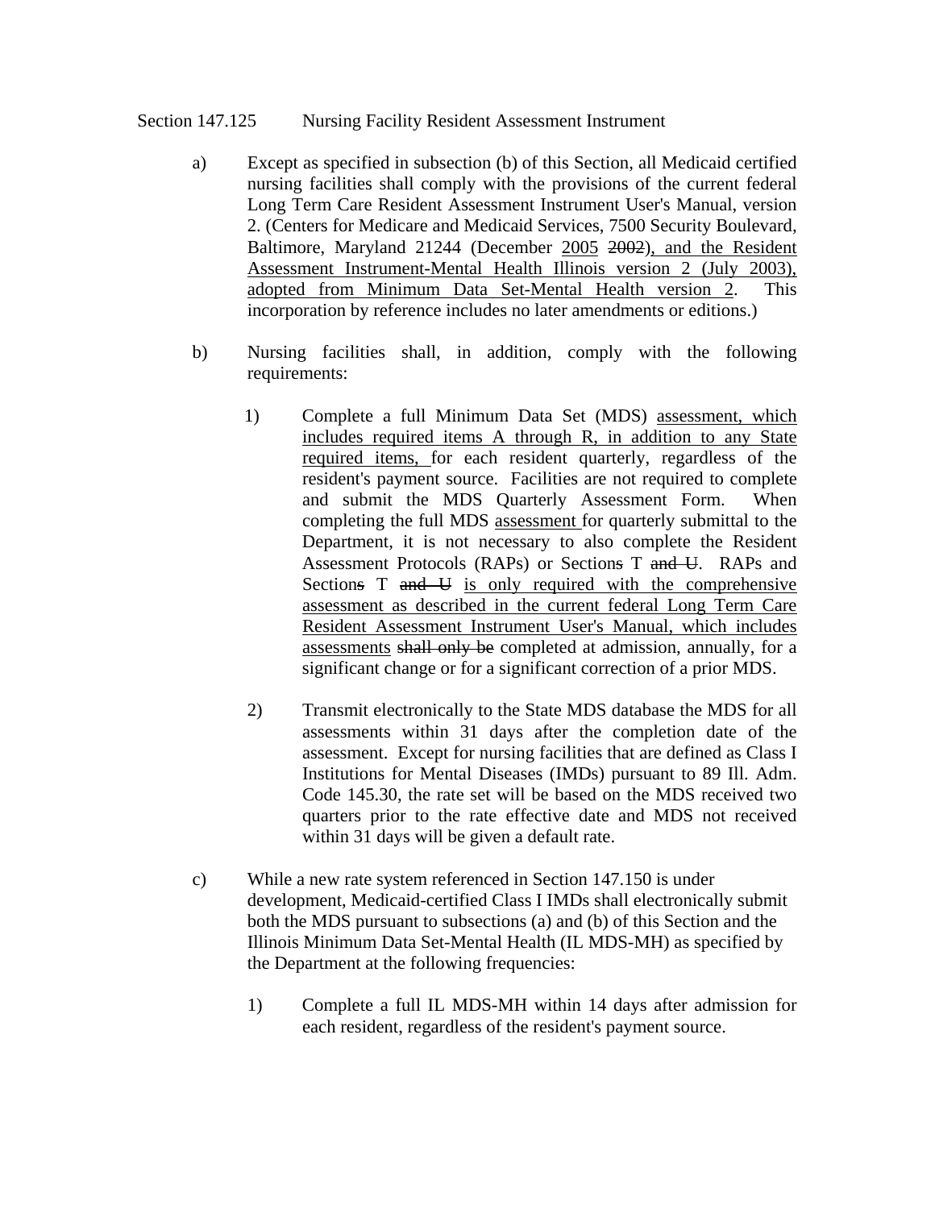Section 147.125 Nursing Facility Resident Assessment Instrument

a) Except as specified in subsection (b) of this Section, all Medicaid certified nursing facilities shall comply with the provisions of the current federal Long Term Care Resident Assessment Instrument User's Manual, version 2. (Centers for Medicare and Medicaid Services, 7500 Security Boulevard, Baltimore, Maryland 21244 (December <u>2005</u> ~~2002~~)<u>, and the Resident Assessment Instrument-Mental Health Illinois version 2 (July 2003), adopted from Minimum Data Set-Mental Health version 2</u>. This incorporation by reference includes no later amendments or editions.)

b) Nursing facilities shall, in addition, comply with the following requirements:

1) Complete a full Minimum Data Set (MDS) <u>assessment, which includes required items A through R, in addition to any State required items,</u> for each resident quarterly, regardless of the resident's payment source. Facilities are not required to complete and submit the MDS Quarterly Assessment Form. When completing the full MDS <u>assessment</u> for quarterly submittal to the Department, it is not necessary to also complete the Resident Assessment Protocols (RAPs) or Section~~s~~ T ~~and U~~. RAPs and Section~~s~~ T ~~and U~~ <u>is only required with the comprehensive assessment as described in the current federal Long Term Care Resident Assessment Instrument User's Manual, which includes assessments</u> ~~shall only be~~ completed at admission, annually, for a significant change or for a significant correction of a prior MDS.

2) Transmit electronically to the State MDS database the MDS for all assessments within 31 days after the completion date of the assessment. Except for nursing facilities that are defined as Class I Institutions for Mental Diseases (IMDs) pursuant to 89 Ill. Adm. Code 145.30, the rate set will be based on the MDS received two quarters prior to the rate effective date and MDS not received within 31 days will be given a default rate.

c) While a new rate system referenced in Section 147.150 is under development, Medicaid-certified Class I IMDs shall electronically submit both the MDS pursuant to subsections (a) and (b) of this Section and the Illinois Minimum Data Set-Mental Health (IL MDS-MH) as specified by the Department at the following frequencies:

1) Complete a full IL MDS-MH within 14 days after admission for each resident, regardless of the resident's payment source.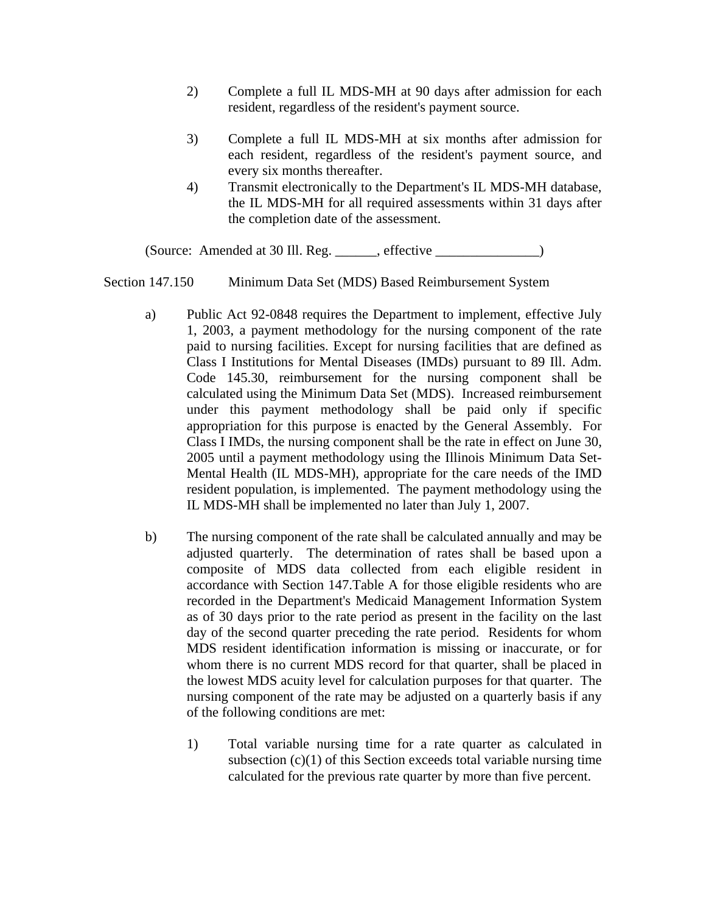2) Complete a full IL MDS-MH at 90 days after admission for each resident, regardless of the resident's payment source.

3) Complete a full IL MDS-MH at six months after admission for each resident, regardless of the resident's payment source, and every six months thereafter.

4) Transmit electronically to the Department's IL MDS-MH database, the IL MDS-MH for all required assessments within 31 days after the completion date of the assessment.

(Source: Amended at 30 Ill. Reg. ______, effective _______________)

Section 147.150 Minimum Data Set (MDS) Based Reimbursement System

a) Public Act 92-0848 requires the Department to implement, effective July 1, 2003, a payment methodology for the nursing component of the rate paid to nursing facilities. Except for nursing facilities that are defined as Class I Institutions for Mental Diseases (IMDs) pursuant to 89 Ill. Adm. Code 145.30, reimbursement for the nursing component shall be calculated using the Minimum Data Set (MDS). Increased reimbursement under this payment methodology shall be paid only if specific appropriation for this purpose is enacted by the General Assembly. For Class I IMDs, the nursing component shall be the rate in effect on June 30, 2005 until a payment methodology using the Illinois Minimum Data Set-Mental Health (IL MDS-MH), appropriate for the care needs of the IMD resident population, is implemented. The payment methodology using the IL MDS-MH shall be implemented no later than July 1, 2007.

b) The nursing component of the rate shall be calculated annually and may be adjusted quarterly. The determination of rates shall be based upon a composite of MDS data collected from each eligible resident in accordance with Section 147.Table A for those eligible residents who are recorded in the Department's Medicaid Management Information System as of 30 days prior to the rate period as present in the facility on the last day of the second quarter preceding the rate period. Residents for whom MDS resident identification information is missing or inaccurate, or for whom there is no current MDS record for that quarter, shall be placed in the lowest MDS acuity level for calculation purposes for that quarter. The nursing component of the rate may be adjusted on a quarterly basis if any of the following conditions are met:

1) Total variable nursing time for a rate quarter as calculated in subsection (c)(1) of this Section exceeds total variable nursing time calculated for the previous rate quarter by more than five percent.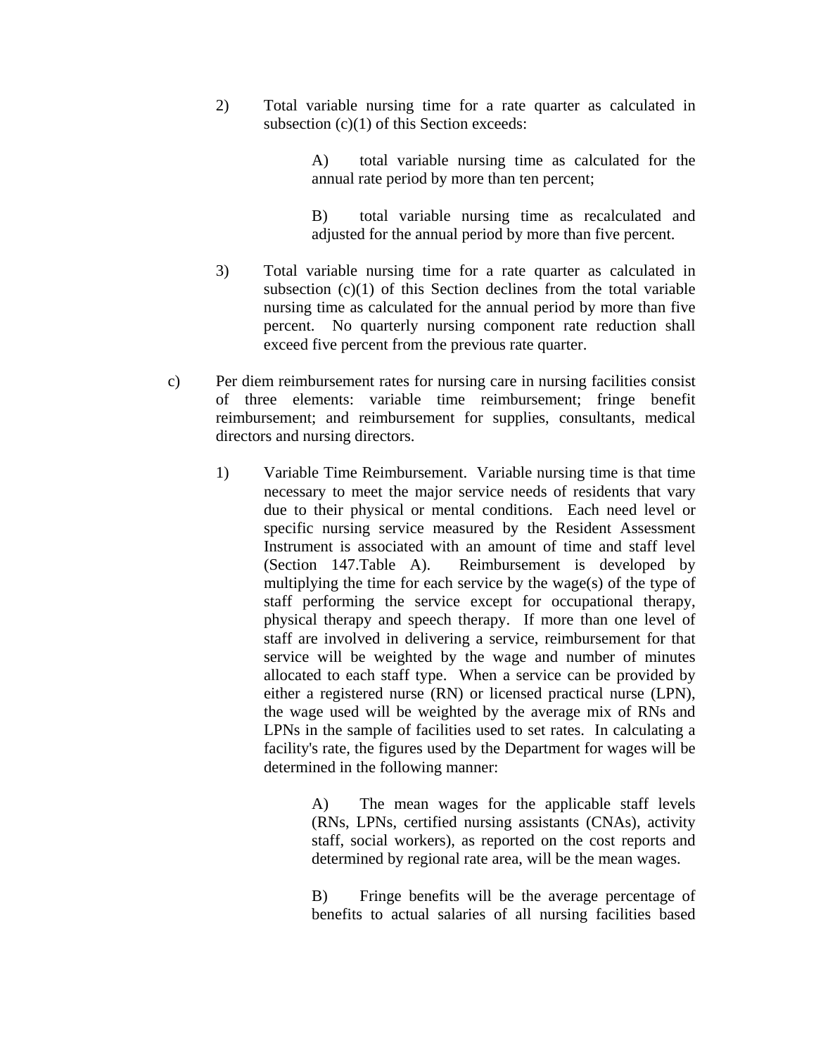2) Total variable nursing time for a rate quarter as calculated in subsection (c)(1) of this Section exceeds:

   A) total variable nursing time as calculated for the annual rate period by more than ten percent;

   B) total variable nursing time as recalculated and adjusted for the annual period by more than five percent.

3) Total variable nursing time for a rate quarter as calculated in subsection (c)(1) of this Section declines from the total variable nursing time as calculated for the annual period by more than five percent. No quarterly nursing component rate reduction shall exceed five percent from the previous rate quarter.

c) Per diem reimbursement rates for nursing care in nursing facilities consist of three elements: variable time reimbursement; fringe benefit reimbursement; and reimbursement for supplies, consultants, medical directors and nursing directors.

   1) Variable Time Reimbursement. Variable nursing time is that time necessary to meet the major service needs of residents that vary due to their physical or mental conditions. Each need level or specific nursing service measured by the Resident Assessment Instrument is associated with an amount of time and staff level (Section 147.Table A). Reimbursement is developed by multiplying the time for each service by the wage(s) of the type of staff performing the service except for occupational therapy, physical therapy and speech therapy. If more than one level of staff are involved in delivering a service, reimbursement for that service will be weighted by the wage and number of minutes allocated to each staff type. When a service can be provided by either a registered nurse (RN) or licensed practical nurse (LPN), the wage used will be weighted by the average mix of RNs and LPNs in the sample of facilities used to set rates. In calculating a facility's rate, the figures used by the Department for wages will be determined in the following manner:

      A) The mean wages for the applicable staff levels (RNs, LPNs, certified nursing assistants (CNAs), activity staff, social workers), as reported on the cost reports and determined by regional rate area, will be the mean wages.

      B) Fringe benefits will be the average percentage of benefits to actual salaries of all nursing facilities based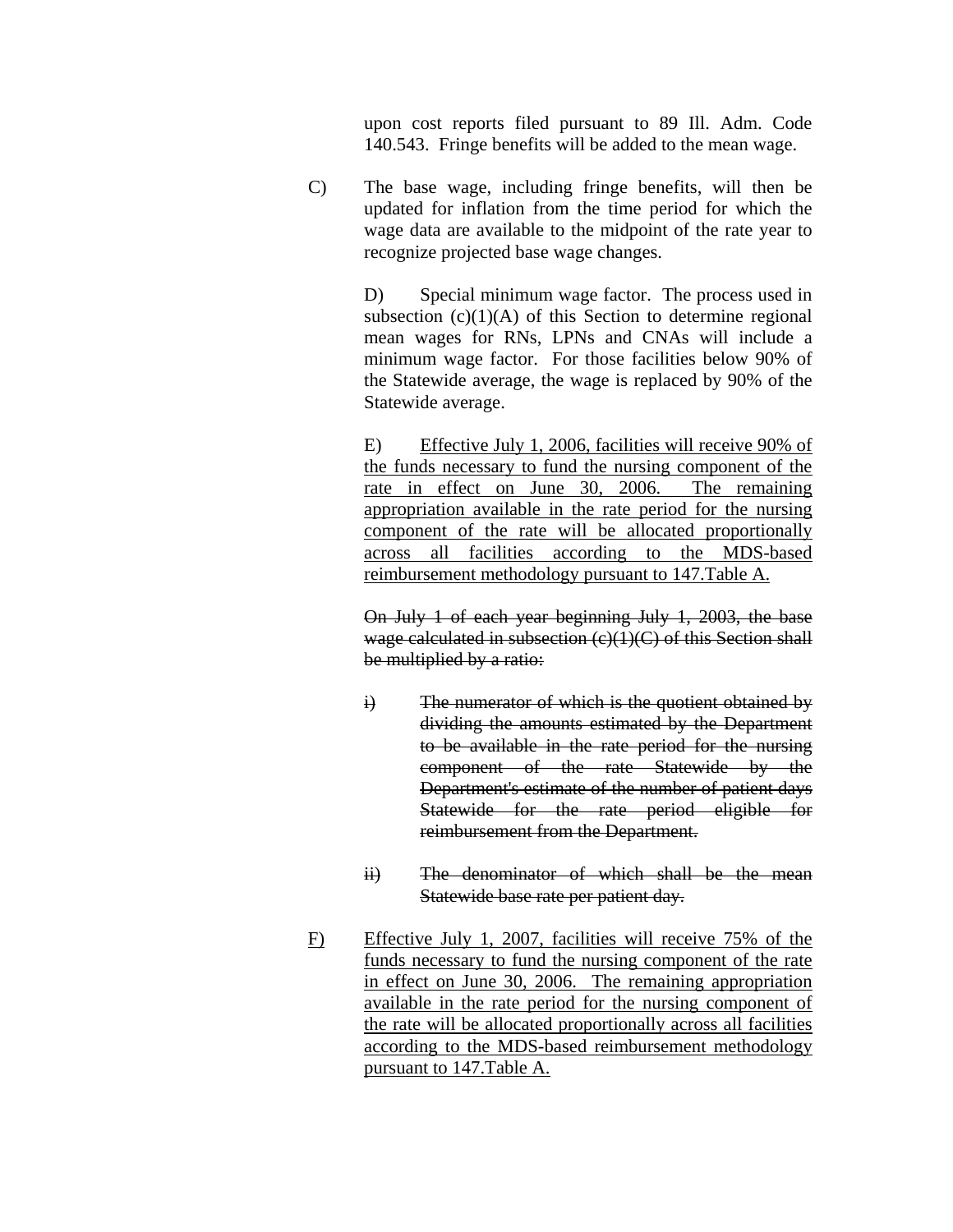upon cost reports filed pursuant to 89 Ill. Adm. Code 140.543. Fringe benefits will be added to the mean wage.

C) The base wage, including fringe benefits, will then be updated for inflation from the time period for which the wage data are available to the midpoint of the rate year to recognize projected base wage changes.

D) Special minimum wage factor. The process used in subsection (c)(1)(A) of this Section to determine regional mean wages for RNs, LPNs and CNAs will include a minimum wage factor. For those facilities below 90% of the Statewide average, the wage is replaced by 90% of the Statewide average.

E) <u>Effective July 1, 2006, facilities will receive 90% of the funds necessary to fund the nursing component of the rate in effect on June 30, 2006. The remaining appropriation available in the rate period for the nursing component of the rate will be allocated proportionally across all facilities according to the MDS-based reimbursement methodology pursuant to 147.Table A.</u>

~~On July 1 of each year beginning July 1, 2003, the base wage calculated in subsection (c)(1)(C) of this Section shall be multiplied by a ratio:~~

~~i) The numerator of which is the quotient obtained by dividing the amounts estimated by the Department to be available in the rate period for the nursing component of the rate Statewide by the Department's estimate of the number of patient days Statewide for the rate period eligible for reimbursement from the Department.~~

~~ii) The denominator of which shall be the mean Statewide base rate per patient day.~~

<u>F)</u> <u>Effective July 1, 2007, facilities will receive 75% of the funds necessary to fund the nursing component of the rate in effect on June 30, 2006. The remaining appropriation available in the rate period for the nursing component of the rate will be allocated proportionally across all facilities according to the MDS-based reimbursement methodology pursuant to 147.Table A.</u>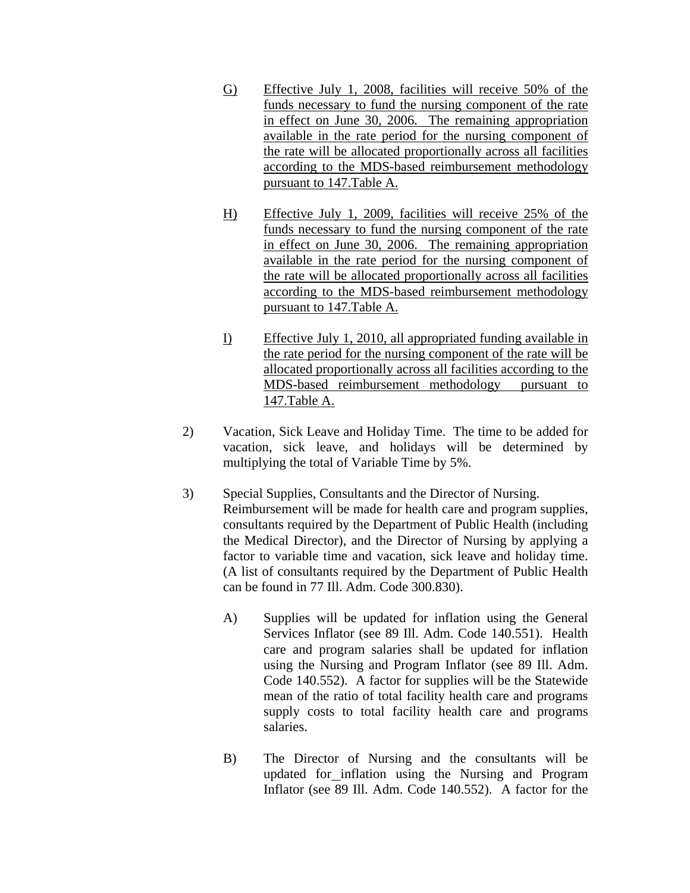G) Effective July 1, 2008, facilities will receive 50% of the funds necessary to fund the nursing component of the rate in effect on June 30, 2006. The remaining appropriation available in the rate period for the nursing component of the rate will be allocated proportionally across all facilities according to the MDS-based reimbursement methodology pursuant to 147.Table A.

H) Effective July 1, 2009, facilities will receive 25% of the funds necessary to fund the nursing component of the rate in effect on June 30, 2006. The remaining appropriation available in the rate period for the nursing component of the rate will be allocated proportionally across all facilities according to the MDS-based reimbursement methodology pursuant to 147.Table A.

I) Effective July 1, 2010, all appropriated funding available in the rate period for the nursing component of the rate will be allocated proportionally across all facilities according to the MDS-based reimbursement methodology pursuant to 147.Table A.

2) Vacation, Sick Leave and Holiday Time. The time to be added for vacation, sick leave, and holidays will be determined by multiplying the total of Variable Time by 5%.

3) Special Supplies, Consultants and the Director of Nursing. Reimbursement will be made for health care and program supplies, consultants required by the Department of Public Health (including the Medical Director), and the Director of Nursing by applying a factor to variable time and vacation, sick leave and holiday time. (A list of consultants required by the Department of Public Health can be found in 77 Ill. Adm. Code 300.830).

A) Supplies will be updated for inflation using the General Services Inflator (see 89 Ill. Adm. Code 140.551). Health care and program salaries shall be updated for inflation using the Nursing and Program Inflator (see 89 Ill. Adm. Code 140.552). A factor for supplies will be the Statewide mean of the ratio of total facility health care and programs supply costs to total facility health care and programs salaries.

B) The Director of Nursing and the consultants will be updated for inflation using the Nursing and Program Inflator (see 89 Ill. Adm. Code 140.552). A factor for the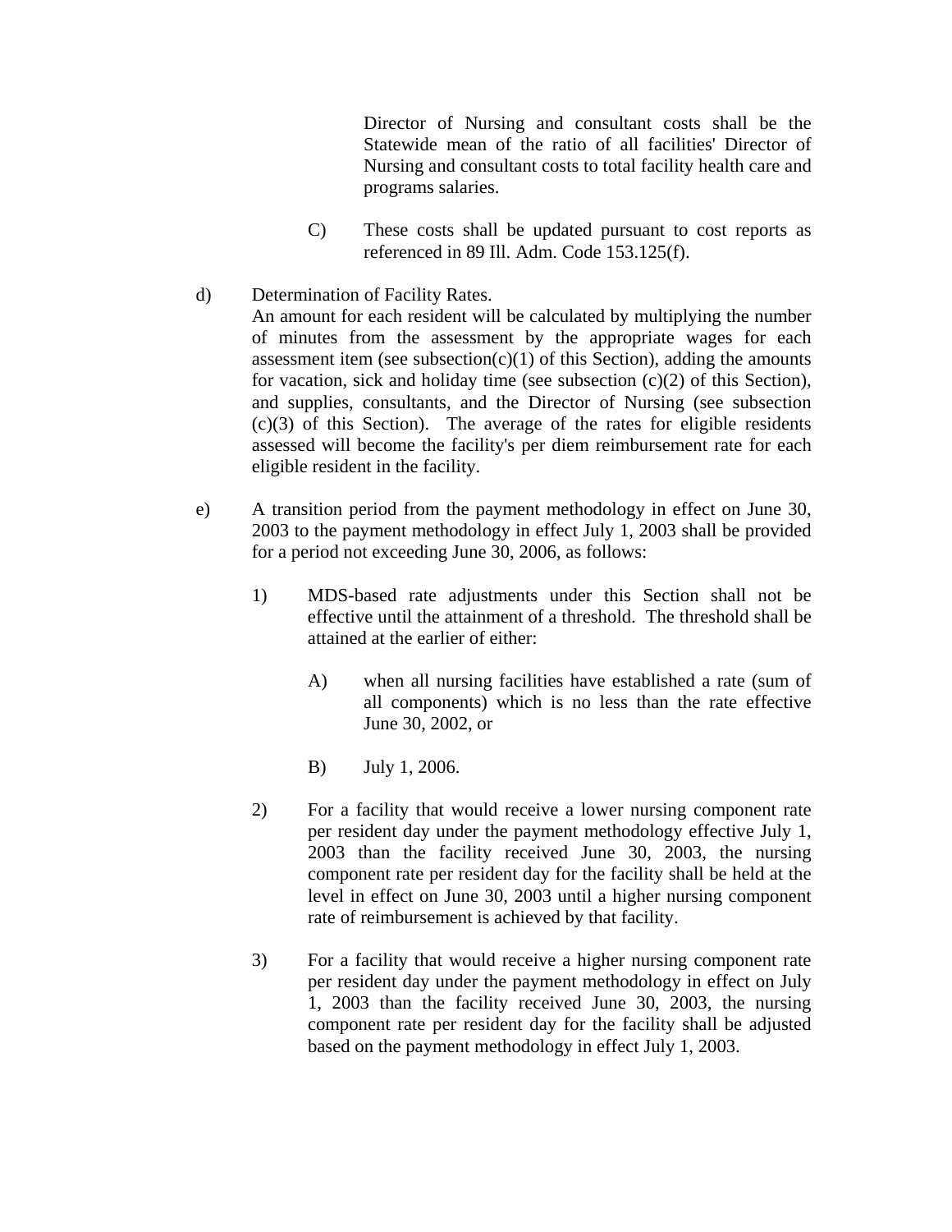Director of Nursing and consultant costs shall be the Statewide mean of the ratio of all facilities' Director of Nursing and consultant costs to total facility health care and programs salaries.

C) These costs shall be updated pursuant to cost reports as referenced in 89 Ill. Adm. Code 153.125(f).

d) Determination of Facility Rates.
An amount for each resident will be calculated by multiplying the number of minutes from the assessment by the appropriate wages for each assessment item (see subsection(c)(1) of this Section), adding the amounts for vacation, sick and holiday time (see subsection (c)(2) of this Section), and supplies, consultants, and the Director of Nursing (see subsection (c)(3) of this Section). The average of the rates for eligible residents assessed will become the facility's per diem reimbursement rate for each eligible resident in the facility.

e) A transition period from the payment methodology in effect on June 30, 2003 to the payment methodology in effect July 1, 2003 shall be provided for a period not exceeding June 30, 2006, as follows:

1) MDS-based rate adjustments under this Section shall not be effective until the attainment of a threshold. The threshold shall be attained at the earlier of either:

A) when all nursing facilities have established a rate (sum of all components) which is no less than the rate effective June 30, 2002, or

B) July 1, 2006.

2) For a facility that would receive a lower nursing component rate per resident day under the payment methodology effective July 1, 2003 than the facility received June 30, 2003, the nursing component rate per resident day for the facility shall be held at the level in effect on June 30, 2003 until a higher nursing component rate of reimbursement is achieved by that facility.

3) For a facility that would receive a higher nursing component rate per resident day under the payment methodology in effect on July 1, 2003 than the facility received June 30, 2003, the nursing component rate per resident day for the facility shall be adjusted based on the payment methodology in effect July 1, 2003.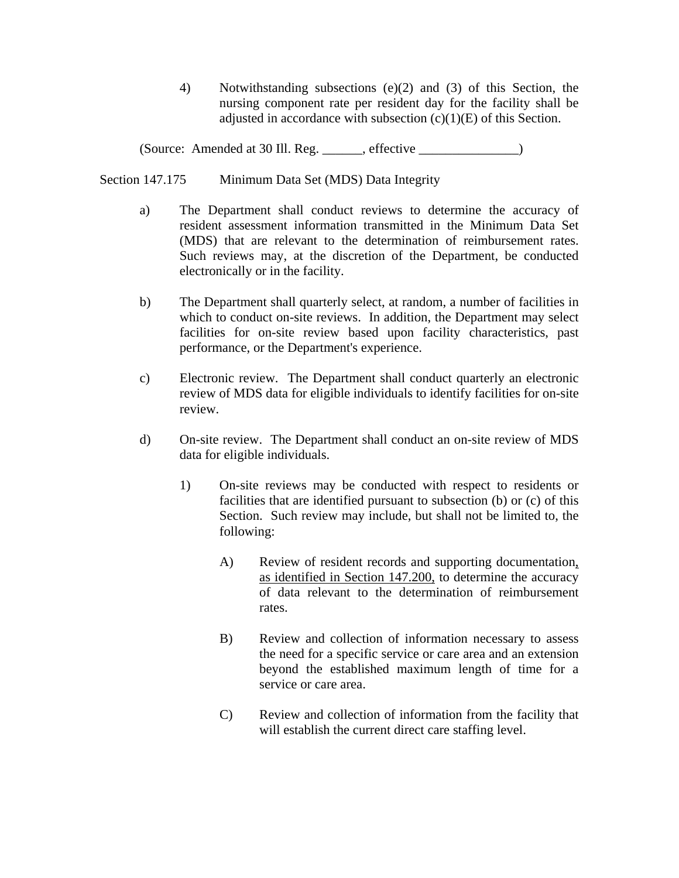4) Notwithstanding subsections (e)(2) and (3) of this Section, the nursing component rate per resident day for the facility shall be adjusted in accordance with subsection (c)(1)(E) of this Section.

(Source: Amended at 30 Ill. Reg. ______, effective _______________)

Section 147.175 Minimum Data Set (MDS) Data Integrity

a) The Department shall conduct reviews to determine the accuracy of resident assessment information transmitted in the Minimum Data Set (MDS) that are relevant to the determination of reimbursement rates. Such reviews may, at the discretion of the Department, be conducted electronically or in the facility.

b) The Department shall quarterly select, at random, a number of facilities in which to conduct on-site reviews. In addition, the Department may select facilities for on-site review based upon facility characteristics, past performance, or the Department's experience.

c) Electronic review. The Department shall conduct quarterly an electronic review of MDS data for eligible individuals to identify facilities for on-site review.

d) On-site review. The Department shall conduct an on-site review of MDS data for eligible individuals.

1) On-site reviews may be conducted with respect to residents or facilities that are identified pursuant to subsection (b) or (c) of this Section. Such review may include, but shall not be limited to, the following:

A) Review of resident records and supporting documentation, as identified in Section 147.200, to determine the accuracy of data relevant to the determination of reimbursement rates.

B) Review and collection of information necessary to assess the need for a specific service or care area and an extension beyond the established maximum length of time for a service or care area.

C) Review and collection of information from the facility that will establish the current direct care staffing level.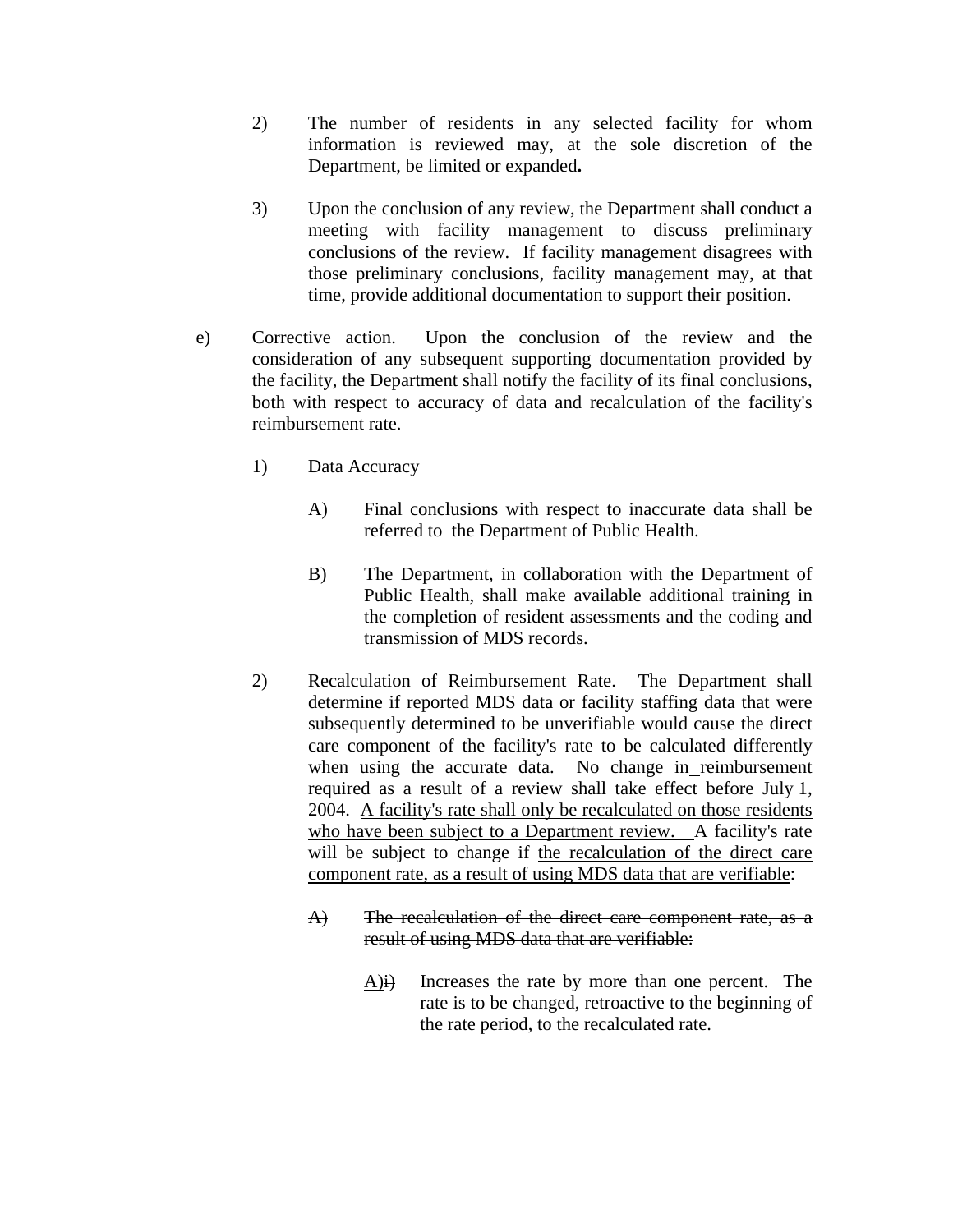2) The number of residents in any selected facility for whom information is reviewed may, at the sole discretion of the Department, be limited or expanded**.**

3) Upon the conclusion of any review, the Department shall conduct a meeting with facility management to discuss preliminary conclusions of the review. If facility management disagrees with those preliminary conclusions, facility management may, at that time, provide additional documentation to support their position.

e) Corrective action. Upon the conclusion of the review and the consideration of any subsequent supporting documentation provided by the facility, the Department shall notify the facility of its final conclusions, both with respect to accuracy of data and recalculation of the facility's reimbursement rate.

1) Data Accuracy

A) Final conclusions with respect to inaccurate data shall be referred to the Department of Public Health.

B) The Department, in collaboration with the Department of Public Health, shall make available additional training in the completion of resident assessments and the coding and transmission of MDS records.

2) Recalculation of Reimbursement Rate. The Department shall determine if reported MDS data or facility staffing data that were subsequently determined to be unverifiable would cause the direct care component of the facility's rate to be calculated differently when using the accurate data. No change in reimbursement required as a result of a review shall take effect before July 1, 2004. <u>A facility's rate shall only be recalculated on those residents who have been subject to a Department review.</u> A facility's rate will be subject to change if <u>the recalculation of the direct care component rate, as a result of using MDS data that are verifiable</u>:

~~A) The recalculation of the direct care component rate, as a result of using MDS data that are verifiable:~~

<u>A)</u>~~i)~~ Increases the rate by more than one percent. The rate is to be changed, retroactive to the beginning of the rate period, to the recalculated rate.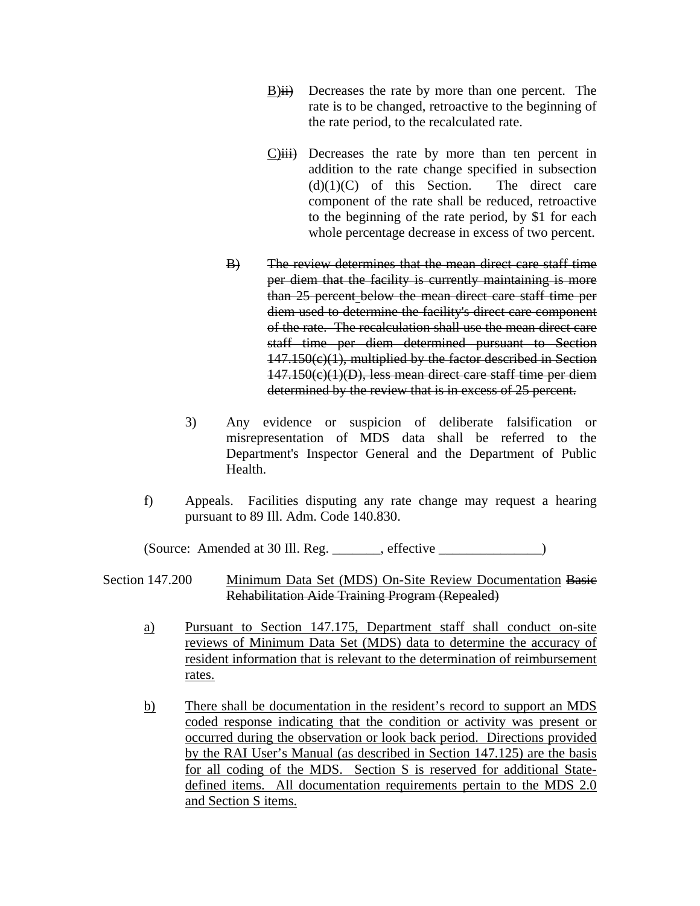B)~~ii)~~ Decreases the rate by more than one percent. The rate is to be changed, retroactive to the beginning of the rate period, to the recalculated rate.

C)~~iii)~~ Decreases the rate by more than ten percent in addition to the rate change specified in subsection (d)(1)(C) of this Section. The direct care component of the rate shall be reduced, retroactive to the beginning of the rate period, by $1 for each whole percentage decrease in excess of two percent.

~~B) The review determines that the mean direct care staff time per diem that the facility is currently maintaining is more than 25 percent below the mean direct care staff time per diem used to determine the facility's direct care component of the rate. The recalculation shall use the mean direct care staff time per diem determined pursuant to Section 147.150(c)(1), multiplied by the factor described in Section 147.150(c)(1)(D), less mean direct care staff time per diem determined by the review that is in excess of 25 percent.~~

3) Any evidence or suspicion of deliberate falsification or misrepresentation of MDS data shall be referred to the Department's Inspector General and the Department of Public Health.

f) Appeals. Facilities disputing any rate change may request a hearing pursuant to 89 Ill. Adm. Code 140.830.

(Source: Amended at 30 Ill. Reg. _______, effective _______________)

Section 147.200 Minimum Data Set (MDS) On-Site Review Documentation ~~Basic Rehabilitation Aide Training Program (Repealed)~~

a) Pursuant to Section 147.175, Department staff shall conduct on-site reviews of Minimum Data Set (MDS) data to determine the accuracy of resident information that is relevant to the determination of reimbursement rates.

b) There shall be documentation in the resident's record to support an MDS coded response indicating that the condition or activity was present or occurred during the observation or look back period. Directions provided by the RAI User's Manual (as described in Section 147.125) are the basis for all coding of the MDS. Section S is reserved for additional State-defined items. All documentation requirements pertain to the MDS 2.0 and Section S items.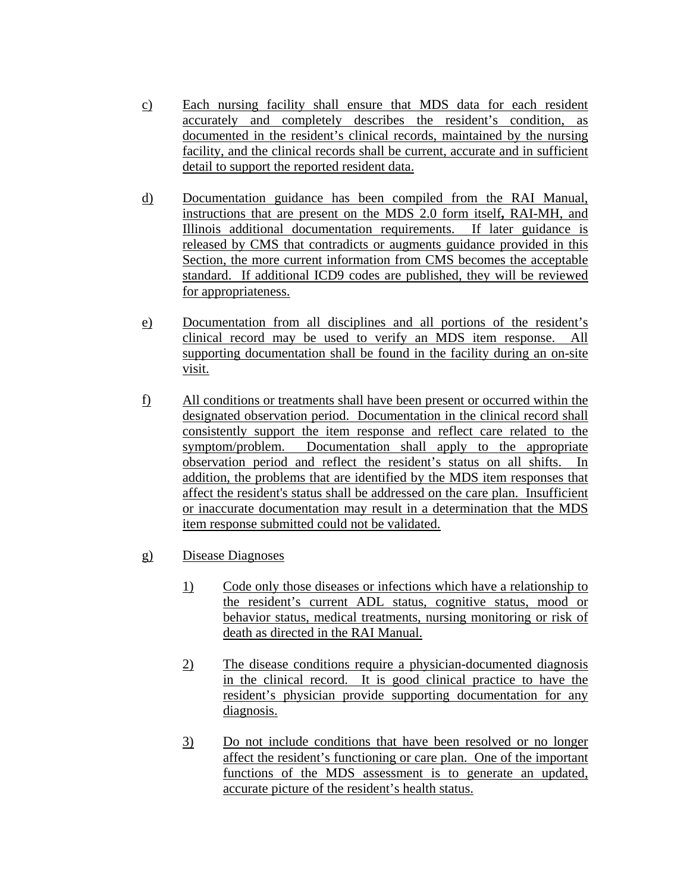c) Each nursing facility shall ensure that MDS data for each resident accurately and completely describes the resident's condition, as documented in the resident's clinical records, maintained by the nursing facility, and the clinical records shall be current, accurate and in sufficient detail to support the reported resident data.

d) Documentation guidance has been compiled from the RAI Manual, instructions that are present on the MDS 2.0 form itself**,** RAI-MH, and Illinois additional documentation requirements. If later guidance is released by CMS that contradicts or augments guidance provided in this Section, the more current information from CMS becomes the acceptable standard. If additional ICD9 codes are published, they will be reviewed for appropriateness.

e) Documentation from all disciplines and all portions of the resident's clinical record may be used to verify an MDS item response. All supporting documentation shall be found in the facility during an on-site visit.

f) All conditions or treatments shall have been present or occurred within the designated observation period. Documentation in the clinical record shall consistently support the item response and reflect care related to the symptom/problem. Documentation shall apply to the appropriate observation period and reflect the resident's status on all shifts. In addition, the problems that are identified by the MDS item responses that affect the resident's status shall be addressed on the care plan. Insufficient or inaccurate documentation may result in a determination that the MDS item response submitted could not be validated.

g) Disease Diagnoses

1) Code only those diseases or infections which have a relationship to the resident's current ADL status, cognitive status, mood or behavior status, medical treatments, nursing monitoring or risk of death as directed in the RAI Manual.

2) The disease conditions require a physician-documented diagnosis in the clinical record. It is good clinical practice to have the resident's physician provide supporting documentation for any diagnosis.

3) Do not include conditions that have been resolved or no longer affect the resident's functioning or care plan. One of the important functions of the MDS assessment is to generate an updated, accurate picture of the resident's health status.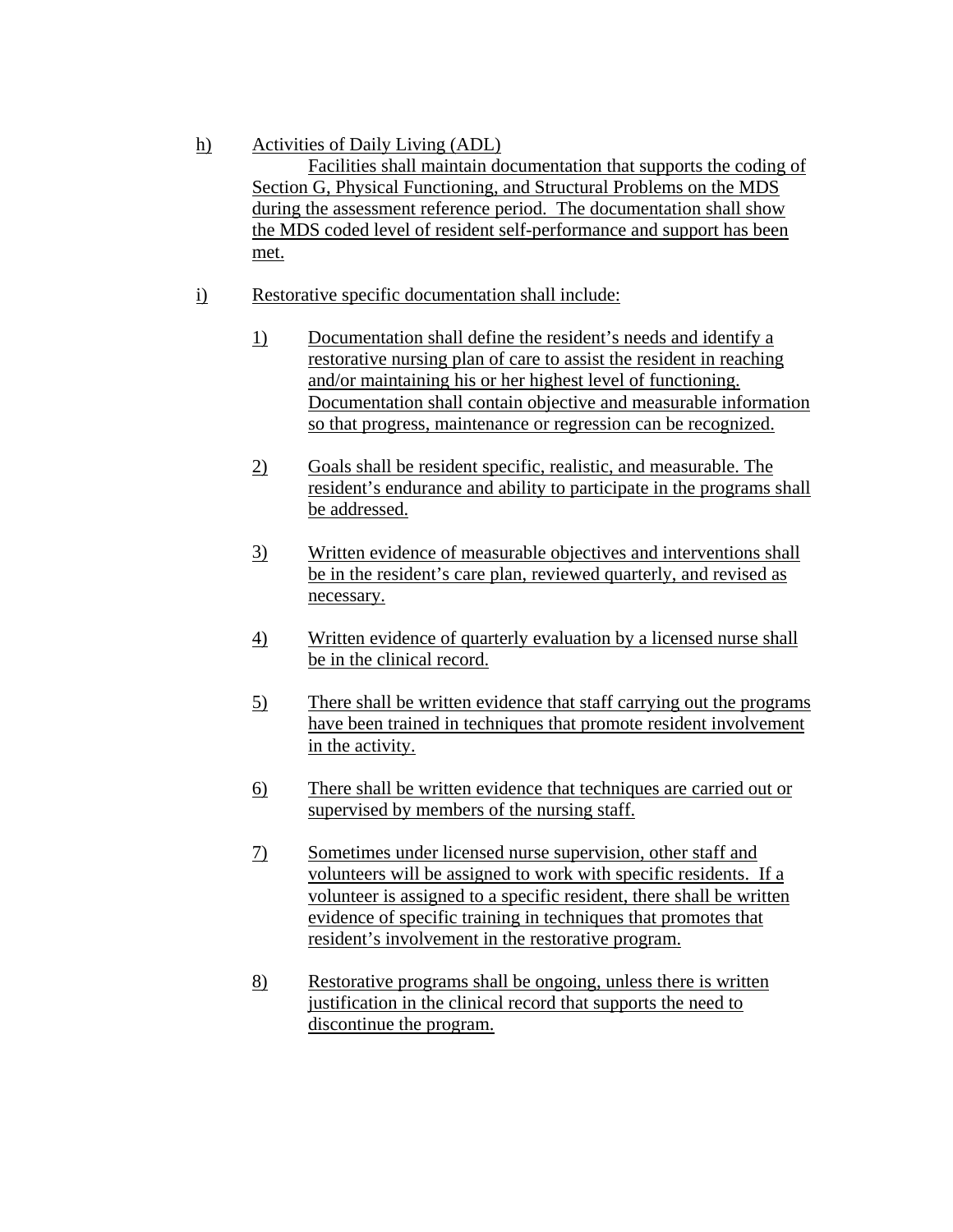h) Activities of Daily Living (ADL)

Facilities shall maintain documentation that supports the coding of Section G, Physical Functioning, and Structural Problems on the MDS during the assessment reference period. The documentation shall show the MDS coded level of resident self-performance and support has been met.

i) Restorative specific documentation shall include:

1) Documentation shall define the resident's needs and identify a restorative nursing plan of care to assist the resident in reaching and/or maintaining his or her highest level of functioning. Documentation shall contain objective and measurable information so that progress, maintenance or regression can be recognized.

2) Goals shall be resident specific, realistic, and measurable. The resident's endurance and ability to participate in the programs shall be addressed.

3) Written evidence of measurable objectives and interventions shall be in the resident's care plan, reviewed quarterly, and revised as necessary.

4) Written evidence of quarterly evaluation by a licensed nurse shall be in the clinical record.

5) There shall be written evidence that staff carrying out the programs have been trained in techniques that promote resident involvement in the activity.

6) There shall be written evidence that techniques are carried out or supervised by members of the nursing staff.

7) Sometimes under licensed nurse supervision, other staff and volunteers will be assigned to work with specific residents. If a volunteer is assigned to a specific resident, there shall be written evidence of specific training in techniques that promotes that resident's involvement in the restorative program.

8) Restorative programs shall be ongoing, unless there is written justification in the clinical record that supports the need to discontinue the program.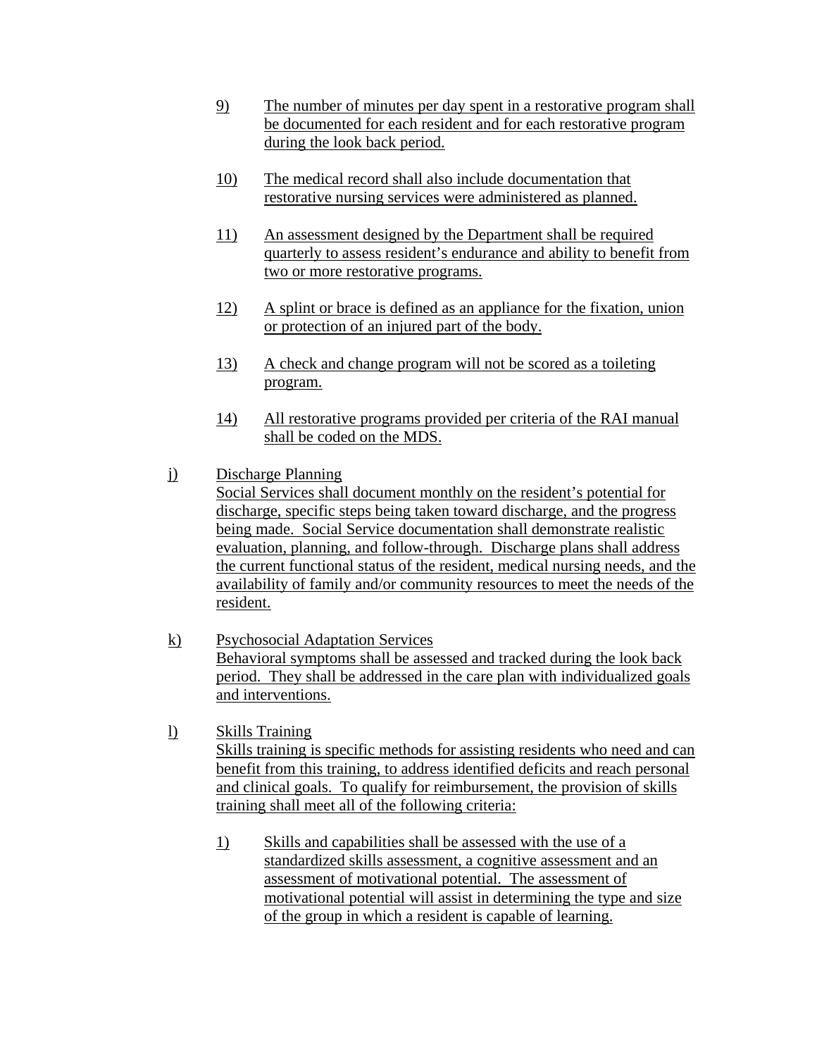9) The number of minutes per day spent in a restorative program shall be documented for each resident and for each restorative program during the look back period.

10) The medical record shall also include documentation that restorative nursing services were administered as planned.

11) An assessment designed by the Department shall be required quarterly to assess resident's endurance and ability to benefit from two or more restorative programs.

12) A splint or brace is defined as an appliance for the fixation, union or protection of an injured part of the body.

13) A check and change program will not be scored as a toileting program.

14) All restorative programs provided per criteria of the RAI manual shall be coded on the MDS.

j) Discharge Planning
Social Services shall document monthly on the resident's potential for discharge, specific steps being taken toward discharge, and the progress being made. Social Service documentation shall demonstrate realistic evaluation, planning, and follow-through. Discharge plans shall address the current functional status of the resident, medical nursing needs, and the availability of family and/or community resources to meet the needs of the resident.

k) Psychosocial Adaptation Services
Behavioral symptoms shall be assessed and tracked during the look back period. They shall be addressed in the care plan with individualized goals and interventions.

l) Skills Training
Skills training is specific methods for assisting residents who need and can benefit from this training, to address identified deficits and reach personal and clinical goals. To qualify for reimbursement, the provision of skills training shall meet all of the following criteria:

1) Skills and capabilities shall be assessed with the use of a standardized skills assessment, a cognitive assessment and an assessment of motivational potential. The assessment of motivational potential will assist in determining the type and size of the group in which a resident is capable of learning.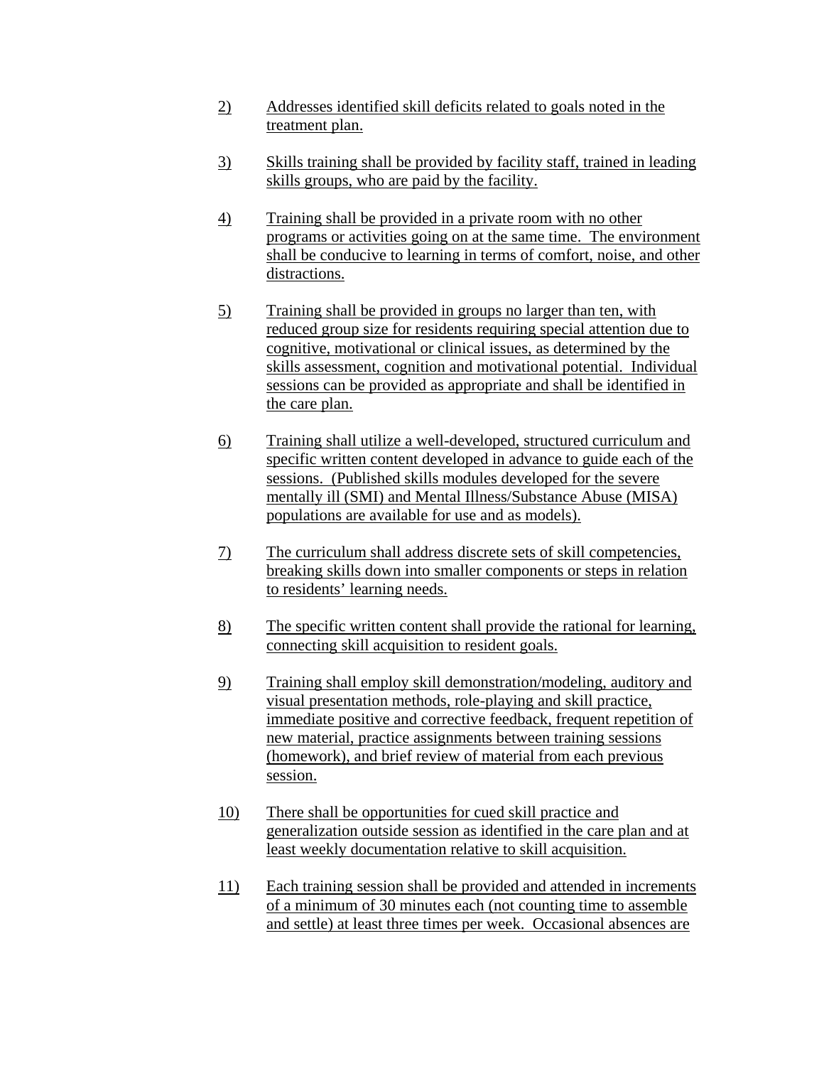2) Addresses identified skill deficits related to goals noted in the treatment plan.

3) Skills training shall be provided by facility staff, trained in leading skills groups, who are paid by the facility.

4) Training shall be provided in a private room with no other programs or activities going on at the same time. The environment shall be conducive to learning in terms of comfort, noise, and other distractions.

5) Training shall be provided in groups no larger than ten, with reduced group size for residents requiring special attention due to cognitive, motivational or clinical issues, as determined by the skills assessment, cognition and motivational potential. Individual sessions can be provided as appropriate and shall be identified in the care plan.

6) Training shall utilize a well-developed, structured curriculum and specific written content developed in advance to guide each of the sessions. (Published skills modules developed for the severe mentally ill (SMI) and Mental Illness/Substance Abuse (MISA) populations are available for use and as models).

7) The curriculum shall address discrete sets of skill competencies, breaking skills down into smaller components or steps in relation to residents' learning needs.

8) The specific written content shall provide the rational for learning, connecting skill acquisition to resident goals.

9) Training shall employ skill demonstration/modeling, auditory and visual presentation methods, role-playing and skill practice, immediate positive and corrective feedback, frequent repetition of new material, practice assignments between training sessions (homework), and brief review of material from each previous session.

10) There shall be opportunities for cued skill practice and generalization outside session as identified in the care plan and at least weekly documentation relative to skill acquisition.

11) Each training session shall be provided and attended in increments of a minimum of 30 minutes each (not counting time to assemble and settle) at least three times per week. Occasional absences are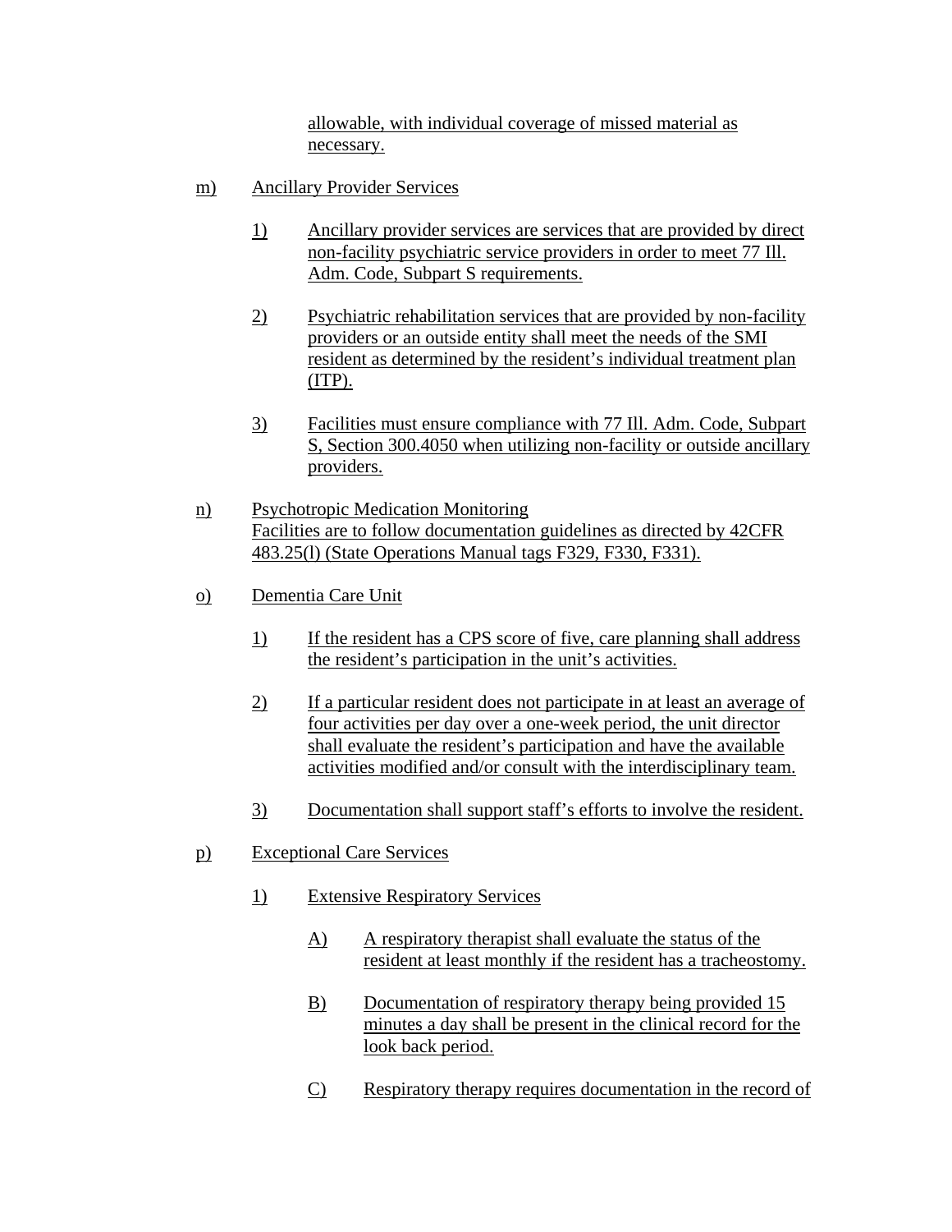allowable, with individual coverage of missed material as necessary.

m) Ancillary Provider Services

1) Ancillary provider services are services that are provided by direct non-facility psychiatric service providers in order to meet 77 Ill. Adm. Code, Subpart S requirements.

2) Psychiatric rehabilitation services that are provided by non-facility providers or an outside entity shall meet the needs of the SMI resident as determined by the resident's individual treatment plan (ITP).

3) Facilities must ensure compliance with 77 Ill. Adm. Code, Subpart S, Section 300.4050 when utilizing non-facility or outside ancillary providers.

n) Psychotropic Medication Monitoring
Facilities are to follow documentation guidelines as directed by 42CFR 483.25(l) (State Operations Manual tags F329, F330, F331).

o) Dementia Care Unit

1) If the resident has a CPS score of five, care planning shall address the resident's participation in the unit's activities.

2) If a particular resident does not participate in at least an average of four activities per day over a one-week period, the unit director shall evaluate the resident's participation and have the available activities modified and/or consult with the interdisciplinary team.

3) Documentation shall support staff's efforts to involve the resident.

p) Exceptional Care Services

1) Extensive Respiratory Services

A) A respiratory therapist shall evaluate the status of the resident at least monthly if the resident has a tracheostomy.

B) Documentation of respiratory therapy being provided 15 minutes a day shall be present in the clinical record for the look back period.

C) Respiratory therapy requires documentation in the record of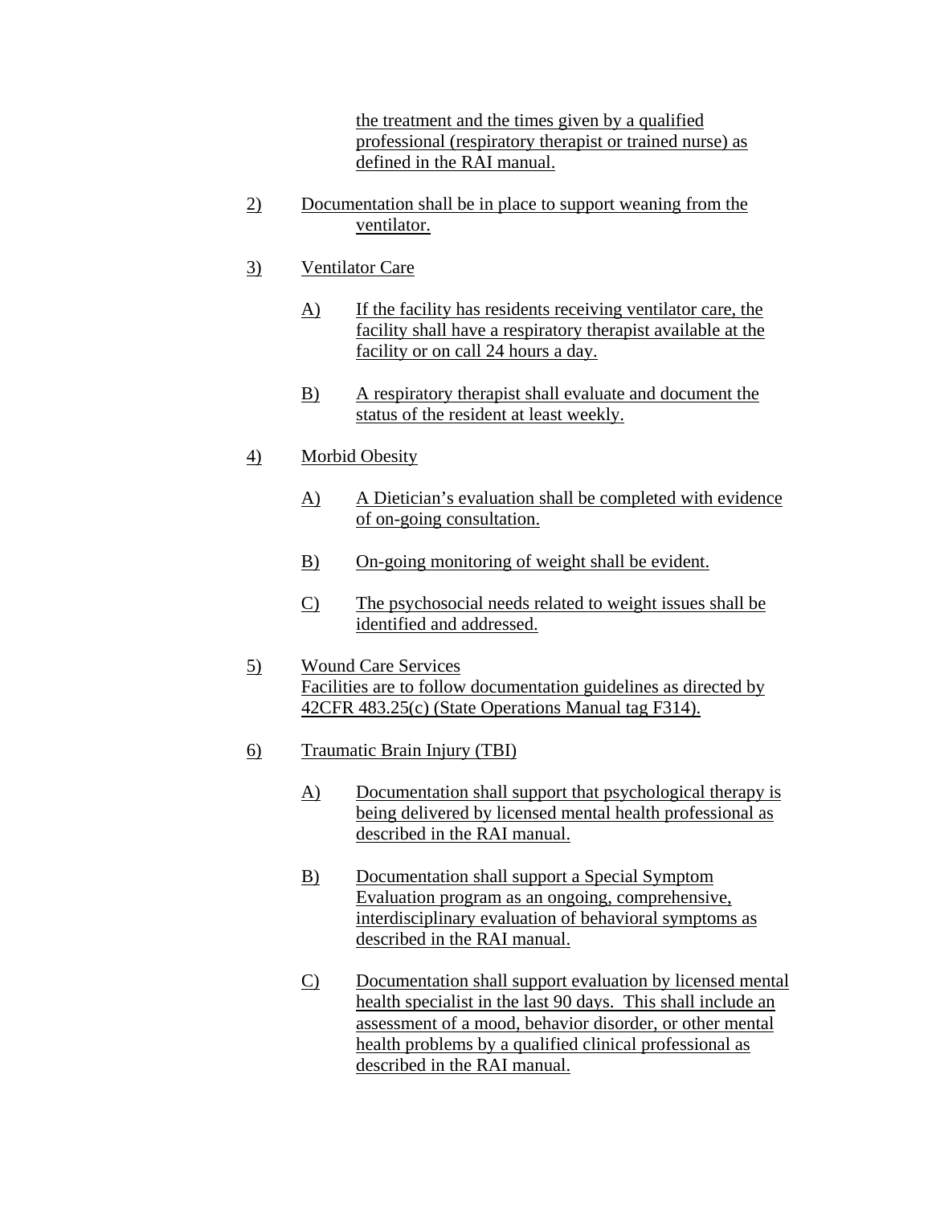the treatment and the times given by a qualified professional (respiratory therapist or trained nurse) as defined in the RAI manual.

2) Documentation shall be in place to support weaning from the ventilator.

3) Ventilator Care

   A) If the facility has residents receiving ventilator care, the facility shall have a respiratory therapist available at the facility or on call 24 hours a day.

   B) A respiratory therapist shall evaluate and document the status of the resident at least weekly.

4) Morbid Obesity

   A) A Dietician's evaluation shall be completed with evidence of on-going consultation.

   B) On-going monitoring of weight shall be evident.

   C) The psychosocial needs related to weight issues shall be identified and addressed.

5) Wound Care Services
   Facilities are to follow documentation guidelines as directed by 42CFR 483.25(c) (State Operations Manual tag F314).

6) Traumatic Brain Injury (TBI)

   A) Documentation shall support that psychological therapy is being delivered by licensed mental health professional as described in the RAI manual.

   B) Documentation shall support a Special Symptom Evaluation program as an ongoing, comprehensive, interdisciplinary evaluation of behavioral symptoms as described in the RAI manual.

   C) Documentation shall support evaluation by licensed mental health specialist in the last 90 days. This shall include an assessment of a mood, behavior disorder, or other mental health problems by a qualified clinical professional as described in the RAI manual.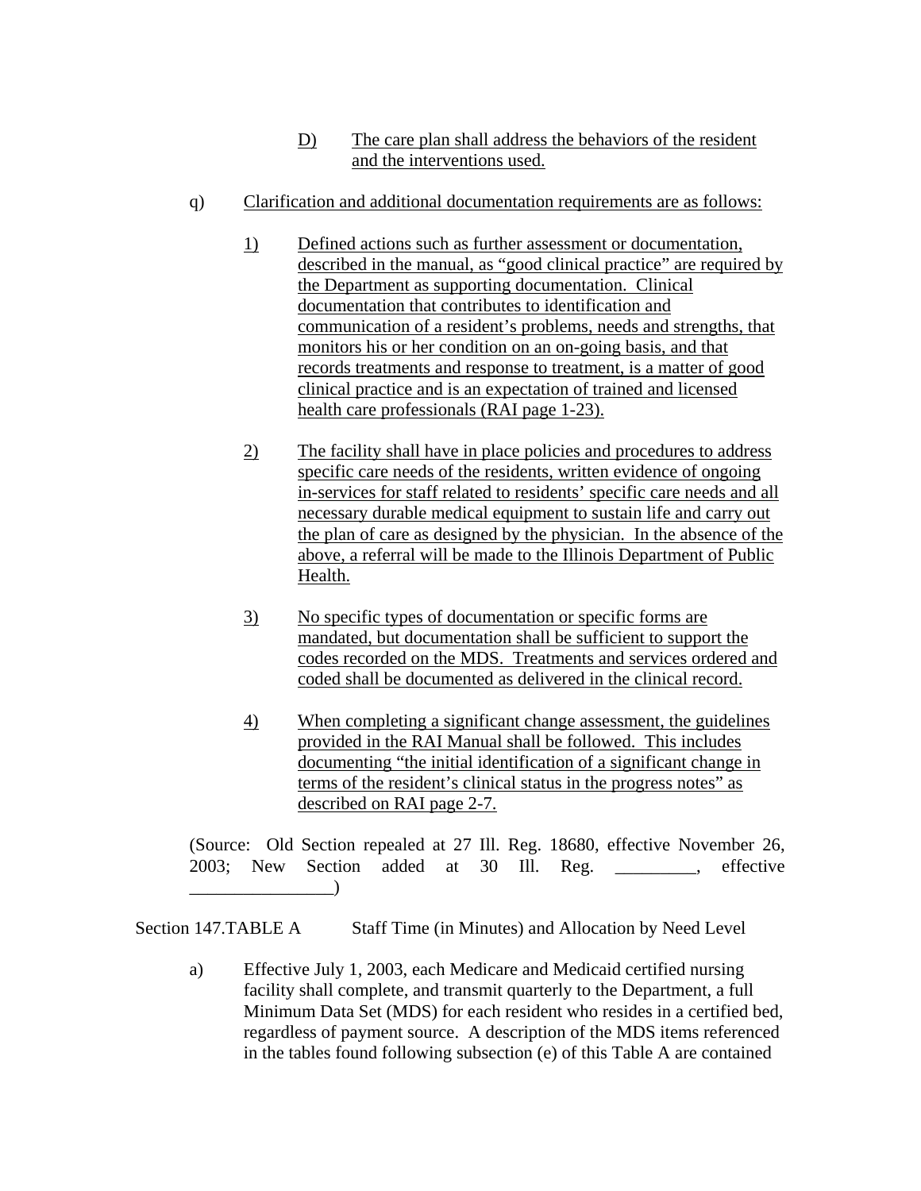D) The care plan shall address the behaviors of the resident and the interventions used.

q) Clarification and additional documentation requirements are as follows:

1) Defined actions such as further assessment or documentation, described in the manual, as "good clinical practice" are required by the Department as supporting documentation. Clinical documentation that contributes to identification and communication of a resident's problems, needs and strengths, that monitors his or her condition on an on-going basis, and that records treatments and response to treatment, is a matter of good clinical practice and is an expectation of trained and licensed health care professionals (RAI page 1-23).

2) The facility shall have in place policies and procedures to address specific care needs of the residents, written evidence of ongoing in-services for staff related to residents' specific care needs and all necessary durable medical equipment to sustain life and carry out the plan of care as designed by the physician. In the absence of the above, a referral will be made to the Illinois Department of Public Health.

3) No specific types of documentation or specific forms are mandated, but documentation shall be sufficient to support the codes recorded on the MDS. Treatments and services ordered and coded shall be documented as delivered in the clinical record.

4) When completing a significant change assessment, the guidelines provided in the RAI Manual shall be followed. This includes documenting "the initial identification of a significant change in terms of the resident's clinical status in the progress notes" as described on RAI page 2-7.

(Source: Old Section repealed at 27 Ill. Reg. 18680, effective November 26, 2003; New Section added at 30 Ill. Reg. _________, effective ________________)

Section 147.TABLE A Staff Time (in Minutes) and Allocation by Need Level

a) Effective July 1, 2003, each Medicare and Medicaid certified nursing facility shall complete, and transmit quarterly to the Department, a full Minimum Data Set (MDS) for each resident who resides in a certified bed, regardless of payment source. A description of the MDS items referenced in the tables found following subsection (e) of this Table A are contained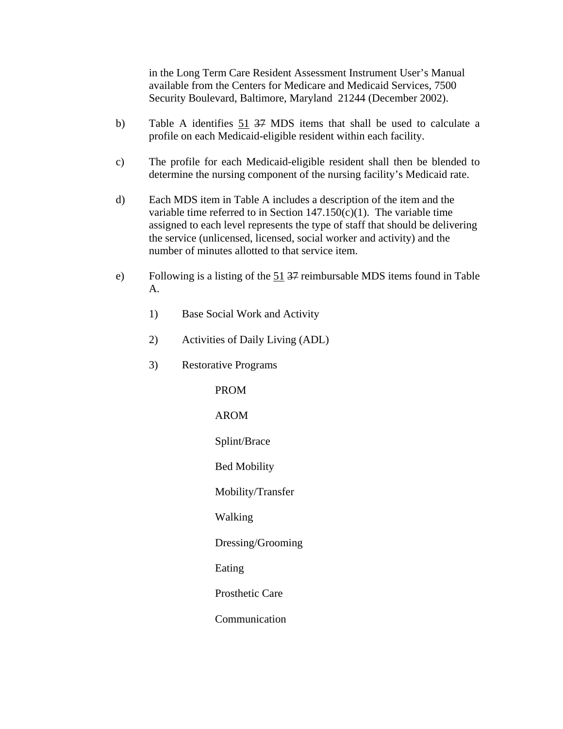in the Long Term Care Resident Assessment Instrument User's Manual available from the Centers for Medicare and Medicaid Services, 7500 Security Boulevard, Baltimore, Maryland  21244 (December 2002).

b) Table A identifies <u>51</u> ~~37~~ MDS items that shall be used to calculate a profile on each Medicaid-eligible resident within each facility.

c) The profile for each Medicaid-eligible resident shall then be blended to determine the nursing component of the nursing facility's Medicaid rate.

d) Each MDS item in Table A includes a description of the item and the variable time referred to in Section 147.150(c)(1).  The variable time assigned to each level represents the type of staff that should be delivering the service (unlicensed, licensed, social worker and activity) and the number of minutes allotted to that service item.

e) Following is a listing of the <u>51</u> ~~37~~ reimbursable MDS items found in Table A.

   1) Base Social Work and Activity

   2) Activities of Daily Living (ADL)

   3) Restorative Programs

      PROM

      AROM

      Splint/Brace

      Bed Mobility

      Mobility/Transfer

      Walking

      Dressing/Grooming

      Eating

      Prosthetic Care

      Communication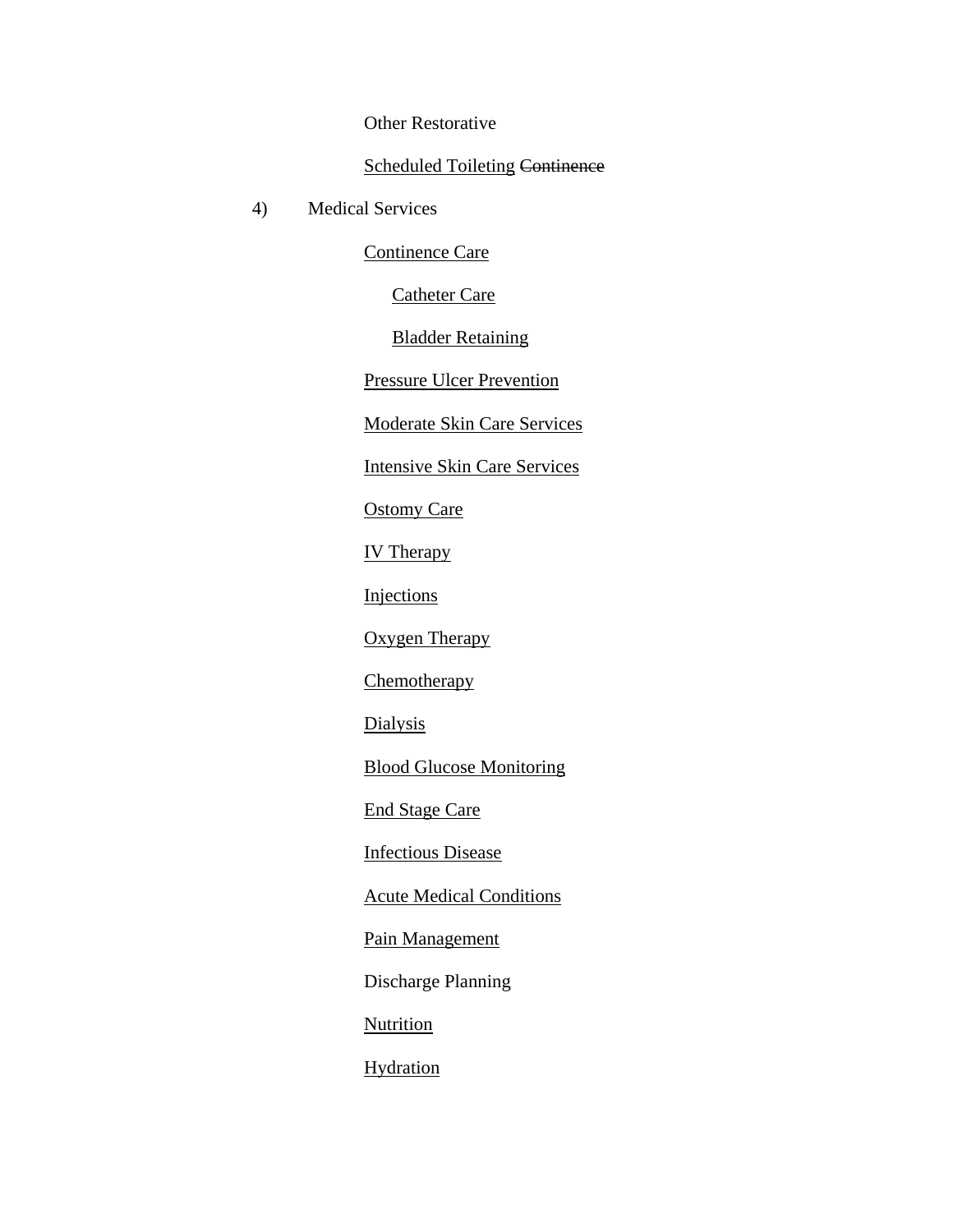Other Restorative

<u>Scheduled Toileting</u> ~~Continence~~

4) Medical Services

<u>Continence Care</u>

<u>Catheter Care</u>

<u>Bladder Retaining</u>

<u>Pressure Ulcer Prevention</u>

<u>Moderate Skin Care Services</u>

<u>Intensive Skin Care Services</u>

<u>Ostomy Care</u>

<u>IV Therapy</u>

<u>Injections</u>

<u>Oxygen Therapy</u>

<u>Chemotherapy</u>

<u>Dialysis</u>

<u>Blood Glucose Monitoring</u>

<u>End Stage Care</u>

<u>Infectious Disease</u>

<u>Acute Medical Conditions</u>

<u>Pain Management</u>

Discharge Planning

<u>Nutrition</u>

<u>Hydration</u>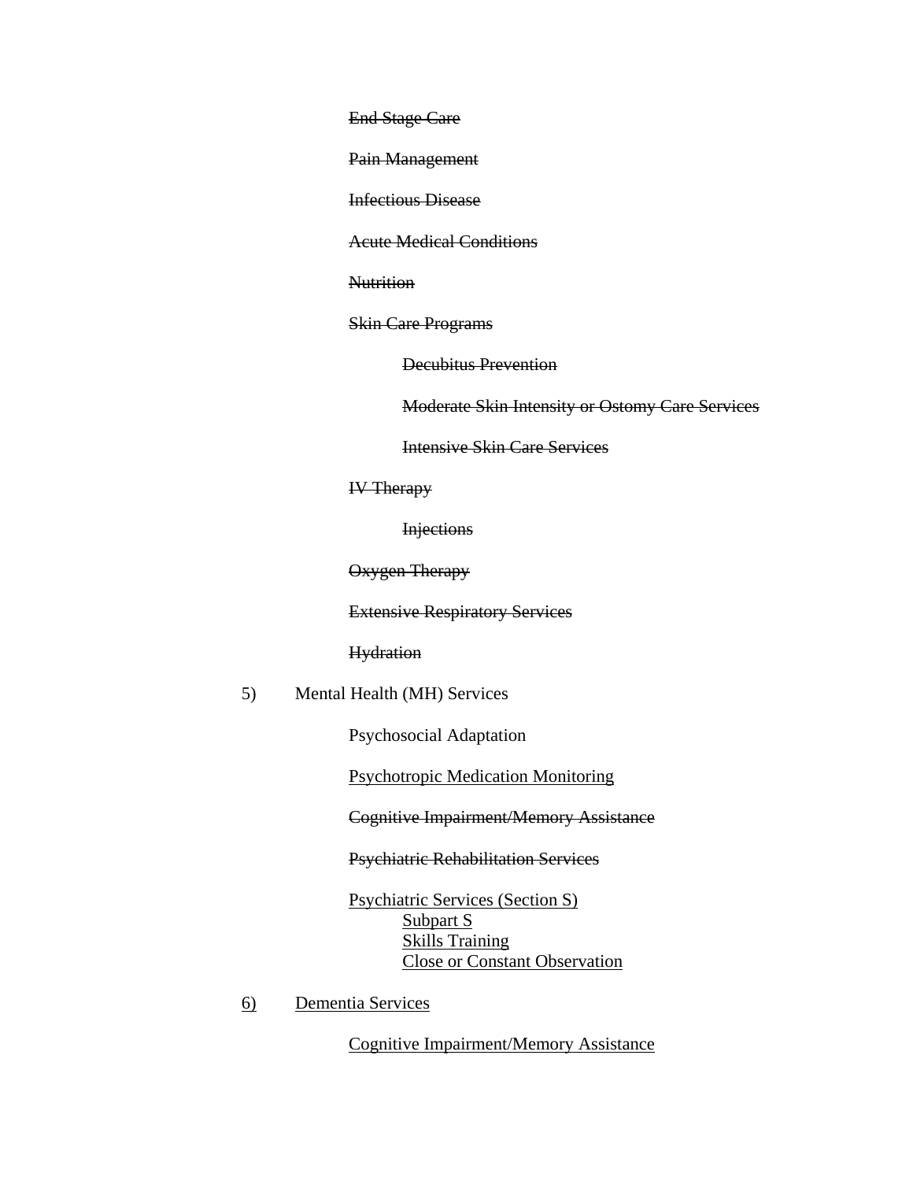~~End Stage Care~~

~~Pain Management~~

~~Infectious Disease~~

~~Acute Medical Conditions~~

~~Nutrition~~

~~Skin Care Programs~~

  ~~Decubitus Prevention~~

  ~~Moderate Skin Intensity or Ostomy Care Services~~

  ~~Intensive Skin Care Services~~

~~IV Therapy~~

  ~~Injections~~

~~Oxygen Therapy~~

~~Extensive Respiratory Services~~

~~Hydration~~

5) Mental Health (MH) Services

  Psychosocial Adaptation

  <u>Psychotropic Medication Monitoring</u>

  ~~Cognitive Impairment/Memory Assistance~~

  ~~Psychiatric Rehabilitation Services~~

  <u>Psychiatric Services (Section S)</u>
    <u>Subpart S</u>
    <u>Skills Training</u>
    <u>Close or Constant Observation</u>

<u>6)</u> <u>Dementia Services</u>

  <u>Cognitive Impairment/Memory Assistance</u>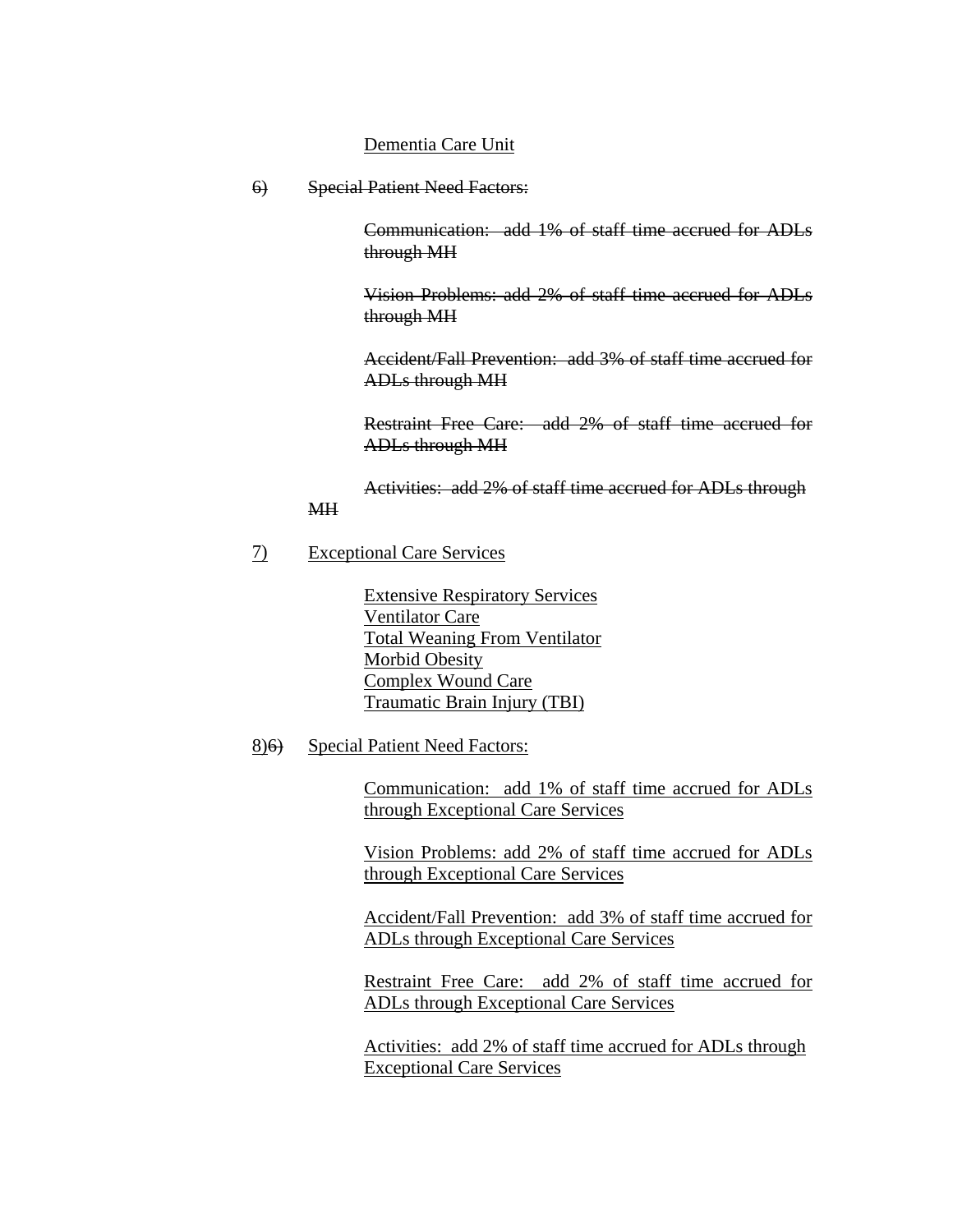Dementia Care Unit

~~6) Special Patient Need Factors:~~

~~Communication: add 1% of staff time accrued for ADLs through MH~~

~~Vision Problems: add 2% of staff time accrued for ADLs through MH~~

~~Accident/Fall Prevention: add 3% of staff time accrued for ADLs through MH~~

~~Restraint Free Care: add 2% of staff time accrued for ADLs through MH~~

~~Activities: add 2% of staff time accrued for ADLs through MH~~

7) Exceptional Care Services

Extensive Respiratory Services
Ventilator Care
Total Weaning From Ventilator
Morbid Obesity
Complex Wound Care
Traumatic Brain Injury (TBI)

8)~~6)~~ Special Patient Need Factors:

Communication: add 1% of staff time accrued for ADLs through Exceptional Care Services

Vision Problems: add 2% of staff time accrued for ADLs through Exceptional Care Services

Accident/Fall Prevention: add 3% of staff time accrued for ADLs through Exceptional Care Services

Restraint Free Care: add 2% of staff time accrued for ADLs through Exceptional Care Services

Activities: add 2% of staff time accrued for ADLs through Exceptional Care Services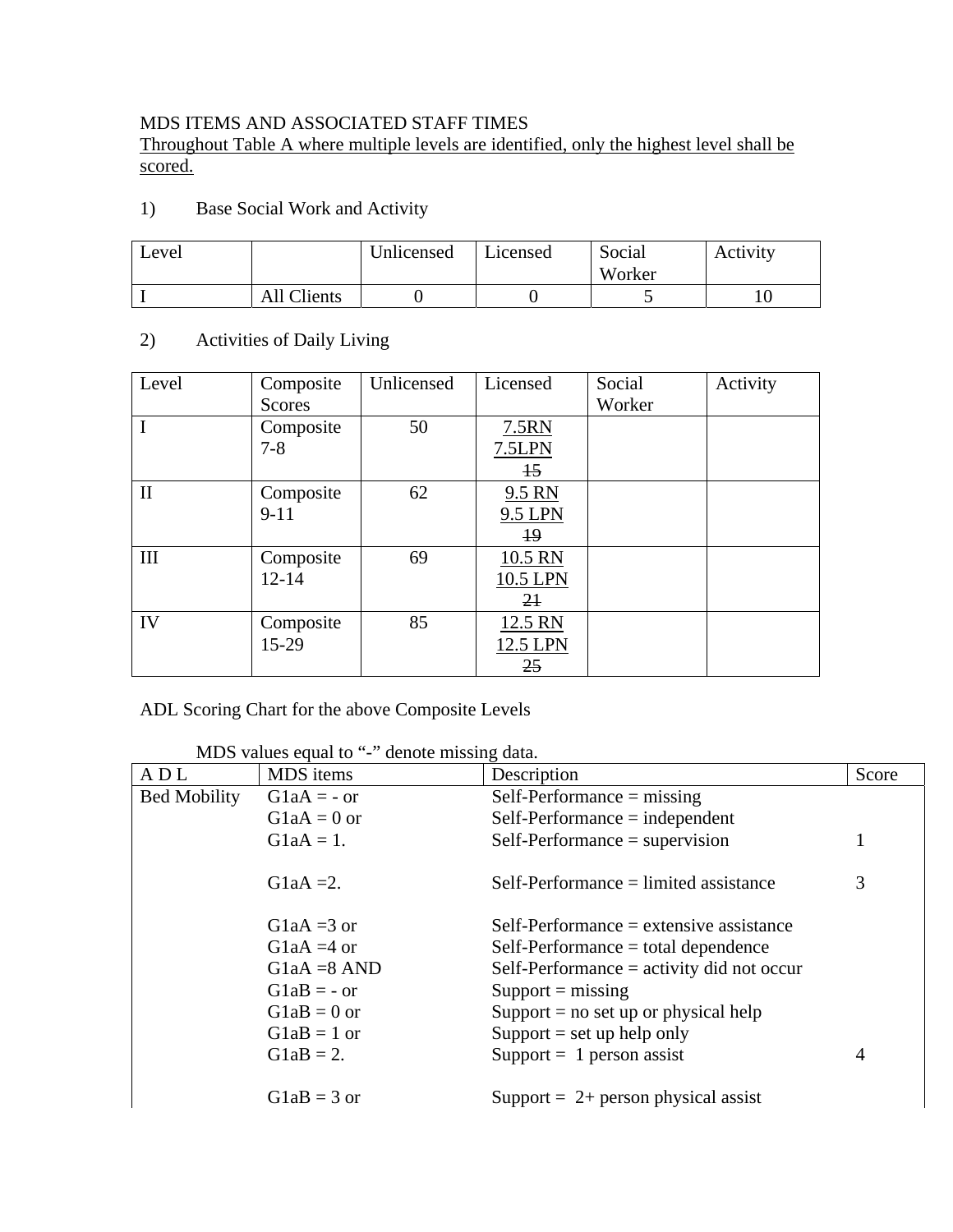MDS ITEMS AND ASSOCIATED STAFF TIMES

<u>Throughout Table A where multiple levels are identified, only the highest level shall be scored.</u>

1) Base Social Work and Activity

| Level | | Unlicensed | Licensed | Social Worker | Activity |
|---|---|---|---|---|---|
| I | All Clients | 0 | 0 | 5 | 10 |

2) Activities of Daily Living

| Level | Composite Scores | Unlicensed | Licensed | Social Worker | Activity |
|---|---|---|---|---|---|
| I | Composite 7-8 | 50 | <u>7.5RN</u> <u>7.5LPN</u> ~~15~~ | | |
| II | Composite 9-11 | 62 | <u>9.5 RN</u> <u>9.5 LPN</u> ~~19~~ | | |
| III | Composite 12-14 | 69 | <u>10.5 RN</u> <u>10.5 LPN</u> ~~21~~ | | |
| IV | Composite 15-29 | 85 | <u>12.5 RN</u> <u>12.5 LPN</u> ~~25~~ | | |

ADL Scoring Chart for the above Composite Levels

MDS values equal to "-" denote missing data.

| A D L | MDS items | Description | Score |
|---|---|---|---|
| Bed Mobility | G1aA = - or | Self-Performance = missing | |
| | G1aA = 0 or | Self-Performance = independent | |
| | G1aA = 1. | Self-Performance = supervision | 1 |
| | G1aA =2. | Self-Performance = limited assistance | 3 |
| | G1aA =3 or | Self-Performance = extensive assistance | |
| | G1aA =4 or | Self-Performance = total dependence | |
| | G1aA =8 AND | Self-Performance = activity did not occur | |
| | G1aB = - or | Support = missing | |
| | G1aB = 0 or | Support = no set up or physical help | |
| | G1aB = 1 or | Support = set up help only | |
| | G1aB = 2. | Support = 1 person assist | 4 |
| | G1aB = 3 or | Support = 2+ person physical assist | |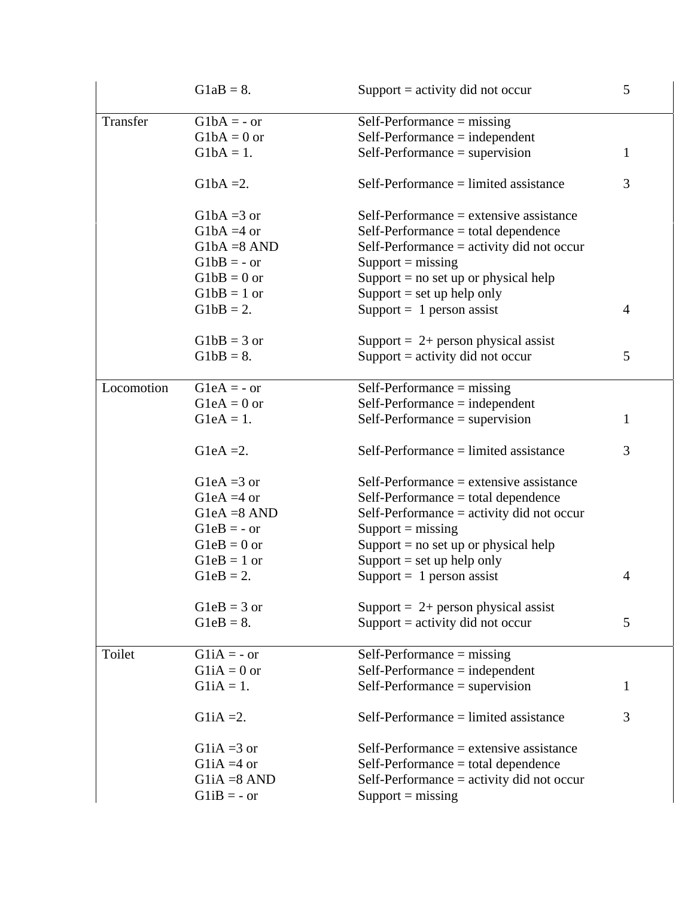| | | | |
|---|---|---|---|
| | G1aB = 8. | Support = activity did not occur | 5 |
| Transfer | G1bA = - or<br>G1bA = 0 or<br>G1bA = 1. | Self-Performance = missing<br>Self-Performance = independent<br>Self-Performance = supervision | 1 |
| | G1bA =2. | Self-Performance = limited assistance | 3 |
| | G1bA =3 or<br>G1bA =4 or<br>G1bA =8 AND<br>G1bB = - or<br>G1bB = 0 or<br>G1bB = 1 or<br>G1bB = 2. | Self-Performance = extensive assistance<br>Self-Performance = total dependence<br>Self-Performance = activity did not occur<br>Support = missing<br>Support = no set up or physical help<br>Support = set up help only<br>Support = 1 person assist | 4 |
| | G1bB = 3 or<br>G1bB = 8. | Support = 2+ person physical assist<br>Support = activity did not occur | 5 |
| Locomotion | G1eA = - or<br>G1eA = 0 or<br>G1eA = 1. | Self-Performance = missing<br>Self-Performance = independent<br>Self-Performance = supervision | 1 |
| | G1eA =2. | Self-Performance = limited assistance | 3 |
| | G1eA =3 or<br>G1eA =4 or<br>G1eA =8 AND<br>G1eB = - or<br>G1eB = 0 or<br>G1eB = 1 or<br>G1eB = 2. | Self-Performance = extensive assistance<br>Self-Performance = total dependence<br>Self-Performance = activity did not occur<br>Support = missing<br>Support = no set up or physical help<br>Support = set up help only<br>Support = 1 person assist | 4 |
| | G1eB = 3 or<br>G1eB = 8. | Support = 2+ person physical assist<br>Support = activity did not occur | 5 |
| Toilet | G1iA = - or<br>G1iA = 0 or<br>G1iA = 1. | Self-Performance = missing<br>Self-Performance = independent<br>Self-Performance = supervision | 1 |
| | G1iA =2. | Self-Performance = limited assistance | 3 |
| | G1iA =3 or<br>G1iA =4 or<br>G1iA =8 AND<br>G1iB = - or | Self-Performance = extensive assistance<br>Self-Performance = total dependence<br>Self-Performance = activity did not occur<br>Support = missing | |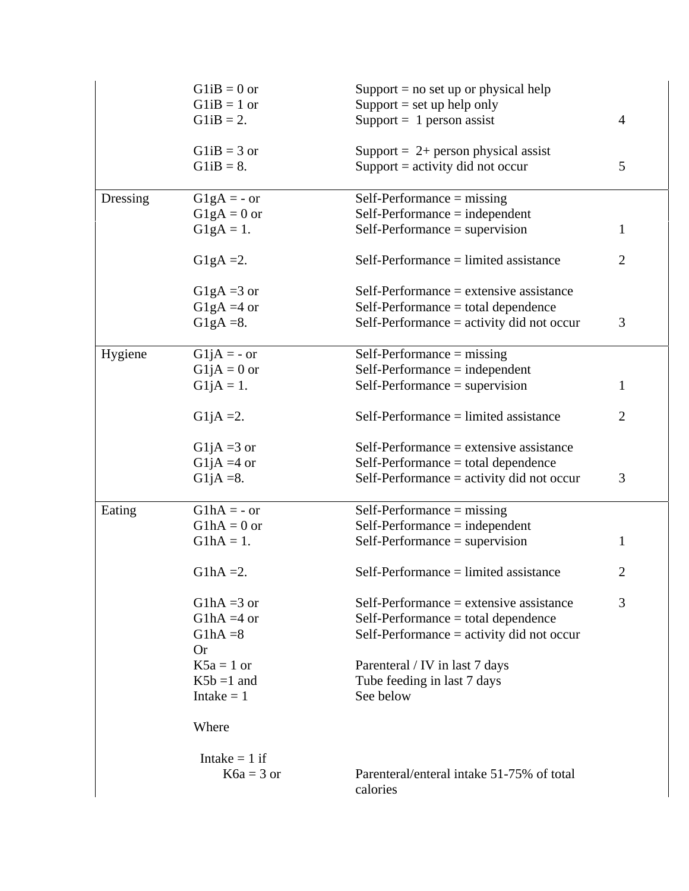| | | | |
|---|---|---|---|
| | G1iB = 0 or<br>G1iB = 1 or<br>G1iB = 2. | Support = no set up or physical help<br>Support = set up help only<br>Support = 1 person assist | 4 |
| | G1iB = 3 or<br>G1iB = 8. | Support = 2+ person physical assist<br>Support = activity did not occur | 5 |
| Dressing | G1gA = - or<br>G1gA = 0 or<br>G1gA = 1. | Self-Performance = missing<br>Self-Performance = independent<br>Self-Performance = supervision | 1 |
| | G1gA =2. | Self-Performance = limited assistance | 2 |
| | G1gA =3 or<br>G1gA =4 or<br>G1gA =8. | Self-Performance = extensive assistance<br>Self-Performance = total dependence<br>Self-Performance = activity did not occur | 3 |
| Hygiene | G1jA = - or<br>G1jA = 0 or<br>G1jA = 1. | Self-Performance = missing<br>Self-Performance = independent<br>Self-Performance = supervision | 1 |
| | G1jA =2. | Self-Performance = limited assistance | 2 |
| | G1jA =3 or<br>G1jA =4 or<br>G1jA =8. | Self-Performance = extensive assistance<br>Self-Performance = total dependence<br>Self-Performance = activity did not occur | 3 |
| Eating | G1hA = - or<br>G1hA = 0 or<br>G1hA = 1. | Self-Performance = missing<br>Self-Performance = independent<br>Self-Performance = supervision | 1 |
| | G1hA =2. | Self-Performance = limited assistance | 2 |
| | G1hA =3 or<br>G1hA =4 or<br>G1hA =8<br>Or<br>K5a = 1 or<br>K5b =1 and<br>Intake = 1<br><br>Where<br><br>Intake = 1 if<br>K6a = 3 or | Self-Performance = extensive assistance<br>Self-Performance = total dependence<br>Self-Performance = activity did not occur<br><br>Parenteral / IV in last 7 days<br>Tube feeding in last 7 days<br>See below<br><br><br><br><br>Parenteral/enteral intake 51-75% of total calories | 3 |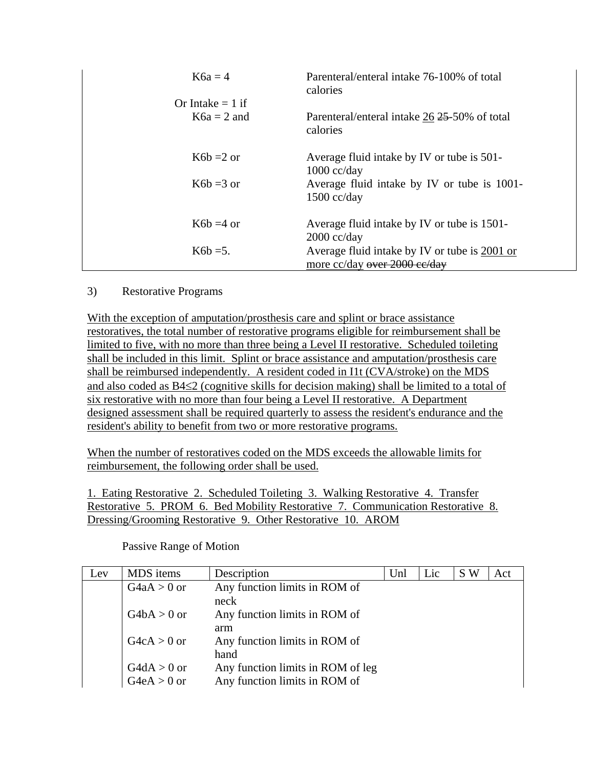| | |
|---|---|
| K6a = 4 | Parenteral/enteral intake 76-100% of total calories |
| Or Intake = 1 if | |
| K6a = 2 and | Parenteral/enteral intake 26 ~~25~~-50% of total calories |
| K6b =2 or | Average fluid intake by IV or tube is 501-1000 cc/day |
| K6b =3 or | Average fluid intake by IV or tube is 1001-1500 cc/day |
| K6b =4 or | Average fluid intake by IV or tube is 1501-2000 cc/day |
| K6b =5. | Average fluid intake by IV or tube is 2001 or more cc/day ~~over 2000 cc/day~~ |

3) Restorative Programs

With the exception of amputation/prosthesis care and splint or brace assistance restoratives, the total number of restorative programs eligible for reimbursement shall be limited to five, with no more than three being a Level II restorative. Scheduled toileting shall be included in this limit. Splint or brace assistance and amputation/prosthesis care shall be reimbursed independently. A resident coded in I1t (CVA/stroke) on the MDS and also coded as B4≤2 (cognitive skills for decision making) shall be limited to a total of six restorative with no more than four being a Level II restorative. A Department designed assessment shall be required quarterly to assess the resident's endurance and the resident's ability to benefit from two or more restorative programs.

When the number of restoratives coded on the MDS exceeds the allowable limits for reimbursement, the following order shall be used.

1. Eating Restorative 2. Scheduled Toileting 3. Walking Restorative 4. Transfer Restorative 5. PROM 6. Bed Mobility Restorative 7. Communication Restorative 8. Dressing/Grooming Restorative 9. Other Restorative 10. AROM

Passive Range of Motion

| Lev | MDS items | Description | Unl | Lic | S W | Act |
|---|---|---|---|---|---|---|
| | G4aA > 0 or | Any function limits in ROM of neck | | | | |
| | G4bA > 0 or | Any function limits in ROM of arm | | | | |
| | G4cA > 0 or | Any function limits in ROM of hand | | | | |
| | G4dA > 0 or | Any function limits in ROM of leg | | | | |
| | G4eA > 0 or | Any function limits in ROM of | | | | |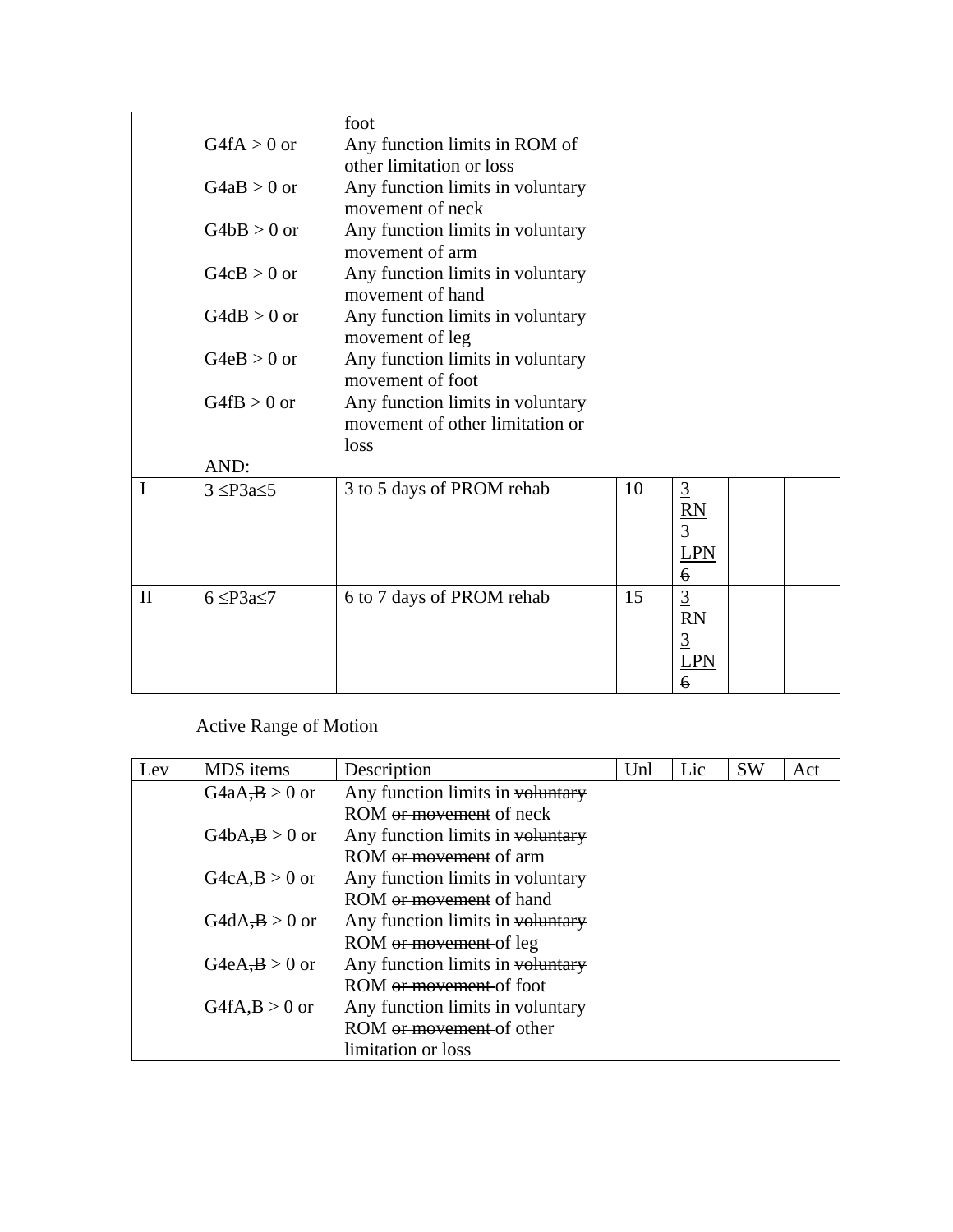| | | | | | | |
|---|---|---|---|---|---|---|
| | | foot | | | | |
| | G4fA > 0 or | Any function limits in ROM of other limitation or loss | | | | |
| | G4aB > 0 or | Any function limits in voluntary movement of neck | | | | |
| | G4bB > 0 or | Any function limits in voluntary movement of arm | | | | |
| | G4cB > 0 or | Any function limits in voluntary movement of hand | | | | |
| | G4dB > 0 or | Any function limits in voluntary movement of leg | | | | |
| | G4eB > 0 or | Any function limits in voluntary movement of foot | | | | |
| | G4fB > 0 or | Any function limits in voluntary movement of other limitation or loss | | | | |
| | AND: | | | | | |
| I | 3 ≤P3a≤5 | 3 to 5 days of PROM rehab | 10 | <u>3 RN 3 LPN</u> ~~6~~ | | |
| II | 6 ≤P3a≤7 | 6 to 7 days of PROM rehab | 15 | <u>3 RN 3 LPN</u> ~~6~~ | | |

Active Range of Motion

| Lev | MDS items | Description | Unl | Lic | SW | Act |
|---|---|---|---|---|---|---|
| | G4aA~~,B~~ > 0 or | Any function limits in ~~voluntary~~ ROM ~~or movement~~ of neck | | | | |
| | G4bA~~,B~~ > 0 or | Any function limits in ~~voluntary~~ ROM ~~or movement~~ of arm | | | | |
| | G4cA~~,B~~ > 0 or | Any function limits in ~~voluntary~~ ROM ~~or movement~~ of hand | | | | |
| | G4dA~~,B~~ > 0 or | Any function limits in ~~voluntary~~ ROM ~~or movement~~ of leg | | | | |
| | G4eA~~,B~~ > 0 or | Any function limits in ~~voluntary~~ ROM ~~or movement~~ of foot | | | | |
| | G4fA~~,B~~ > 0 or | Any function limits in ~~voluntary~~ ROM ~~or movement~~ of other limitation or loss | | | | |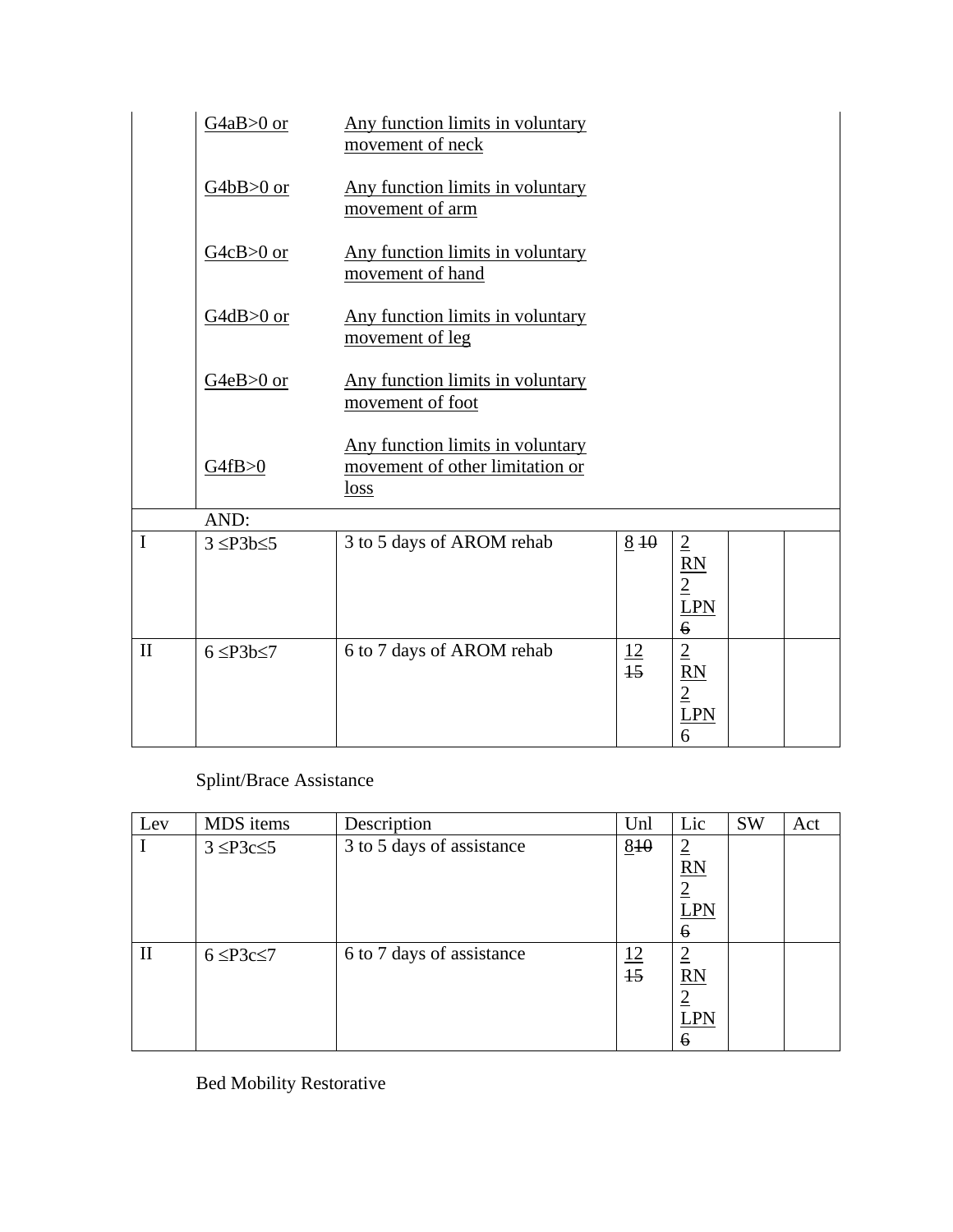| | | | | | | |
|---|---|---|---|---|---|---|
| | G4aB>0 or | Any function limits in voluntary movement of neck | | | | |
| | G4bB>0 or | Any function limits in voluntary movement of arm | | | | |
| | G4cB>0 or | Any function limits in voluntary movement of hand | | | | |
| | G4dB>0 or | Any function limits in voluntary movement of leg | | | | |
| | G4eB>0 or | Any function limits in voluntary movement of foot | | | | |
| | G4fB>0 | Any function limits in voluntary movement of other limitation or loss | | | | |
| | AND: | | | | | |
| I | 3 ≤P3b≤5 | 3 to 5 days of AROM rehab | 8 ~~10~~ | 2 RN 2 LPN ~~6~~ | | |
| II | 6 ≤P3b≤7 | 6 to 7 days of AROM rehab | 12 ~~15~~ | 2 RN 2 LPN 6 | | |

Splint/Brace Assistance

| Lev | MDS items | Description | Unl | Lic | SW | Act |
|---|---|---|---|---|---|---|
| I | 3 ≤P3c≤5 | 3 to 5 days of assistance | 8~~10~~ | 2 RN 2 LPN ~~6~~ | | |
| II | 6 ≤P3c≤7 | 6 to 7 days of assistance | 12 ~~15~~ | 2 RN 2 LPN ~~6~~ | | |

Bed Mobility Restorative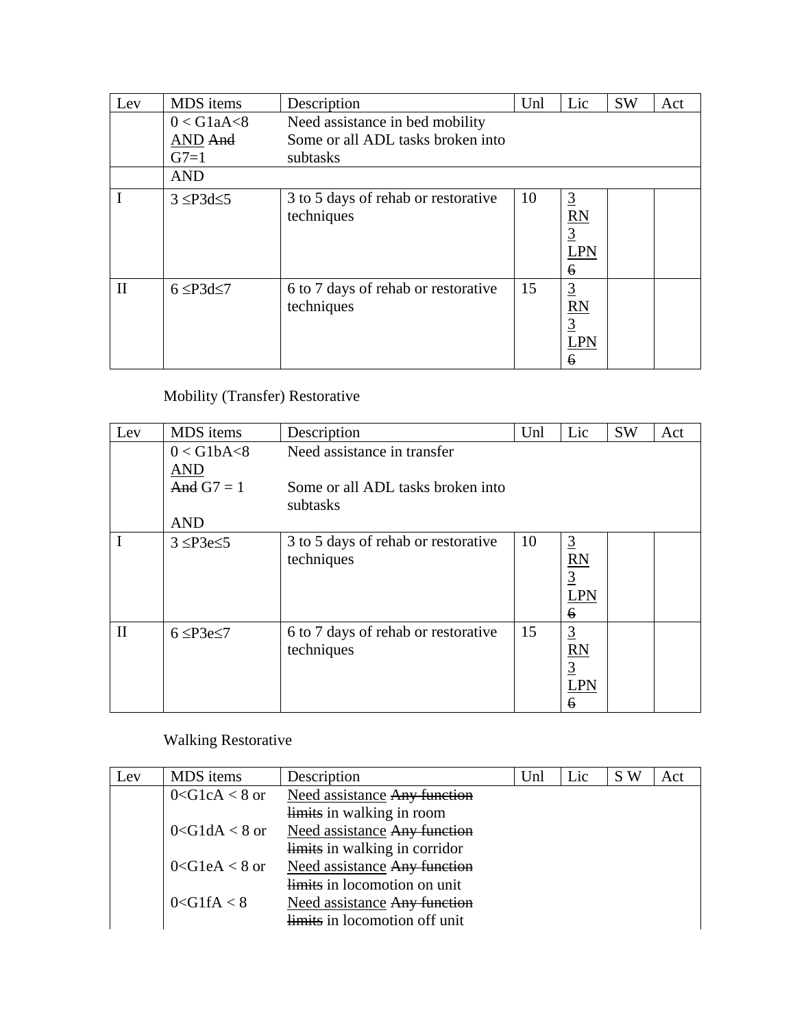| Lev | MDS items | Description | Unl | Lic | SW | Act |
|---|---|---|---|---|---|---|
| | 0 < G1aA<8 AND ~~And~~ G7=1 | Need assistance in bed mobility Some or all ADL tasks broken into subtasks | | | | |
| | AND | | | | | |
| I | 3 ≤P3d≤5 | 3 to 5 days of rehab or restorative techniques | 10 | 3 RN 3 LPN ~~6~~ | | |
| II | 6 ≤P3d≤7 | 6 to 7 days of rehab or restorative techniques | 15 | 3 RN 3 LPN ~~6~~ | | |

Mobility (Transfer) Restorative

| Lev | MDS items | Description | Unl | Lic | SW | Act |
|---|---|---|---|---|---|---|
| | 0 < G1bA<8 AND ~~And~~ G7 = 1 AND | Need assistance in transfer Some or all ADL tasks broken into subtasks | | | | |
| I | 3 ≤P3e≤5 | 3 to 5 days of rehab or restorative techniques | 10 | 3 RN 3 LPN ~~6~~ | | |
| II | 6 ≤P3e≤7 | 6 to 7 days of rehab or restorative techniques | 15 | 3 RN 3 LPN ~~6~~ | | |

Walking Restorative

| Lev | MDS items | Description | Unl | Lic | S W | Act |
|---|---|---|---|---|---|---|
| | 0<G1cA < 8 or | Need assistance ~~Any function limits~~ in walking in room | | | | |
| | 0<G1dA < 8 or | Need assistance ~~Any function limits~~ in walking in corridor | | | | |
| | 0<G1eA < 8 or | Need assistance ~~Any function limits~~ in locomotion on unit | | | | |
| | 0<G1fA < 8 | Need assistance ~~Any function limits~~ in locomotion off unit | | | | |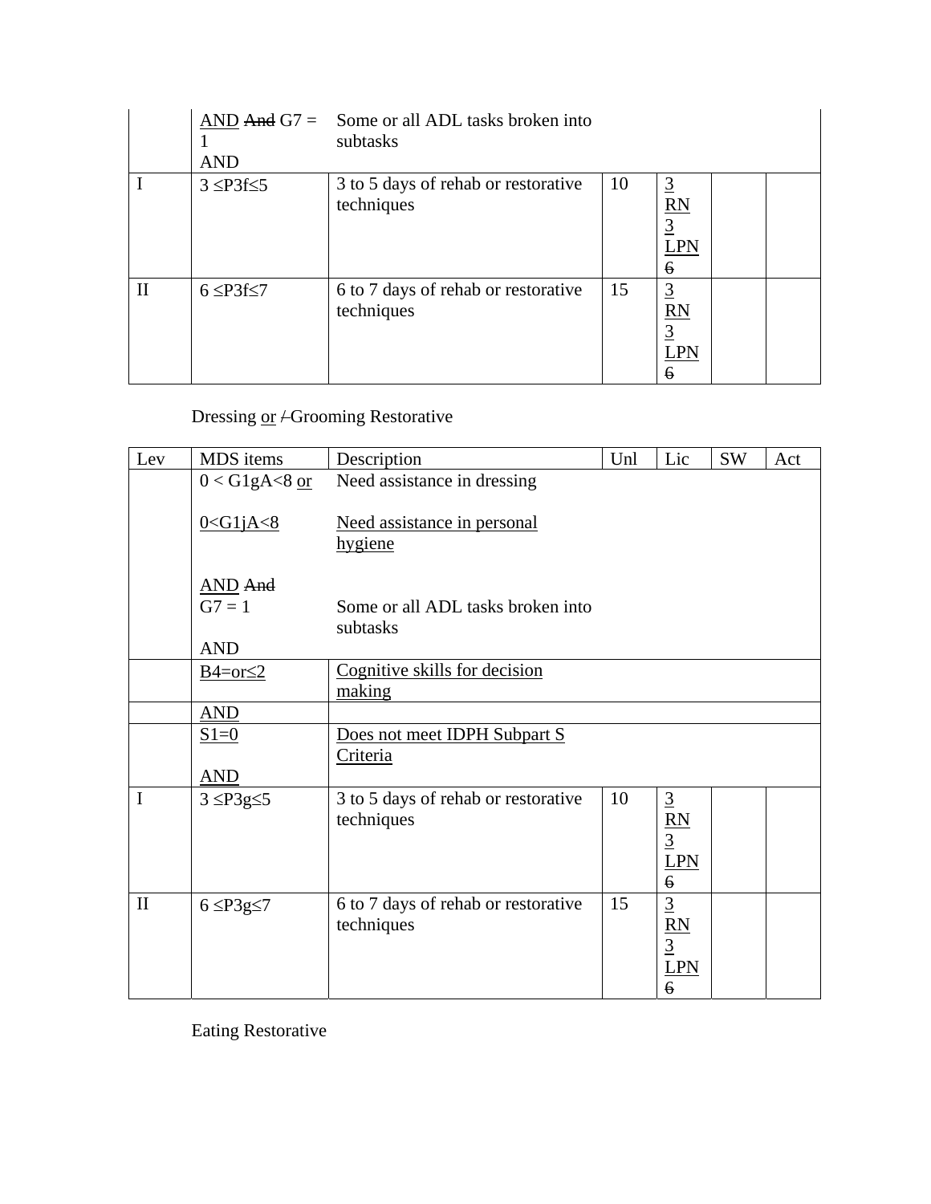| | | | | | | |
|---|---|---|---|---|---|---|
| | AND ~~And~~ G7 = 1<br>AND | Some or all ADL tasks broken into subtasks | | | | |
| I | 3 ≤P3f≤5 | 3 to 5 days of rehab or restorative techniques | 10 | 3 RN 3 LPN ~~6~~ | | |
| II | 6 ≤P3f≤7 | 6 to 7 days of rehab or restorative techniques | 15 | 3 RN 3 LPN ~~6~~ | | |

Dressing or ~~/~~ Grooming Restorative

| Lev | MDS items | Description | Unl | Lic | SW | Act |
|---|---|---|---|---|---|---|
| | 0 < G1gA<8 or<br><br>0<G1jA<8<br><br>AND ~~And~~<br>G7 = 1<br><br>AND | Need assistance in dressing<br><br>Need assistance in personal hygiene<br><br>Some or all ADL tasks broken into subtasks | | | | |
| | B4=or≤2 | Cognitive skills for decision making | | | | |
| | AND | | | | | |
| | S1=0<br><br>AND | Does not meet IDPH Subpart S Criteria | | | | |
| I | 3 ≤P3g≤5 | 3 to 5 days of rehab or restorative techniques | 10 | 3 RN 3 LPN ~~6~~ | | |
| II | 6 ≤P3g≤7 | 6 to 7 days of rehab or restorative techniques | 15 | 3 RN 3 LPN ~~6~~ | | |

Eating Restorative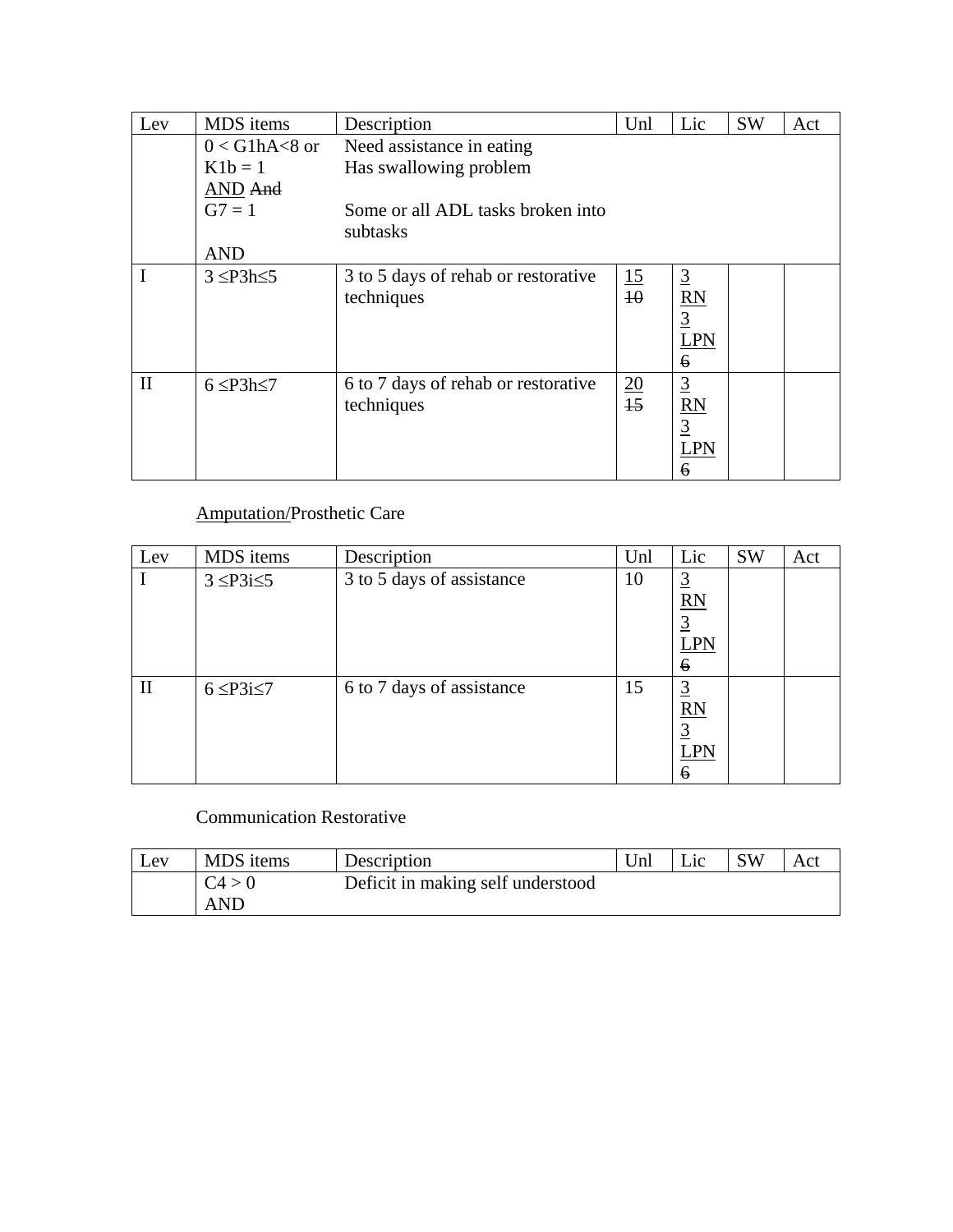| Lev | MDS items | Description | Unl | Lic | SW | Act |
|---|---|---|---|---|---|---|
| | 0 < G1hA<8 or<br>K1b = 1<br>AND ~~And~~<br>G7 = 1<br><br>AND | Need assistance in eating<br>Has swallowing problem<br><br>Some or all ADL tasks broken into subtasks | | | | |
| I | 3 ≤P3h≤5 | 3 to 5 days of rehab or restorative techniques | 15 ~~10~~ | 3 RN 3 LPN ~~6~~ | | |
| II | 6 ≤P3h≤7 | 6 to 7 days of rehab or restorative techniques | 20 ~~15~~ | 3 RN 3 LPN ~~6~~ | | |

Amputation/Prosthetic Care

| Lev | MDS items | Description | Unl | Lic | SW | Act |
|---|---|---|---|---|---|---|
| I | 3 ≤P3i≤5 | 3 to 5 days of assistance | 10 | 3 RN 3 LPN ~~6~~ | | |
| II | 6 ≤P3i≤7 | 6 to 7 days of assistance | 15 | 3 RN 3 LPN ~~6~~ | | |

Communication Restorative

| Lev | MDS items | Description | Unl | Lic | SW | Act |
|---|---|---|---|---|---|---|
| | C4 > 0<br>AND | Deficit in making self understood | | | | |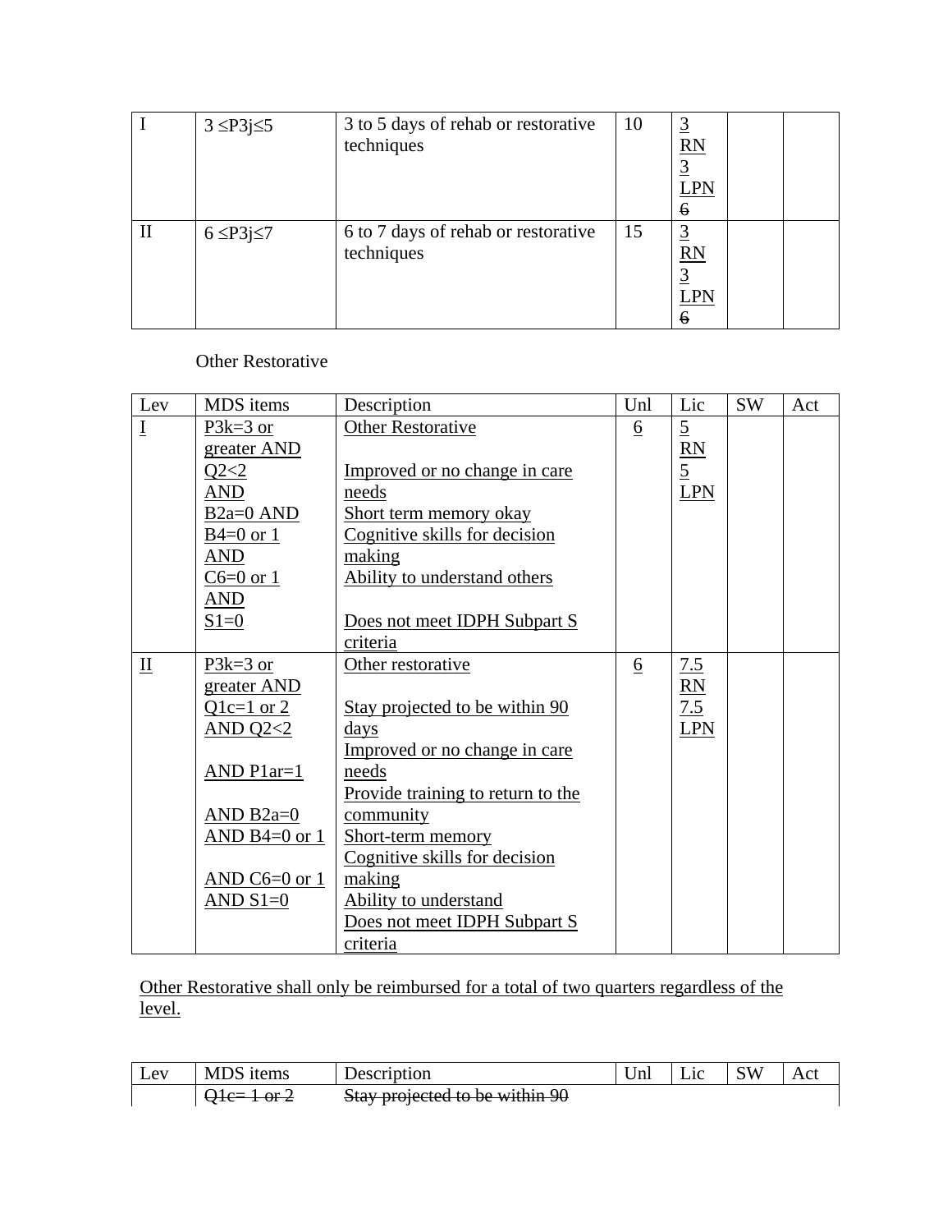| | | | | | | |
|---|---|---|---|---|---|---|
| I | 3 ≤P3j≤5 | 3 to 5 days of rehab or restorative techniques | 10 | 3 RN 3 LPN ~~6~~ | | |
| II | 6 ≤P3j≤7 | 6 to 7 days of rehab or restorative techniques | 15 | 3 RN 3 LPN ~~6~~ | | |

Other Restorative

| Lev | MDS items | Description | Unl | Lic | SW | Act |
|---|---|---|---|---|---|---|
| I | P3k=3 or greater AND Q2<2 AND B2a=0 AND B4=0 or 1 AND C6=0 or 1 AND S1=0 | Other Restorative<br><br>Improved or no change in care needs<br>Short term memory okay<br>Cognitive skills for decision making<br>Ability to understand others<br><br>Does not meet IDPH Subpart S criteria | 6 | 5 RN 5 LPN | | |
| II | P3k=3 or greater AND Q1c=1 or 2 AND Q2<2<br><br>AND P1ar=1<br><br>AND B2a=0 AND B4=0 or 1<br><br>AND C6=0 or 1 AND S1=0 | Other restorative<br><br>Stay projected to be within 90 days<br>Improved or no change in care needs<br>Provide training to return to the community<br>Short-term memory<br>Cognitive skills for decision making<br>Ability to understand<br>Does not meet IDPH Subpart S criteria | 6 | 7.5 RN 7.5 LPN | | |

Other Restorative shall only be reimbursed for a total of two quarters regardless of the level.

| Lev | MDS items | Description | Unl | Lic | SW | Act |
|---|---|---|---|---|---|---|
| | ~~Q1c= 1 or 2~~ | ~~Stay projected to be within 90~~ | | | | |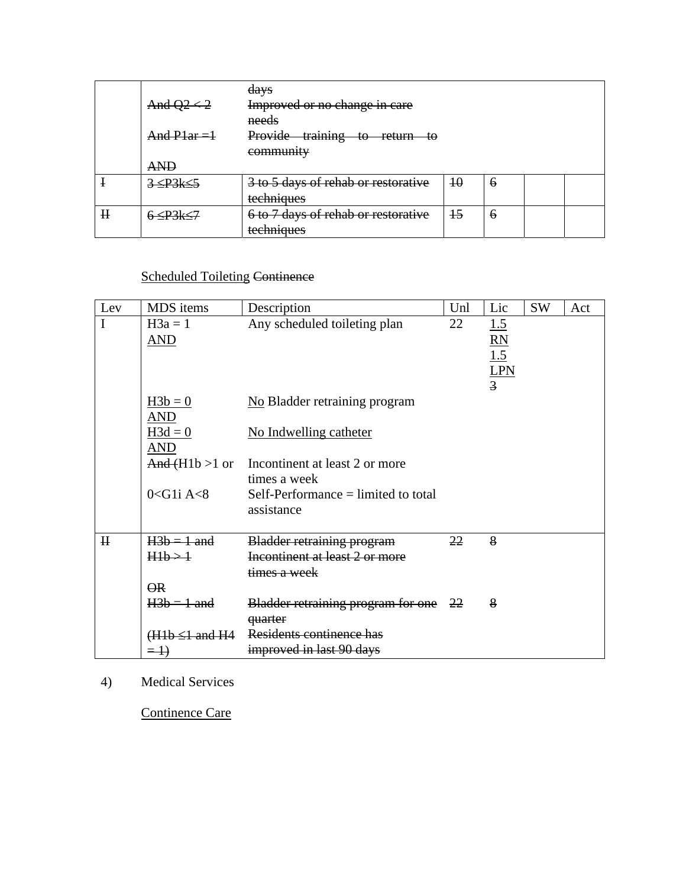|  | ~~And Q2 < 2~~<br><br>~~And P1ar =1~~<br><br>~~AND~~ | ~~days~~<br>~~Improved or no change in care needs~~<br>~~Provide training to return to community~~ |  |  |  |  |
|---|---|---|---|---|---|---|
| ~~I~~ | ~~3 ≤P3k≤5~~ | ~~3 to 5 days of rehab or restorative techniques~~ | ~~10~~ | ~~6~~ |  |  |
| ~~II~~ | ~~6 ≤P3k≤7~~ | ~~6 to 7 days of rehab or restorative techniques~~ | ~~15~~ | ~~6~~ |  |  |

<u>Scheduled Toileting</u> ~~Continence~~

| Lev | MDS items | Description | Unl | Lic | SW | Act |
|---|---|---|---|---|---|---|
| I | H3a = 1<br><u>AND</u><br><br><u>H3b = 0</u><br><u>AND</u><br><u>H3d = 0</u><br><u>AND</u><br>~~And (~~H1b >1 or<br><br>0<G1i A<8 | Any scheduled toileting plan<br><br><br><u>No</u> Bladder retraining program<br><br><u>No Indwelling catheter</u><br><br>Incontinent at least 2 or more times a week<br>Self-Performance = limited to total assistance | 22 | <u>1.5 RN</u><br><u>1.5 LPN</u><br>~~3~~ |  |  |
| ~~II~~ | ~~H3b = 1 and~~<br>~~H1b > 1~~<br><br>~~OR~~<br>~~H3b = 1 and~~<br><br>~~(H1b ≤1 and H4 = 1)~~ | ~~Bladder retraining program~~<br>~~Incontinent at least 2 or more times a week~~<br><br>~~Bladder retraining program for one quarter~~<br>~~Residents continence has improved in last 90 days~~ | ~~22~~<br><br><br><br>~~22~~ | ~~8~~<br><br><br><br>~~8~~ |  |  |

4) Medical Services

<u>Continence Care</u>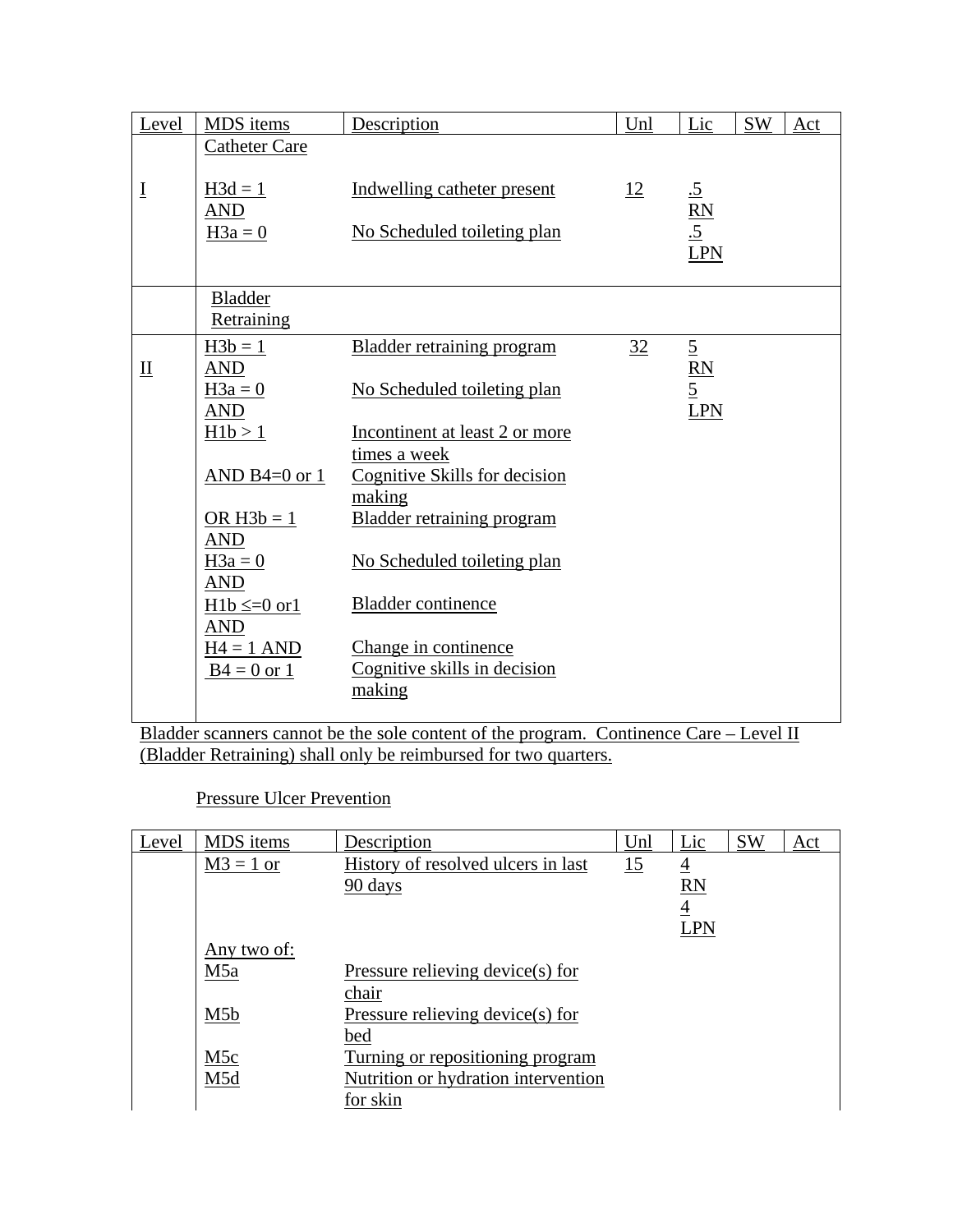| Level | MDS items | Description | Unl | Lic | SW | Act |
|---|---|---|---|---|---|---|
| | Catheter Care | | | | | |
| I | H3d = 1<br>AND<br>H3a = 0 | Indwelling catheter present<br><br>No Scheduled toileting plan | 12 | .5 RN<br>.5 LPN | | |
| | Bladder Retraining | | | | | |
| II | H3b = 1<br>AND<br>H3a = 0<br>AND<br>H1b > 1<br><br>AND B4=0 or 1<br><br>OR H3b = 1<br>AND<br>H3a = 0<br>AND<br>H1b ≤=0 or1<br>AND<br>H4 = 1 AND<br>B4 = 0 or 1 | Bladder retraining program<br><br>No Scheduled toileting plan<br><br>Incontinent at least 2 or more times a week<br>Cognitive Skills for decision making<br>Bladder retraining program<br><br>No Scheduled toileting plan<br><br>Bladder continence<br><br>Change in continence<br>Cognitive skills in decision making | 32 | 5 RN<br>5 LPN | | |

Bladder scanners cannot be the sole content of the program. Continence Care – Level II (Bladder Retraining) shall only be reimbursed for two quarters.

Pressure Ulcer Prevention

| Level | MDS items | Description | Unl | Lic | SW | Act |
|---|---|---|---|---|---|---|
| | M3 = 1 or | History of resolved ulcers in last 90 days | 15 | 4 RN<br>4 LPN | | |
| | Any two of: | | | | | |
| | M5a | Pressure relieving device(s) for chair | | | | |
| | M5b | Pressure relieving device(s) for bed | | | | |
| | M5c | Turning or repositioning program | | | | |
| | M5d | Nutrition or hydration intervention for skin | | | | |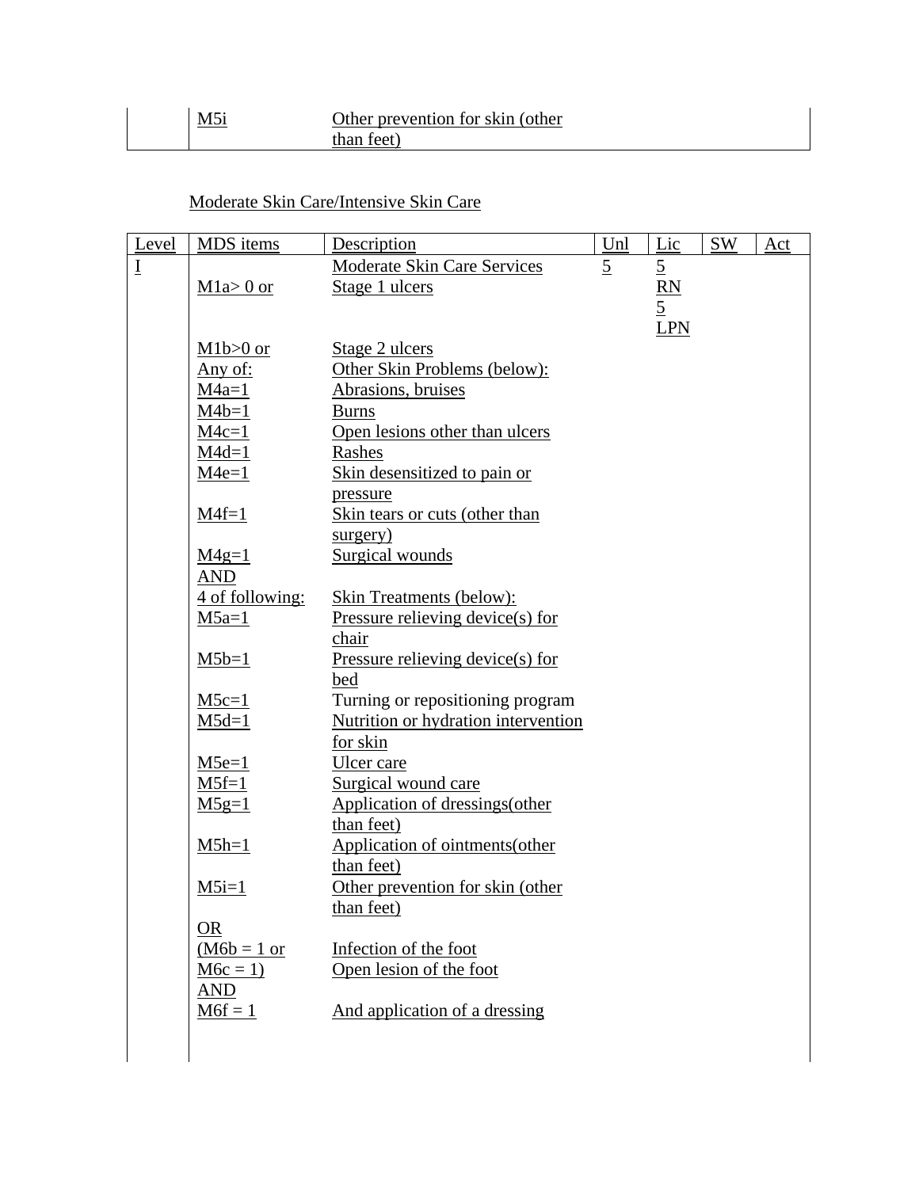| | M5i | Other prevention for skin (other than feet) | | | | |
|---|---|---|---|---|---|---|

Moderate Skin Care/Intensive Skin Care

| Level | MDS items | Description | Unl | Lic | SW | Act |
|---|---|---|---|---|---|---|
| I | | Moderate Skin Care Services | 5 | 5 RN 5 LPN | | |
| | M1a> 0 or | Stage 1 ulcers | | | | |
| | M1b>0 or | Stage 2 ulcers | | | | |
| | Any of: | Other Skin Problems (below): | | | | |
| | M4a=1 | Abrasions, bruises | | | | |
| | M4b=1 | Burns | | | | |
| | M4c=1 | Open lesions other than ulcers | | | | |
| | M4d=1 | Rashes | | | | |
| | M4e=1 | Skin desensitized to pain or pressure | | | | |
| | M4f=1 | Skin tears or cuts (other than surgery) | | | | |
| | M4g=1 | Surgical wounds | | | | |
| | AND | | | | | |
| | 4 of following: | Skin Treatments (below): | | | | |
| | M5a=1 | Pressure relieving device(s) for chair | | | | |
| | M5b=1 | Pressure relieving device(s) for bed | | | | |
| | M5c=1 | Turning or repositioning program | | | | |
| | M5d=1 | Nutrition or hydration intervention for skin | | | | |
| | M5e=1 | Ulcer care | | | | |
| | M5f=1 | Surgical wound care | | | | |
| | M5g=1 | Application of dressings(other than feet) | | | | |
| | M5h=1 | Application of ointments(other than feet) | | | | |
| | M5i=1 | Other prevention for skin (other than feet) | | | | |
| | OR | | | | | |
| | (M6b = 1 or | Infection of the foot | | | | |
| | M6c = 1) | Open lesion of the foot | | | | |
| | AND | | | | | |
| | M6f = 1 | And application of a dressing | | | | |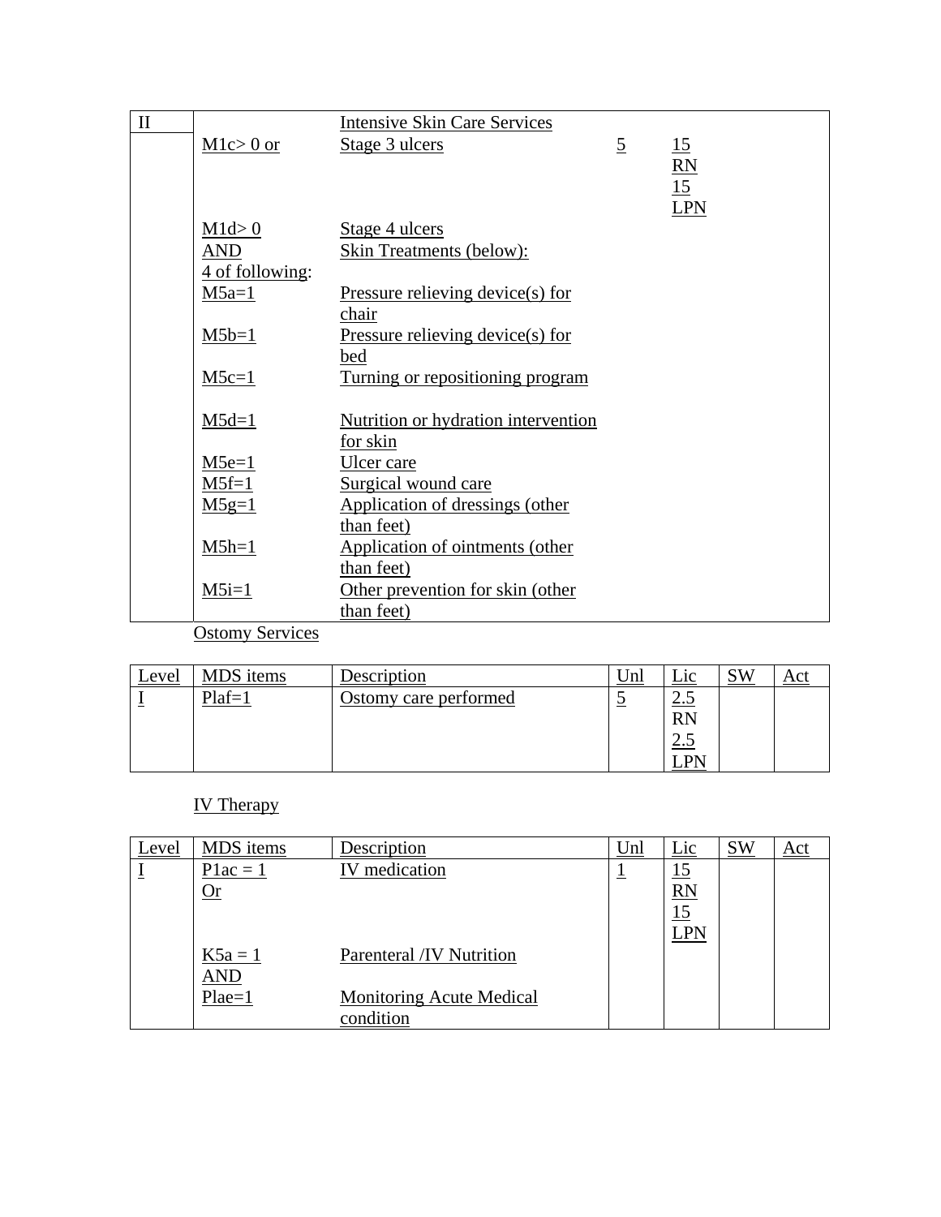| II | | Intensive Skin Care Services | | | | |
|---|---|---|---|---|---|---|
| | M1c> 0 or | Stage 3 ulcers | 5 | 15 RN 15 LPN | | |
| | M1d> 0 | Stage 4 ulcers | | | | |
| | AND 4 of following: | Skin Treatments (below): | | | | |
| | M5a=1 | Pressure relieving device(s) for chair | | | | |
| | M5b=1 | Pressure relieving device(s) for bed | | | | |
| | M5c=1 | Turning or repositioning program | | | | |
| | M5d=1 | Nutrition or hydration intervention for skin | | | | |
| | M5e=1 | Ulcer care | | | | |
| | M5f=1 | Surgical wound care | | | | |
| | M5g=1 | Application of dressings (other than feet) | | | | |
| | M5h=1 | Application of ointments (other than feet) | | | | |
| | M5i=1 | Other prevention for skin (other than feet) | | | | |

Ostomy Services

| Level | MDS items | Description | Unl | Lic | SW | Act |
|---|---|---|---|---|---|---|
| I | Plaf=1 | Ostomy care performed | 5 | 2.5 RN 2.5 LPN | | |

IV Therapy

| Level | MDS items | Description | Unl | Lic | SW | Act |
|---|---|---|---|---|---|---|
| I | P1ac = 1 Or | IV medication | 1 | 15 RN 15 LPN | | |
| | K5a = 1 AND | Parenteral /IV Nutrition | | | | |
| | Plae=1 | Monitoring Acute Medical condition | | | | |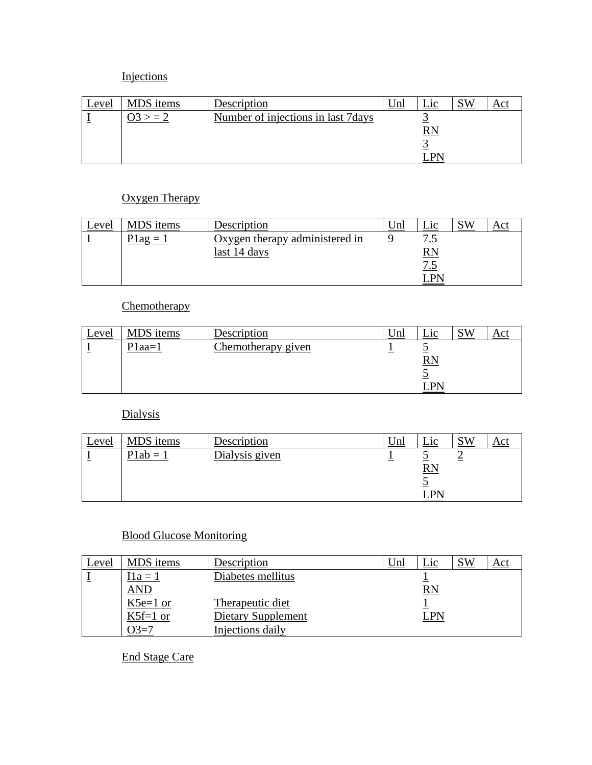Injections

| Level | MDS items | Description | Unl | Lic | SW | Act |
|---|---|---|---|---|---|---|
| I | O3 > = 2 | Number of injections in last 7days | | 3 RN 3 LPN | | |

Oxygen Therapy

| Level | MDS items | Description | Unl | Lic | SW | Act |
|---|---|---|---|---|---|---|
| I | P1ag = 1 | Oxygen therapy administered in last 14 days | 9 | 7.5 RN 7.5 LPN | | |

Chemotherapy

| Level | MDS items | Description | Unl | Lic | SW | Act |
|---|---|---|---|---|---|---|
| I | P1aa=1 | Chemotherapy given | 1 | 5 RN 5 LPN | | |

Dialysis

| Level | MDS items | Description | Unl | Lic | SW | Act |
|---|---|---|---|---|---|---|
| I | P1ab = 1 | Dialysis given | 1 | 5 RN 5 LPN | 2 | |

Blood Glucose Monitoring

| Level | MDS items | Description | Unl | Lic | SW | Act |
|---|---|---|---|---|---|---|
| I | I1a = 1 AND K5e=1 or K5f=1 or O3=7 | Diabetes mellitus Therapeutic diet Dietary Supplement Injections daily | | 1 RN 1 LPN | | |

End Stage Care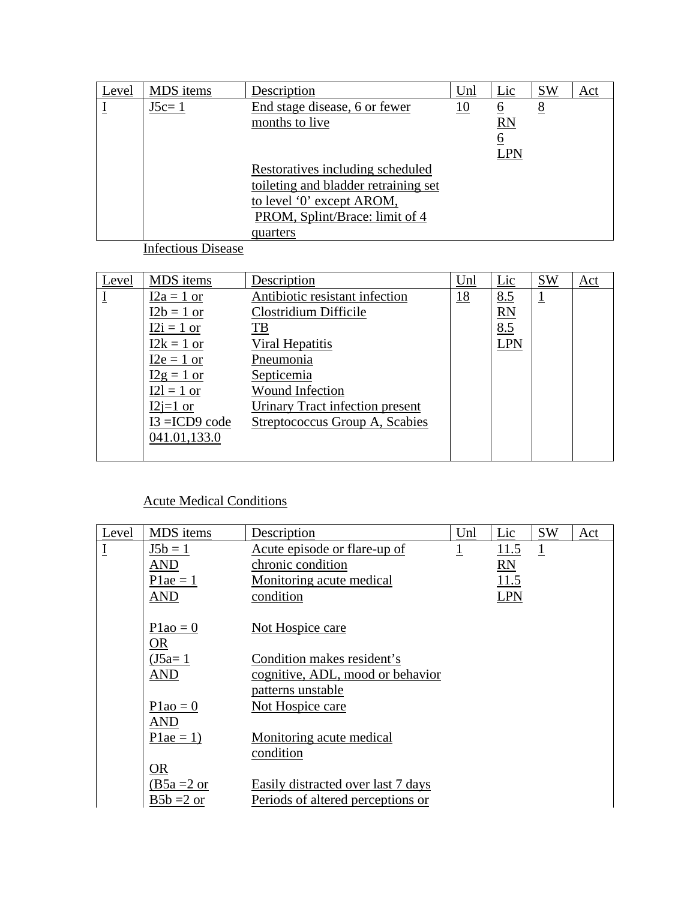| Level | MDS items | Description | Unl | Lic | SW | Act |
|---|---|---|---|---|---|---|
| I | J5c= 1 | End stage disease, 6 or fewer months to live<br><br>Restoratives including scheduled toileting and bladder retraining set to level '0' except AROM, PROM, Splint/Brace: limit of 4 quarters | 10 | 6 RN 6 LPN | 8 | |

Infectious Disease

| Level | MDS items | Description | Unl | Lic | SW | Act |
|---|---|---|---|---|---|---|
| I | I2a = 1 or<br>I2b = 1 or<br>I2i = 1 or<br>I2k = 1 or<br>I2e = 1 or<br>I2g = 1 or<br>I2l = 1 or<br>I2j=1 or<br>I3 =ICD9 code 041.01,133.0 | Antibiotic resistant infection<br>Clostridium Difficile<br>TB<br>Viral Hepatitis<br>Pneumonia<br>Septicemia<br>Wound Infection<br>Urinary Tract infection present<br>Streptococcus Group A, Scabies | 18 | 8.5 RN 8.5 LPN | 1 | |

Acute Medical Conditions

| Level | MDS items | Description | Unl | Lic | SW | Act |
|---|---|---|---|---|---|---|
| I | J5b = 1<br>AND<br>P1ae = 1<br>AND<br><br>P1ao = 0<br>OR<br>(J5a= 1<br>AND<br><br>P1ao = 0<br>AND<br>P1ae = 1)<br><br>OR<br>(B5a =2 or<br>B5b =2 or | Acute episode or flare-up of chronic condition<br>Monitoring acute medical condition<br><br>Not Hospice care<br><br>Condition makes resident's cognitive, ADL, mood or behavior patterns unstable<br>Not Hospice care<br><br>Monitoring acute medical condition<br><br>Easily distracted over last 7 days<br>Periods of altered perceptions or | 1 | 11.5 RN 11.5 LPN | 1 | |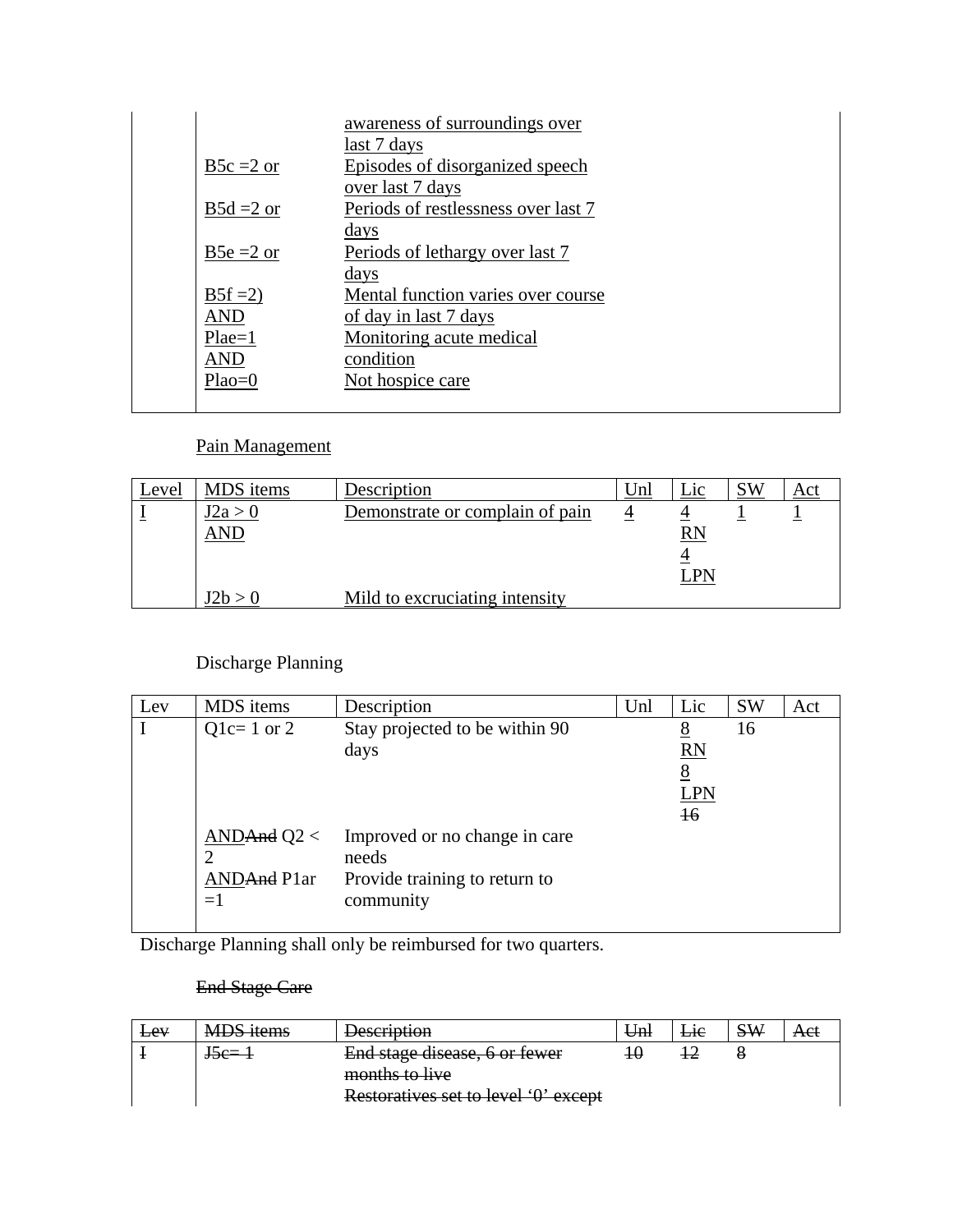| | | |
|---|---|---|
| | | awareness of surroundings over last 7 days |
| | B5c =2 or | Episodes of disorganized speech over last 7 days |
| | B5d =2 or | Periods of restlessness over last 7 days |
| | B5e =2 or | Periods of lethargy over last 7 days |
| | B5f =2) | Mental function varies over course of day in last 7 days |
| | AND Plae=1 | Monitoring acute medical condition |
| | AND Plao=0 | Not hospice care |

Pain Management

| Level | MDS items | Description | Unl | Lic | SW | Act |
|---|---|---|---|---|---|---|
| I | J2a > 0 AND | Demonstrate or complain of pain | 4 | 4 RN 4 LPN | 1 | 1 |
| | J2b > 0 | Mild to excruciating intensity | | | | |

Discharge Planning

| Lev | MDS items | Description | Unl | Lic | SW | Act |
|---|---|---|---|---|---|---|
| I | Q1c= 1 or 2 | Stay projected to be within 90 days | | 8 RN 8 LPN ~~16~~ | 16 | |
| | AND~~And~~ Q2 < 2 | Improved or no change in care needs | | | | |
| | AND~~And~~ P1ar =1 | Provide training to return to community | | | | |

Discharge Planning shall only be reimbursed for two quarters.

~~End Stage Care~~

| ~~Lev~~ | ~~MDS items~~ | ~~Description~~ | ~~Unl~~ | ~~Lic~~ | ~~SW~~ | ~~Act~~ |
|---|---|---|---|---|---|---|
| ~~I~~ | ~~J5c= 1~~ | ~~End stage disease, 6 or fewer months to live~~ ~~Restoratives set to level '0' except~~ | ~~10~~ | ~~12~~ | ~~8~~ | |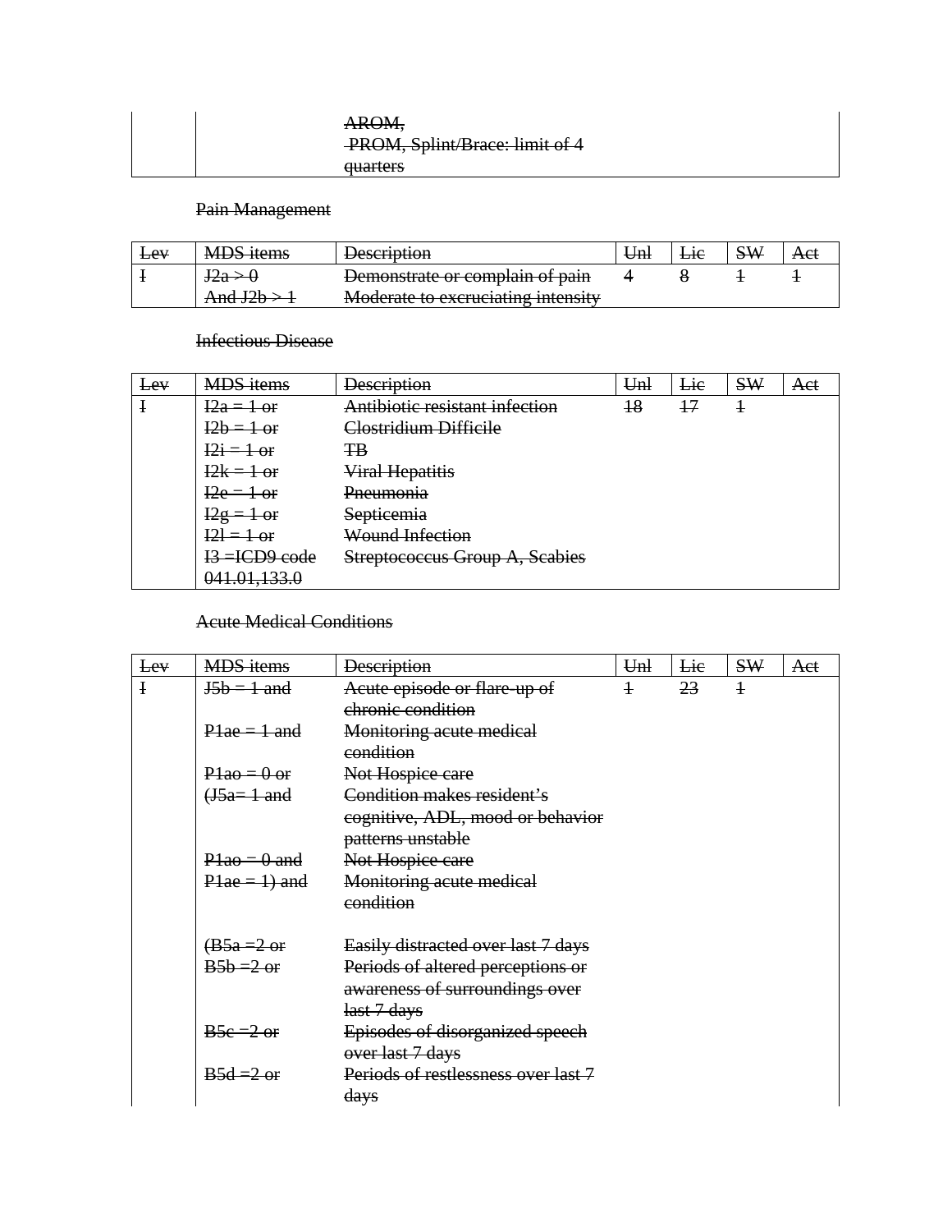| | | ~~AROM,~~<br>~~PROM, Splint/Brace: limit of 4 quarters~~ | | | | |
|---|---|---|---|---|---|---|

~~Pain Management~~

| ~~Lev~~ | ~~MDS items~~ | ~~Description~~ | ~~Unl~~ | ~~Lic~~ | ~~SW~~ | ~~Act~~ |
|---|---|---|---|---|---|---|
| ~~I~~ | ~~J2a > 0~~<br>~~And J2b > 1~~ | ~~Demonstrate or complain of pain~~<br>~~Moderate to excruciating intensity~~ | ~~4~~ | ~~8~~ | ~~1~~ | ~~1~~ |

~~Infectious Disease~~

| ~~Lev~~ | ~~MDS items~~ | ~~Description~~ | ~~Unl~~ | ~~Lic~~ | ~~SW~~ | ~~Act~~ |
|---|---|---|---|---|---|---|
| ~~I~~ | ~~I2a = 1 or~~<br>~~I2b = 1 or~~<br>~~I2i = 1 or~~<br>~~I2k = 1 or~~<br>~~I2e = 1 or~~<br>~~I2g = 1 or~~<br>~~I2l = 1 or~~<br>~~I3 =ICD9 code 041.01,133.0~~ | ~~Antibiotic resistant infection~~<br>~~Clostridium Difficile~~<br>~~TB~~<br>~~Viral Hepatitis~~<br>~~Pneumonia~~<br>~~Septicemia~~<br>~~Wound Infection~~<br>~~Streptococcus Group A, Scabies~~ | ~~18~~ | ~~17~~ | ~~1~~ | |

~~Acute Medical Conditions~~

| ~~Lev~~ | ~~MDS items~~ | ~~Description~~ | ~~Unl~~ | ~~Lic~~ | ~~SW~~ | ~~Act~~ |
|---|---|---|---|---|---|---|
| ~~I~~ | ~~J5b = 1 and~~<br>~~P1ae = 1 and~~<br>~~P1ao = 0 or~~<br>~~(J5a= 1 and~~<br>~~P1ao = 0 and~~<br>~~P1ae = 1) and~~<br><br>~~(B5a =2 or~~<br>~~B5b =2 or~~<br>~~B5c =2 or~~<br>~~B5d =2 or~~ | ~~Acute episode or flare-up of chronic condition~~<br>~~Monitoring acute medical condition~~<br>~~Not Hospice care~~<br>~~Condition makes resident's cognitive, ADL, mood or behavior patterns unstable~~<br>~~Not Hospice care~~<br>~~Monitoring acute medical condition~~<br><br>~~Easily distracted over last 7 days~~<br>~~Periods of altered perceptions or awareness of surroundings over last 7 days~~<br>~~Episodes of disorganized speech over last 7 days~~<br>~~Periods of restlessness over last 7 days~~ | ~~1~~ | ~~23~~ | ~~1~~ | |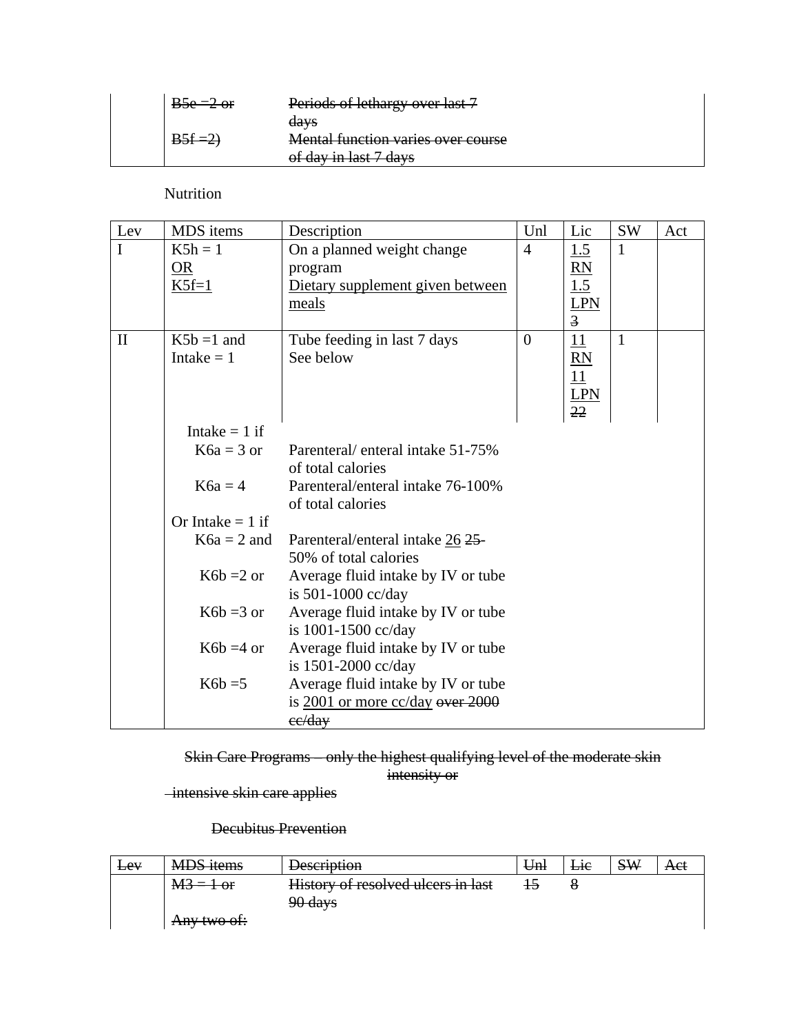| | | | | | | |
|---|---|---|---|---|---|---|
| | ~~B5e =2 or~~ | ~~Periods of lethargy over last 7 days~~ | | | | |
| | ~~B5f =2)~~ | ~~Mental function varies over course of day in last 7 days~~ | | | | |

Nutrition

| Lev | MDS items | Description | Unl | Lic | SW | Act |
|---|---|---|---|---|---|---|
| I | K5h = 1 <u>OR</u> <u>K5f=1</u> | On a planned weight change program <u>Dietary supplement given between meals</u> | 4 | <u>1.5 RN</u> <u>1.5 LPN</u> ~~3~~ | 1 | |
| II | K5b =1 and Intake = 1 | Tube feeding in last 7 days See below | 0 | <u>11 RN</u> <u>11 LPN</u> ~~22~~ | 1 | |
| | Intake = 1 if | | | | | |
| | K6a = 3 or | Parenteral/ enteral intake 51-75% of total calories | | | | |
| | K6a = 4 | Parenteral/enteral intake 76-100% of total calories | | | | |
| | Or Intake = 1 if | | | | | |
| | K6a = 2 and | Parenteral/enteral intake <u>26</u> ~~25-~~ 50% of total calories | | | | |
| | K6b =2 or | Average fluid intake by IV or tube is 501-1000 cc/day | | | | |
| | K6b =3 or | Average fluid intake by IV or tube is 1001-1500 cc/day | | | | |
| | K6b =4 or | Average fluid intake by IV or tube is 1501-2000 cc/day | | | | |
| | K6b =5 | Average fluid intake by IV or tube is <u>2001 or more cc/day</u> ~~over 2000 cc/day~~ | | | | |

~~Skin Care Programs – only the highest qualifying level of the moderate skin intensity or intensive skin care applies~~

~~Decubitus Prevention~~

| ~~Lev~~ | ~~MDS items~~ | ~~Description~~ | ~~Unl~~ | ~~Lic~~ | ~~SW~~ | ~~Act~~ |
|---|---|---|---|---|---|---|
| | ~~M3 = 1 or~~ | ~~History of resolved ulcers in last 90 days~~ | ~~15~~ | ~~8~~ | | |
| | ~~Any two of:~~ | | | | | |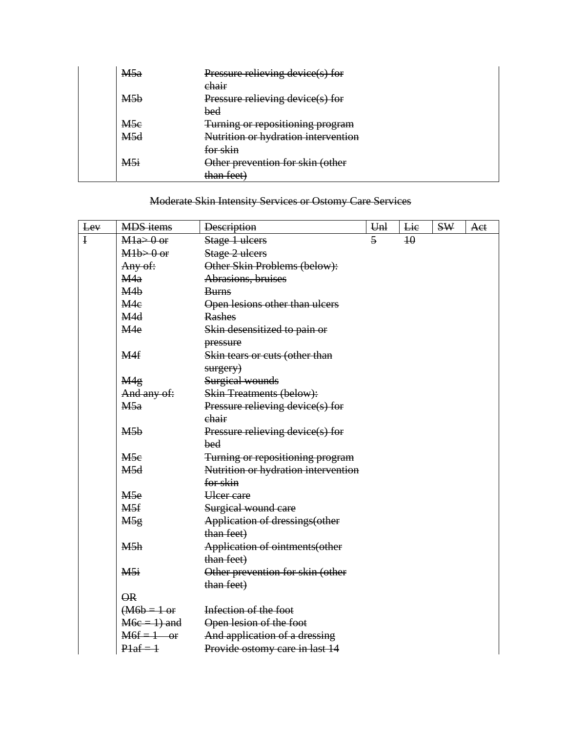| | | | | | | |
|---|---|---|---|---|---|---|
| | ~~M5a~~ | ~~Pressure relieving device(s) for chair~~ | | | | |
| | ~~M5b~~ | ~~Pressure relieving device(s) for bed~~ | | | | |
| | ~~M5c~~ | ~~Turning or repositioning program~~ | | | | |
| | ~~M5d~~ | ~~Nutrition or hydration intervention for skin~~ | | | | |
| | ~~M5i~~ | ~~Other prevention for skin (other than feet)~~ | | | | |

~~Moderate Skin Intensity Services or Ostomy Care Services~~

| ~~Lev~~ | ~~MDS items~~ | ~~Description~~ | ~~Unl~~ | ~~Lic~~ | ~~SW~~ | ~~Act~~ |
|---|---|---|---|---|---|---|
| ~~I~~ | ~~M1a> 0 or~~ | ~~Stage 1 ulcers~~ | ~~5~~ | ~~10~~ | | |
| | ~~M1b> 0 or~~ | ~~Stage 2 ulcers~~ | | | | |
| | ~~Any of:~~ | ~~Other Skin Problems (below):~~ | | | | |
| | ~~M4a~~ | ~~Abrasions, bruises~~ | | | | |
| | ~~M4b~~ | ~~Burns~~ | | | | |
| | ~~M4c~~ | ~~Open lesions other than ulcers~~ | | | | |
| | ~~M4d~~ | ~~Rashes~~ | | | | |
| | ~~M4e~~ | ~~Skin desensitized to pain or pressure~~ | | | | |
| | ~~M4f~~ | ~~Skin tears or cuts (other than surgery)~~ | | | | |
| | ~~M4g~~ | ~~Surgical wounds~~ | | | | |
| | ~~And any of:~~ | ~~Skin Treatments (below):~~ | | | | |
| | ~~M5a~~ | ~~Pressure relieving device(s) for chair~~ | | | | |
| | ~~M5b~~ | ~~Pressure relieving device(s) for bed~~ | | | | |
| | ~~M5c~~ | ~~Turning or repositioning program~~ | | | | |
| | ~~M5d~~ | ~~Nutrition or hydration intervention for skin~~ | | | | |
| | ~~M5e~~ | ~~Ulcer care~~ | | | | |
| | ~~M5f~~ | ~~Surgical wound care~~ | | | | |
| | ~~M5g~~ | ~~Application of dressings(other than feet)~~ | | | | |
| | ~~M5h~~ | ~~Application of ointments(other than feet)~~ | | | | |
| | ~~M5i~~ | ~~Other prevention for skin (other than feet)~~ | | | | |
| | ~~OR~~ | | | | | |
| | ~~(M6b = 1 or~~ | ~~Infection of the foot~~ | | | | |
| | ~~M6c = 1) and~~ | ~~Open lesion of the foot~~ | | | | |
| | ~~M6f = 1 or~~ | ~~And application of a dressing~~ | | | | |
| | ~~P1af = 1~~ | ~~Provide ostomy care in last 14~~ | | | | |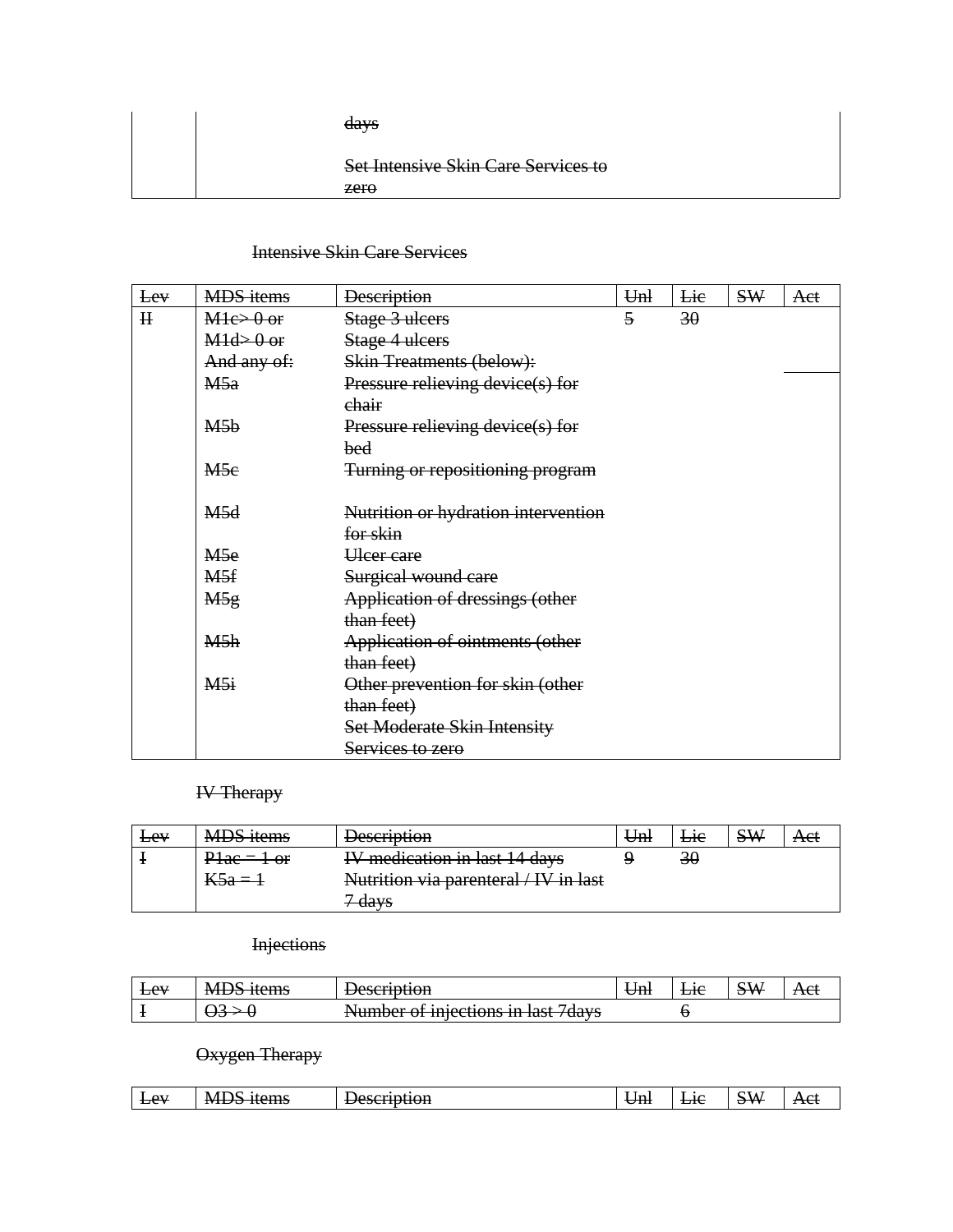| | | days<br><br>Set Intensive Skin Care Services to zero |
|---|---|---|

~~Intensive Skin Care Services~~

| ~~Lev~~ | ~~MDS items~~ | ~~Description~~ | ~~Unl~~ | ~~Lic~~ | ~~SW~~ | ~~Act~~ |
|---|---|---|---|---|---|---|
| ~~II~~ | ~~M1c> 0 or~~<br>~~M1d> 0 or~~<br>~~And any of:~~<br>~~M5a~~<br><br>~~M5b~~<br><br>~~M5c~~<br><br>~~M5d~~<br><br>~~M5e~~<br>~~M5f~~<br>~~M5g~~<br><br>~~M5h~~<br><br>~~M5i~~ | ~~Stage 3 ulcers~~<br>~~Stage 4 ulcers~~<br>~~Skin Treatments (below):~~<br>~~Pressure relieving device(s) for chair~~<br>~~Pressure relieving device(s) for bed~~<br>~~Turning or repositioning program~~<br>~~Nutrition or hydration intervention for skin~~<br>~~Ulcer care~~<br>~~Surgical wound care~~<br>~~Application of dressings (other than feet)~~<br>~~Application of ointments (other than feet)~~<br>~~Other prevention for skin (other than feet)~~<br>~~Set Moderate Skin Intensity Services to zero~~ | ~~5~~ | ~~30~~ | | |

~~IV Therapy~~

| ~~Lev~~ | ~~MDS items~~ | ~~Description~~ | ~~Unl~~ | ~~Lic~~ | ~~SW~~ | ~~Act~~ |
|---|---|---|---|---|---|---|
| ~~I~~ | ~~P1ac = 1 or~~<br>~~K5a = 1~~ | ~~IV medication in last 14 days~~<br>~~Nutrition via parenteral / IV in last 7 days~~ | ~~9~~ | ~~30~~ | | |

~~Injections~~

| ~~Lev~~ | ~~MDS items~~ | ~~Description~~ | ~~Unl~~ | ~~Lic~~ | ~~SW~~ | ~~Act~~ |
|---|---|---|---|---|---|---|
| ~~I~~ | ~~O3 > 0~~ | ~~Number of injections in last 7days~~ | | ~~6~~ | | |

~~Oxygen Therapy~~

| ~~Lev~~ | ~~MDS items~~ | ~~Description~~ | ~~Unl~~ | ~~Lic~~ | ~~SW~~ | ~~Act~~ |
|---|---|---|---|---|---|---|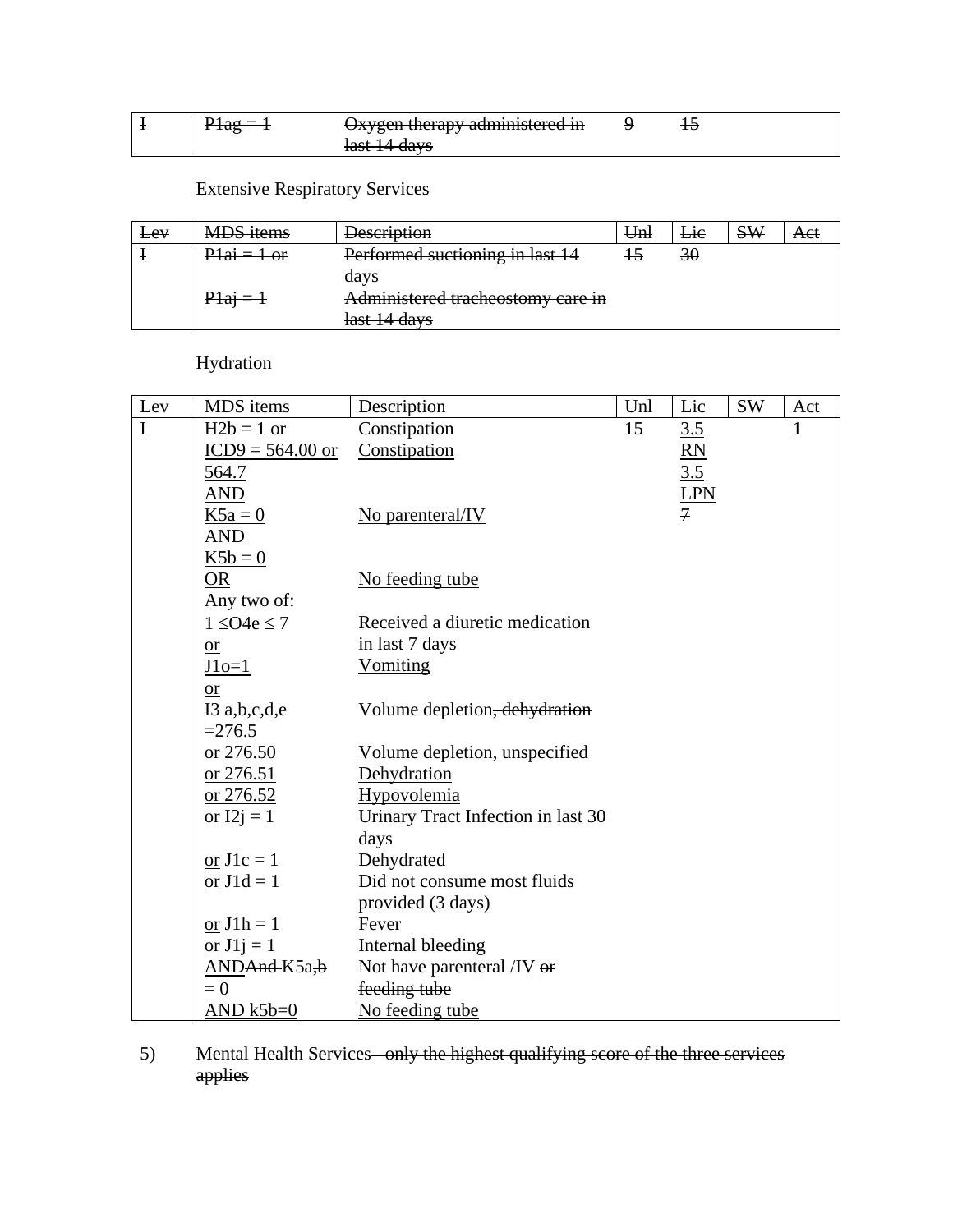| ~~I~~ | ~~P1ag = 1~~ | ~~Oxygen therapy administered in last 14 days~~ | ~~9~~ | ~~15~~ | | |
|---|---|---|---|---|---|---|

~~Extensive Respiratory Services~~

| ~~Lev~~ | ~~MDS items~~ | ~~Description~~ | ~~Unl~~ | ~~Lic~~ | ~~SW~~ | ~~Act~~ |
|---|---|---|---|---|---|---|
| ~~I~~ | ~~P1ai = 1 or~~<br><br>~~P1aj = 1~~ | ~~Performed suctioning in last 14 days~~<br>~~Administered tracheostomy care in last 14 days~~ | ~~15~~ | ~~30~~ | | |

Hydration

| Lev | MDS items | Description | Unl | Lic | SW | Act |
|---|---|---|---|---|---|---|
| I | H2b = 1 or<br><u>ICD9 = 564.00 or 564.7</u><br><u>AND</u><br><u>K5a = 0</u><br><u>AND</u><br><u>K5b = 0</u><br><u>OR</u><br>Any two of:<br>1 ≤O4e ≤ 7<br><u>or</u><br><u>J1o=1</u><br><u>or</u><br>I3 a,b,c,d,e =276.5<br><u>or 276.50</u><br><u>or 276.51</u><br><u>or 276.52</u><br>or I2j = 1<br><br><u>or</u> J1c = 1<br><u>or</u> J1d = 1<br><br><u>or</u> J1h = 1<br><u>or</u> J1j = 1<br><u>AND</u>~~And~~ K5a~~,b~~ = 0<br><u>AND k5b=0</u> | Constipation<br><u>Constipation</u><br><br><br><u>No parenteral/IV</u><br><br><br><u>No feeding tube</u><br><br>Received a diuretic medication in last 7 days<br><u>Vomiting</u><br><br>Volume depletion~~, dehydration~~<br><br><u>Volume depletion, unspecified</u><br><u>Dehydration</u><br><u>Hypovolemia</u><br>Urinary Tract Infection in last 30 days<br>Dehydrated<br>Did not consume most fluids provided (3 days)<br>Fever<br>Internal bleeding<br>Not have parenteral /IV ~~or feeding tube~~<br><u>No feeding tube</u> | 15 | <u>3.5 RN</u><br><u>3.5 LPN</u><br>~~7~~ | | 1 |

5) Mental Health Services~~—only the highest qualifying score of the three services applies~~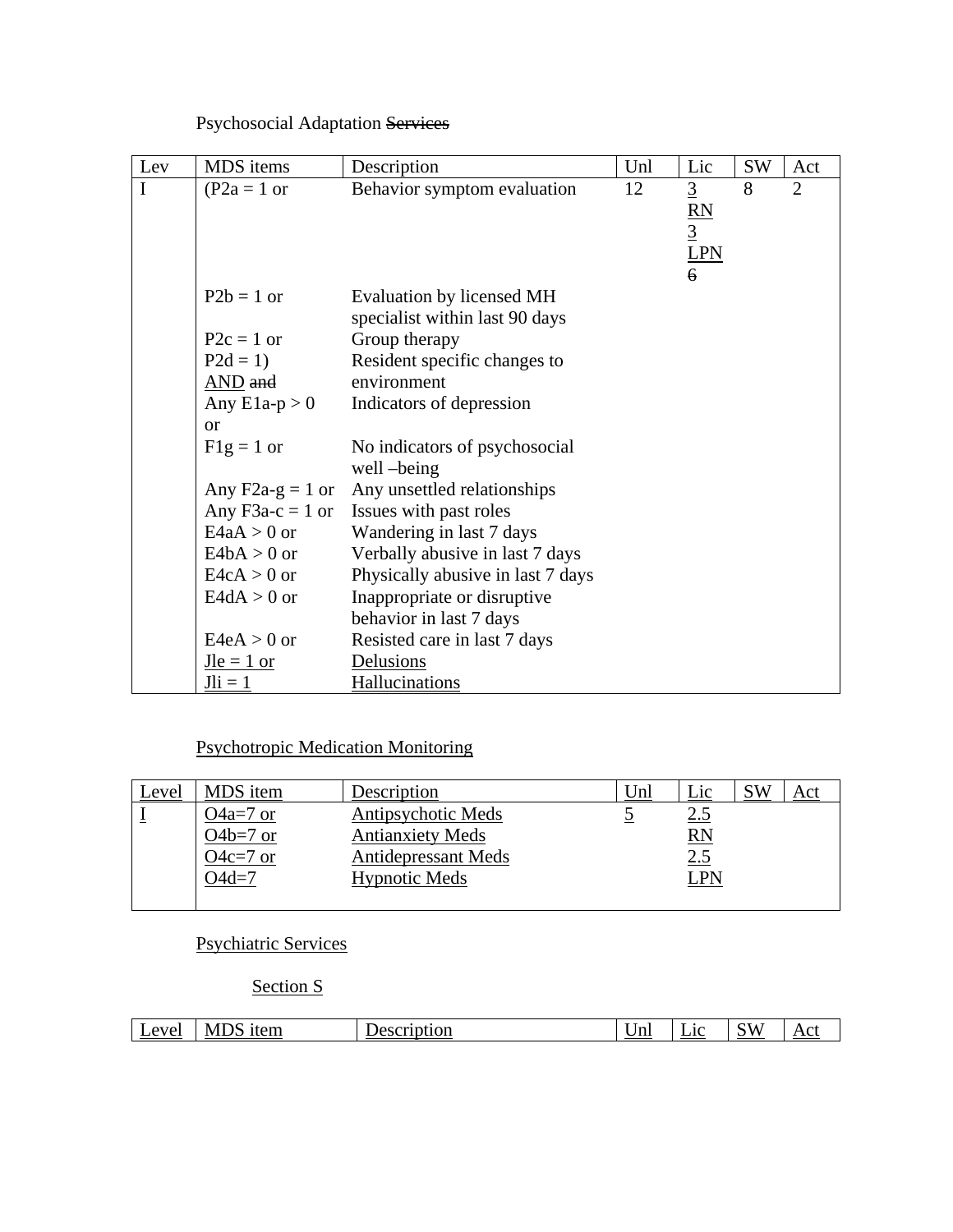Psychosocial Adaptation ~~Services~~

| Lev | MDS items | Description | Unl | Lic | SW | Act |
| --- | --- | --- | --- | --- | --- | --- |
| I | (P2a = 1 or | Behavior symptom evaluation | 12 | 3 RN 3 LPN ~~6~~ | 8 | 2 |
| | P2b = 1 or | Evaluation by licensed MH specialist within last 90 days | | | | |
| | P2c = 1 or | Group therapy | | | | |
| | P2d = 1) | Resident specific changes to environment | | | | |
| | AND ~~and~~ | | | | | |
| | Any E1a-p > 0 or | Indicators of depression | | | | |
| | F1g = 1 or | No indicators of psychosocial well –being | | | | |
| | Any F2a-g = 1 or | Any unsettled relationships | | | | |
| | Any F3a-c = 1 or | Issues with past roles | | | | |
| | E4aA > 0 or | Wandering in last 7 days | | | | |
| | E4bA > 0 or | Verbally abusive in last 7 days | | | | |
| | E4cA > 0 or | Physically abusive in last 7 days | | | | |
| | E4dA > 0 or | Inappropriate or disruptive behavior in last 7 days | | | | |
| | E4eA > 0 or | Resisted care in last 7 days | | | | |
| | Jle = 1 or | Delusions | | | | |
| | Jli = 1 | Hallucinations | | | | |

Psychotropic Medication Monitoring

| Level | MDS item | Description | Unl | Lic | SW | Act |
| --- | --- | --- | --- | --- | --- | --- |
| I | O4a=7 or | Antipsychotic Meds | 5 | 2.5 RN | | |
| | O4b=7 or | Antianxiety Meds | | 2.5 LPN | | |
| | O4c=7 or | Antidepressant Meds | | | | |
| | O4d=7 | Hypnotic Meds | | | | |

Psychiatric Services

Section S

| Level | MDS item | Description | Unl | Lic | SW | Act |
| --- | --- | --- | --- | --- | --- | --- |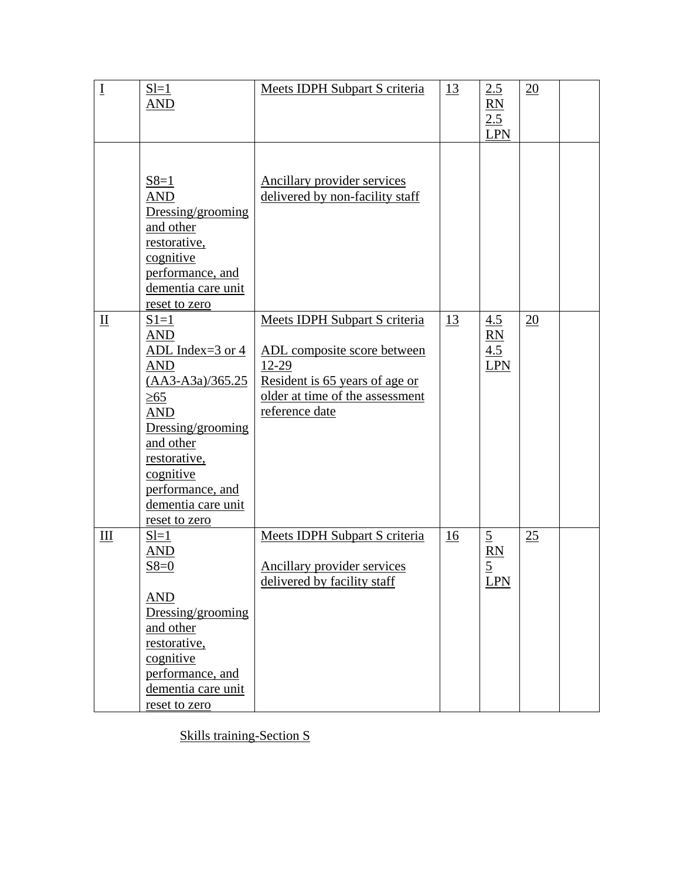| | | | | | | |
|---|---|---|---|---|---|---|
| I | Sl=1<br>AND | Meets IDPH Subpart S criteria | 13 | 2.5<br>RN<br>2.5<br>LPN | 20 | |
| | S8=1<br>AND<br>Dressing/grooming and other restorative, cognitive performance, and dementia care unit reset to zero | Ancillary provider services delivered by non-facility staff | | | | |
| II | S1=1<br>AND<br>ADL Index=3 or 4<br>AND<br>(AA3-A3a)/365.25 ≥65<br>AND<br>Dressing/grooming and other restorative, cognitive performance, and dementia care unit reset to zero | Meets IDPH Subpart S criteria<br><br>ADL composite score between 12-29<br>Resident is 65 years of age or older at time of the assessment reference date | 13 | 4.5<br>RN<br>4.5<br>LPN | 20 | |
| III | Sl=1<br>AND<br>S8=0<br><br>AND<br>Dressing/grooming and other restorative, cognitive performance, and dementia care unit reset to zero | Meets IDPH Subpart S criteria<br><br>Ancillary provider services delivered by facility staff | 16 | 5<br>RN<br>5<br>LPN | 25 | |

Skills training-Section S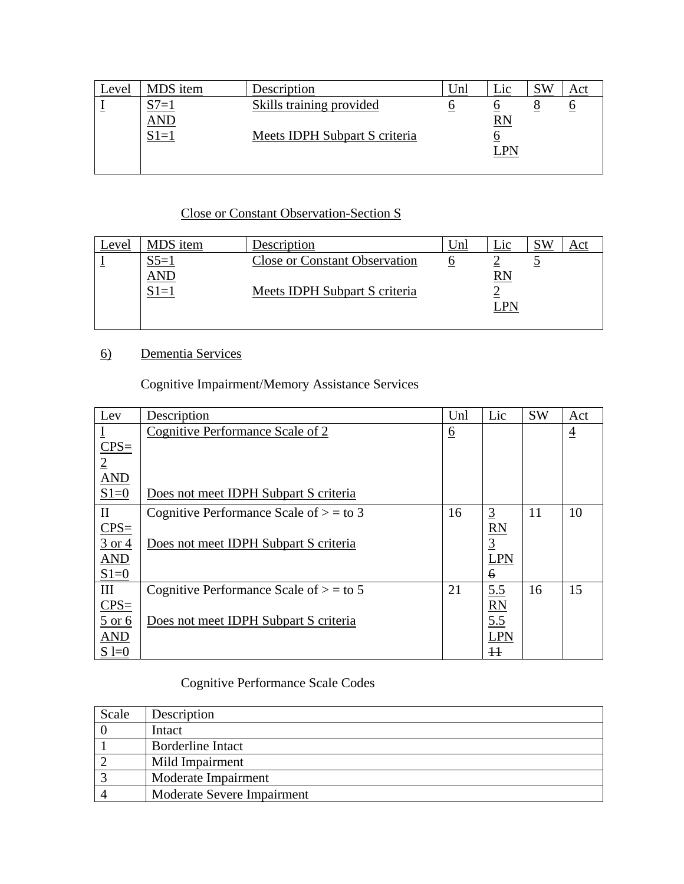| Level | MDS item | Description | Unl | Lic | SW | Act |
|---|---|---|---|---|---|---|
| I | S7=1 AND S1=1 | Skills training provided<br><br>Meets IDPH Subpart S criteria | 6 | 6 RN 6 LPN | 8 | 6 |

Close or Constant Observation-Section S

| Level | MDS item | Description | Unl | Lic | SW | Act |
|---|---|---|---|---|---|---|
| I | S5=1 AND S1=1 | Close or Constant Observation<br><br>Meets IDPH Subpart S criteria | 6 | 2 RN 2 LPN | 5 | |

6) Dementia Services

Cognitive Impairment/Memory Assistance Services

| Lev | Description | Unl | Lic | SW | Act |
|---|---|---|---|---|---|
| I CPS= 2 AND S1=0 | Cognitive Performance Scale of 2<br><br>Does not meet IDPH Subpart S criteria | 6 | | | 4 |
| II CPS= 3 or 4 AND S1=0 | Cognitive Performance Scale of > = to 3<br><br>Does not meet IDPH Subpart S criteria | 16 | 3 RN 3 LPN ~~6~~ | 11 | 10 |
| III CPS= 5 or 6 AND S l=0 | Cognitive Performance Scale of > = to 5<br><br>Does not meet IDPH Subpart S criteria | 21 | 5.5 RN 5.5 LPN ~~11~~ | 16 | 15 |

Cognitive Performance Scale Codes

| Scale | Description |
|---|---|
| 0 | Intact |
| 1 | Borderline Intact |
| 2 | Mild Impairment |
| 3 | Moderate Impairment |
| 4 | Moderate Severe Impairment |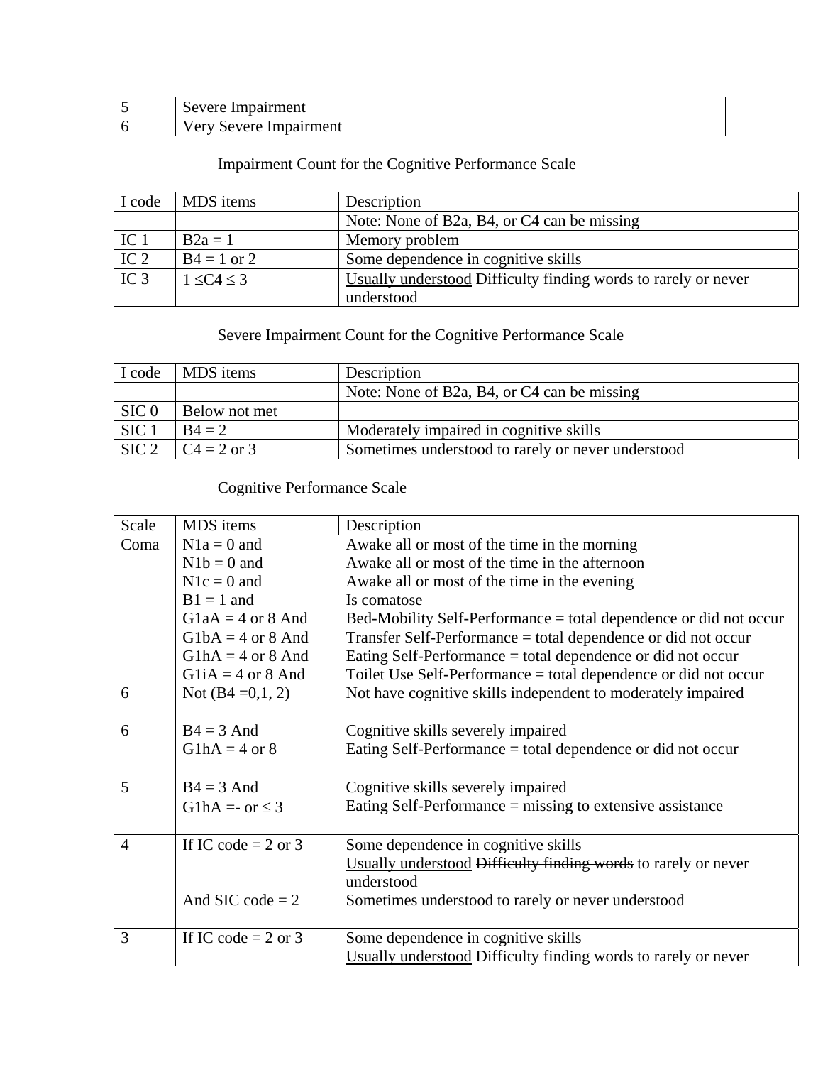| 5 | Severe Impairment |
|---|---|
| 6 | Very Severe Impairment |

Impairment Count for the Cognitive Performance Scale

| I code | MDS items | Description |
|---|---|---|
| | | Note: None of B2a, B4, or C4 can be missing |
| IC 1 | B2a = 1 | Memory problem |
| IC 2 | B4 = 1 or 2 | Some dependence in cognitive skills |
| IC 3 | 1 ≤C4 ≤ 3 | <u>Usually understood</u> ~~Difficulty finding words~~ to rarely or never understood |

Severe Impairment Count for the Cognitive Performance Scale

| I code | MDS items | Description |
|---|---|---|
| | | Note: None of B2a, B4, or C4 can be missing |
| SIC 0 | Below not met | |
| SIC 1 | B4 = 2 | Moderately impaired in cognitive skills |
| SIC 2 | C4 = 2 or 3 | Sometimes understood to rarely or never understood |

Cognitive Performance Scale

| Scale | MDS items | Description |
|---|---|---|
| Coma<br><br><br><br><br><br><br><br>6 | N1a = 0 and<br>N1b = 0 and<br>N1c = 0 and<br>B1 = 1 and<br>G1aA = 4 or 8 And<br>G1bA = 4 or 8 And<br>G1hA = 4 or 8 And<br>G1iA = 4 or 8 And<br>Not (B4 =0,1, 2) | Awake all or most of the time in the morning<br>Awake all or most of the time in the afternoon<br>Awake all or most of the time in the evening<br>Is comatose<br>Bed-Mobility Self-Performance = total dependence or did not occur<br>Transfer Self-Performance = total dependence or did not occur<br>Eating Self-Performance = total dependence or did not occur<br>Toilet Use Self-Performance = total dependence or did not occur<br>Not have cognitive skills independent to moderately impaired |
| 6 | B4 = 3 And<br>G1hA = 4 or 8 | Cognitive skills severely impaired<br>Eating Self-Performance = total dependence or did not occur |
| 5 | B4 = 3 And<br>G1hA =- or ≤ 3 | Cognitive skills severely impaired<br>Eating Self-Performance = missing to extensive assistance |
| 4 | If IC code = 2 or 3<br><br><br>And SIC code = 2 | Some dependence in cognitive skills<br><u>Usually understood</u> ~~Difficulty finding words~~ to rarely or never understood<br>Sometimes understood to rarely or never understood |
| 3 | If IC code = 2 or 3 | Some dependence in cognitive skills<br><u>Usually understood</u> ~~Difficulty finding words~~ to rarely or never |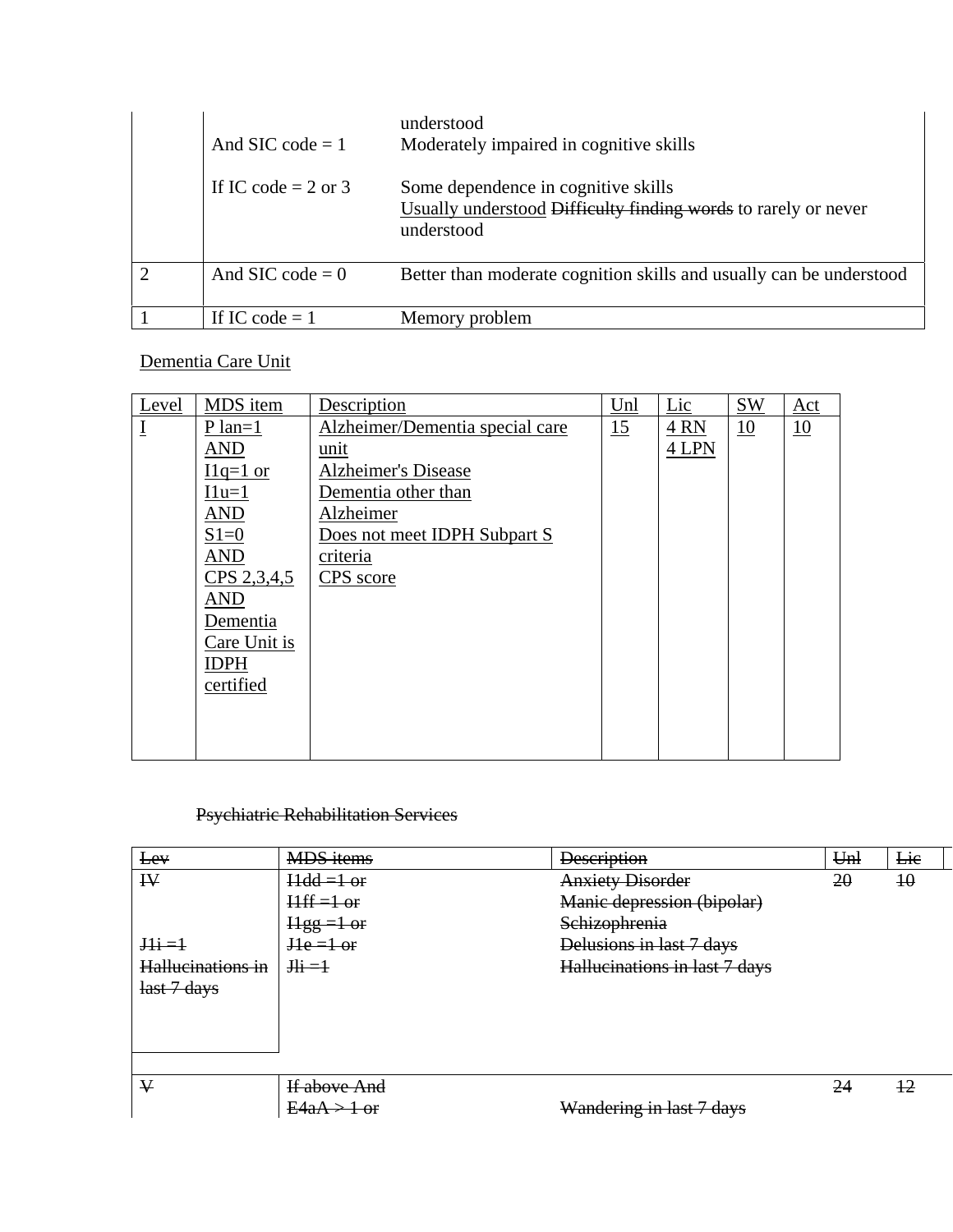| | | |
|---|---|---|
| | | understood |
| | And SIC code = 1 | Moderately impaired in cognitive skills |
| | If IC code = 2 or 3 | Some dependence in cognitive skills<br>Usually understood ~~Difficulty finding words~~ to rarely or never understood |
| 2 | And SIC code = 0 | Better than moderate cognition skills and usually can be understood |
| 1 | If IC code = 1 | Memory problem |

Dementia Care Unit

| Level | MDS item | Description | Unl | Lic | SW | Act |
|---|---|---|---|---|---|---|
| I | P lan=1<br>AND<br>I1q=1 or<br>I1u=1<br>AND<br>S1=0<br>AND<br>CPS 2,3,4,5<br>AND<br>Dementia Care Unit is IDPH certified | Alzheimer/Dementia special care unit<br>Alzheimer's Disease<br>Dementia other than Alzheimer<br>Does not meet IDPH Subpart S criteria<br>CPS score | 15 | 4 RN<br>4 LPN | 10 | 10 |

~~Psychiatric Rehabilitation Services~~

| ~~Lev~~ | ~~MDS items~~ | ~~Description~~ | ~~Unl~~ | ~~Lic~~ |
|---|---|---|---|---|
| ~~IV~~<br><br>~~J1i =1~~<br>~~Hallucinations in last 7 days~~ | ~~I1dd =1 or~~<br>~~I1ff =1 or~~<br>~~I1gg =1 or~~<br>~~J1e =1 or~~<br>~~Jli =1~~ | ~~Anxiety Disorder~~<br>~~Manic depression (bipolar)~~<br>~~Schizophrenia~~<br>~~Delusions in last 7 days~~<br>~~Hallucinations in last 7 days~~ | ~~20~~ | ~~10~~ |
| ~~V~~ | ~~If above And~~<br>~~E4aA > 1 or~~ | <br>~~Wandering in last 7 days~~ | ~~24~~ | ~~12~~ |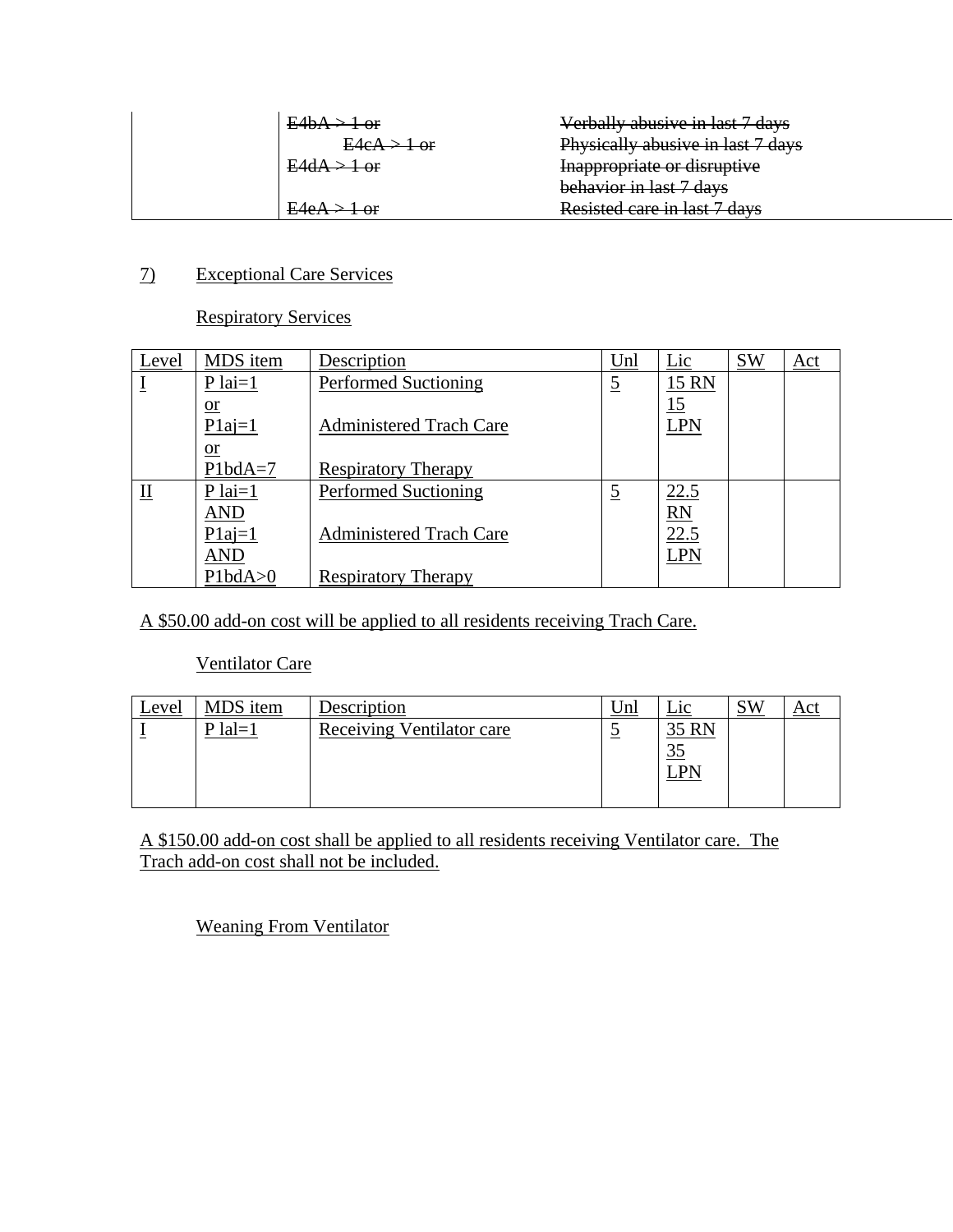| | | |
|---|---|---|
| | ~~E4bA > 1 or~~ | ~~Verbally abusive in last 7 days~~ |
| | ~~E4cA > 1 or~~ | ~~Physically abusive in last 7 days~~ |
| | ~~E4dA > 1 or~~ | ~~Inappropriate or disruptive behavior in last 7 days~~ |
| | ~~E4eA > 1 or~~ | ~~Resisted care in last 7 days~~ |

7) Exceptional Care Services

Respiratory Services

| Level | MDS item | Description | Unl | Lic | SW | Act |
|---|---|---|---|---|---|---|
| I | P lai=1 or P1aj=1 or P1bdA=7 | Performed Suctioning<br>Administered Trach Care<br>Respiratory Therapy | 5 | 15 RN 15 LPN | | |
| II | P lai=1 AND P1aj=1 AND P1bdA>0 | Performed Suctioning<br>Administered Trach Care<br>Respiratory Therapy | 5 | 22.5 RN 22.5 LPN | | |

A $50.00 add-on cost will be applied to all residents receiving Trach Care.

Ventilator Care

| Level | MDS item | Description | Unl | Lic | SW | Act |
|---|---|---|---|---|---|---|
| I | P lal=1 | Receiving Ventilator care | 5 | 35 RN 35 LPN | | |

A $150.00 add-on cost shall be applied to all residents receiving Ventilator care. The Trach add-on cost shall not be included.

Weaning From Ventilator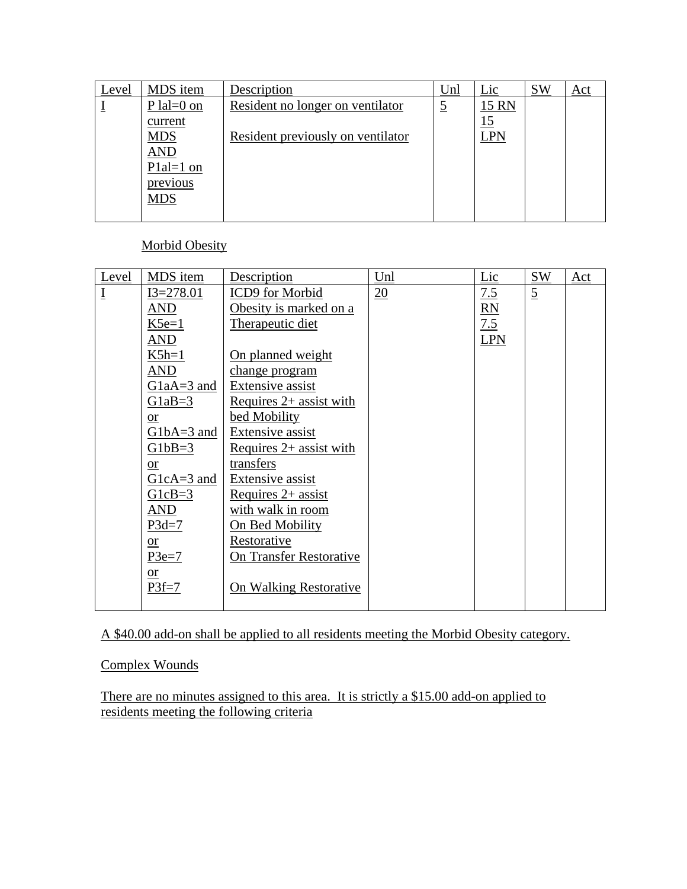| Level | MDS item | Description | Unl | Lic | SW | Act |
|---|---|---|---|---|---|---|
| I | P lal=0 on current MDS AND P1al=1 on previous MDS | Resident no longer on ventilator<br><br>Resident previously on ventilator | 5 | 15 RN 15 LPN | | |

Morbid Obesity

| Level | MDS item | Description | Unl | Lic | SW | Act |
|---|---|---|---|---|---|---|
| I | I3=278.01 AND K5e=1 AND K5h=1 AND G1aA=3 and G1aB=3 or G1bA=3 and G1bB=3 or G1cA=3 and G1cB=3 AND P3d=7 or P3e=7 or P3f=7 | ICD9 for Morbid Obesity is marked on a Therapeutic diet<br><br>On planned weight change program Extensive assist Requires 2+ assist with bed Mobility Extensive assist Requires 2+ assist with transfers Extensive assist Requires 2+ assist with walk in room On Bed Mobility Restorative On Transfer Restorative<br><br>On Walking Restorative | 20 | 7.5 RN 7.5 LPN | 5 | |

A $40.00 add-on shall be applied to all residents meeting the Morbid Obesity category.

Complex Wounds

There are no minutes assigned to this area. It is strictly a $15.00 add-on applied to residents meeting the following criteria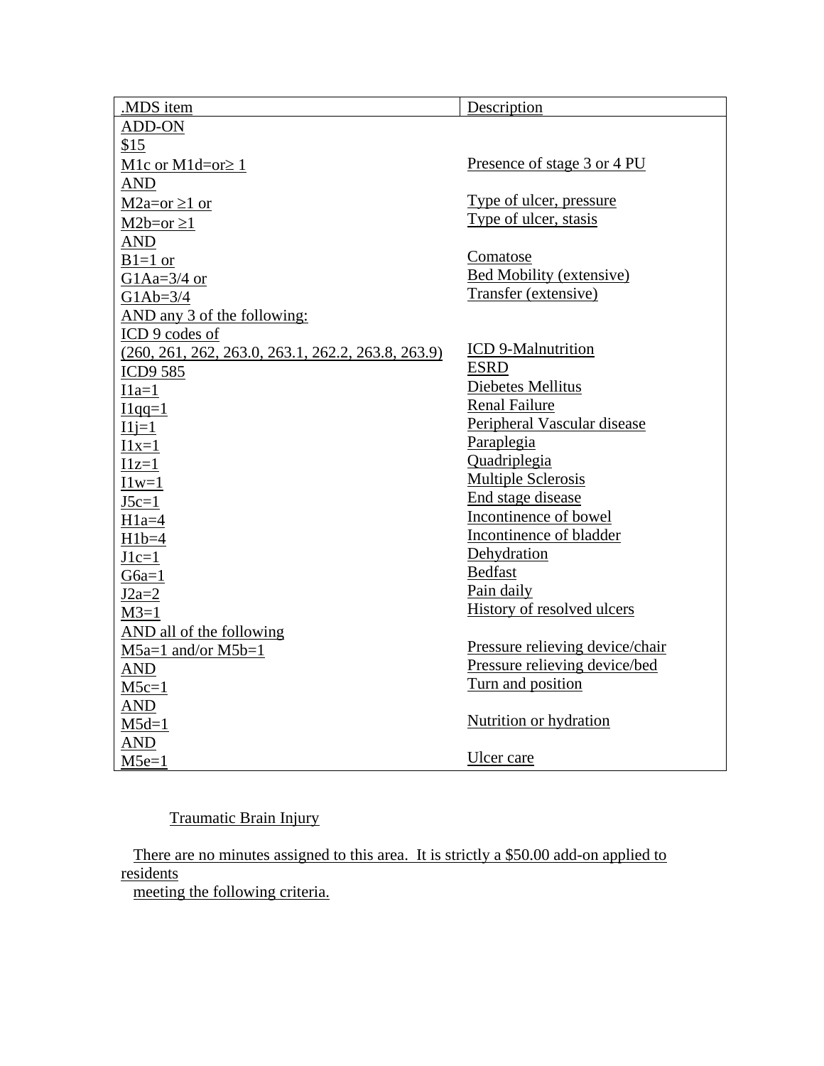| .MDS item | Description |
|---|---|
| ADD-ON | |
| $15 | |
| M1c or M1d=or≥ 1 | Presence of stage 3 or 4 PU |
| AND | |
| M2a=or ≥1 or | Type of ulcer, pressure |
| M2b=or ≥1 | Type of ulcer, stasis |
| AND | |
| B1=1 or | Comatose |
| G1Aa=3/4 or | Bed Mobility (extensive) |
| G1Ab=3/4 | Transfer (extensive) |
| AND any 3 of the following: | |
| ICD 9 codes of | |
| (260, 261, 262, 263.0, 263.1, 262.2, 263.8, 263.9) | ICD 9-Malnutrition |
| ICD9 585 | ESRD |
| I1a=1 | Diebetes Mellitus |
| I1qq=1 | Renal Failure |
| I1j=1 | Peripheral Vascular disease |
| I1x=1 | Paraplegia |
| I1z=1 | Quadriplegia |
| I1w=1 | Multiple Sclerosis |
| J5c=1 | End stage disease |
| H1a=4 | Incontinence of bowel |
| H1b=4 | Incontinence of bladder |
| J1c=1 | Dehydration |
| G6a=1 | Bedfast |
| J2a=2 | Pain daily |
| M3=1 | History of resolved ulcers |
| AND all of the following | |
| M5a=1 and/or M5b=1 | Pressure relieving device/chair |
| AND | Pressure relieving device/bed |
| M5c=1 | Turn and position |
| AND | |
| M5d=1 | Nutrition or hydration |
| AND | |
| M5e=1 | Ulcer care |

Traumatic Brain Injury

There are no minutes assigned to this area. It is strictly a $50.00 add-on applied to residents meeting the following criteria.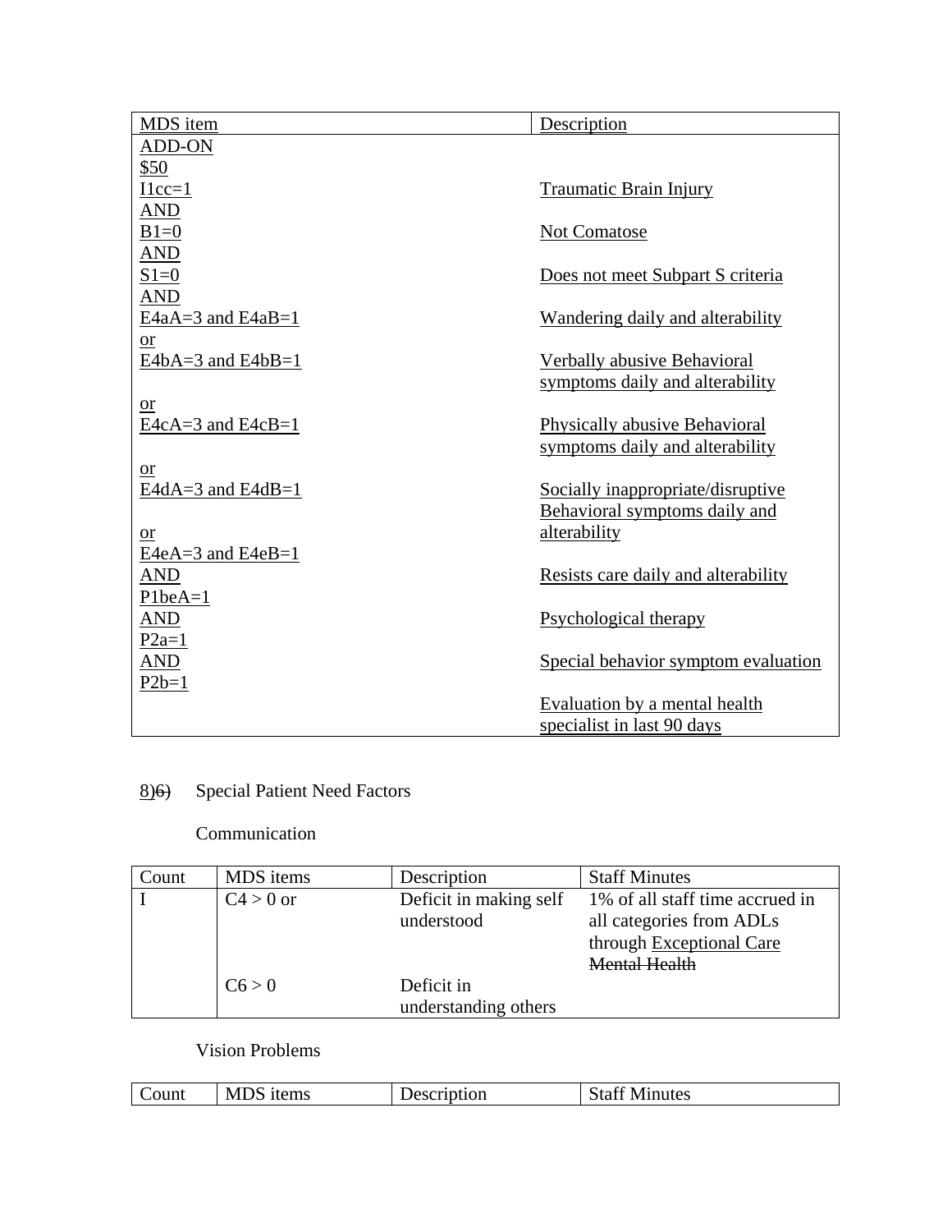| MDS item | Description |
|---|---|
| ADD-ON | |
| $50 | |
| I1cc=1 | Traumatic Brain Injury |
| AND | |
| B1=0 | Not Comatose |
| AND | |
| S1=0 | Does not meet Subpart S criteria |
| AND | |
| E4aA=3 and E4aB=1 | Wandering daily and alterability |
| or | |
| E4bA=3 and E4bB=1 | Verbally abusive Behavioral symptoms daily and alterability |
| or | |
| E4cA=3 and E4cB=1 | Physically abusive Behavioral symptoms daily and alterability |
| or | |
| E4dA=3 and E4dB=1 | Socially inappropriate/disruptive Behavioral symptoms daily and alterability |
| or | |
| E4eA=3 and E4eB=1 | Resists care daily and alterability |
| AND | |
| P1beA=1 | Psychological therapy |
| AND | |
| P2a=1 | Special behavior symptom evaluation |
| AND | |
| P2b=1 | Evaluation by a mental health specialist in last 90 days |

8)~~6)~~ Special Patient Need Factors

Communication

| Count | MDS items | Description | Staff Minutes |
|---|---|---|---|
| I | C4 > 0 or | Deficit in making self understood | 1% of all staff time accrued in all categories from ADLs through Exceptional Care ~~Mental Health~~ |
| | C6 > 0 | Deficit in understanding others | |

Vision Problems

| Count | MDS items | Description | Staff Minutes |
|---|---|---|---|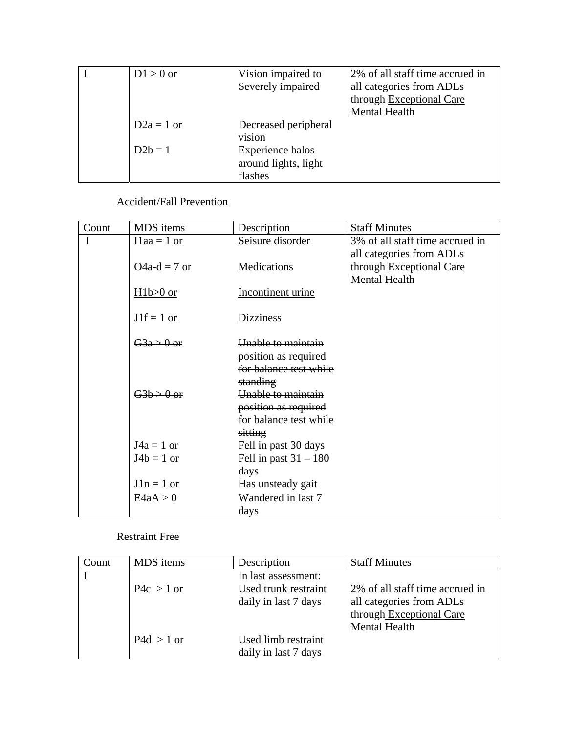| I | D1 > 0 or | Vision impaired to Severely impaired | 2% of all staff time accrued in all categories from ADLs through <u>Exceptional Care</u> ~~Mental Health~~ |
|---|---|---|---|
| | D2a = 1 or | Decreased peripheral vision | |
| | D2b = 1 | Experience halos around lights, light flashes | |

Accident/Fall Prevention

| Count | MDS items | Description | Staff Minutes |
|---|---|---|---|
| I | <u>I1aa = 1 or</u> | <u>Seisure disorder</u> | 3% of all staff time accrued in all categories from ADLs through <u>Exceptional Care</u> ~~Mental Health~~ |
| | <u>O4a-d = 7 or</u> | <u>Medications</u> | |
| | <u>H1b>0 or</u> | <u>Incontinent urine</u> | |
| | <u>J1f = 1 or</u> | <u>Dizziness</u> | |
| | ~~G3a > 0 or~~ | ~~Unable to maintain position as required for balance test while standing~~ | |
| | ~~G3b > 0 or~~ | ~~Unable to maintain position as required for balance test while sitting~~ | |
| | J4a = 1 or | Fell in past 30 days | |
| | J4b = 1 or | Fell in past 31 – 180 days | |
| | J1n = 1 or | Has unsteady gait | |
| | E4aA > 0 | Wandered in last 7 days | |

Restraint Free

| Count | MDS items | Description | Staff Minutes |
|---|---|---|---|
| I | | In last assessment: | |
| | P4c > 1 or | Used trunk restraint daily in last 7 days | 2% of all staff time accrued in all categories from ADLs through <u>Exceptional Care</u> ~~Mental Health~~ |
| | P4d > 1 or | Used limb restraint daily in last 7 days | |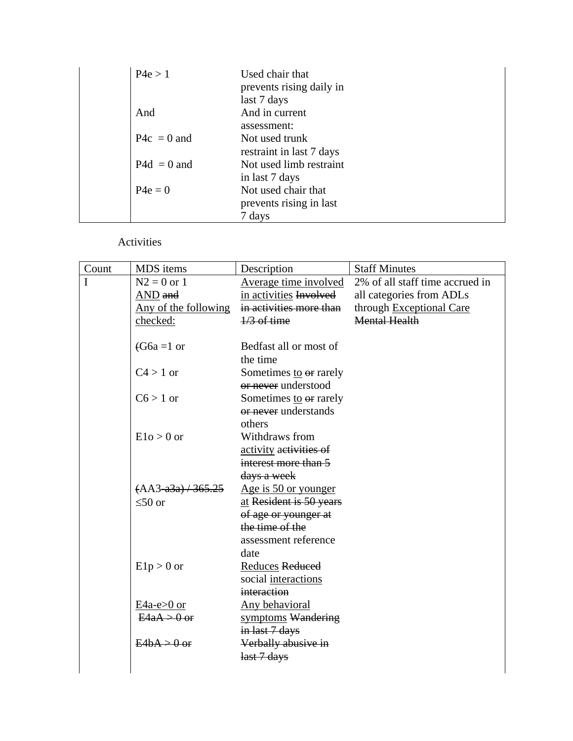| | | | |
|---|---|---|---|
| | P4e > 1<br><br>And<br><br>P4c = 0 and<br><br>P4d = 0 and<br><br>P4e = 0 | Used chair that prevents rising daily in last 7 days<br>And in current assessment:<br>Not used trunk restraint in last 7 days<br>Not used limb restraint in last 7 days<br>Not used chair that prevents rising in last 7 days | |

Activities

| Count | MDS items | Description | Staff Minutes |
|---|---|---|---|
| I | N2 = 0 or 1<br><u>AND</u> ~~and~~<br><u>Any of the following checked:</u><br><br>~~(~~G6a =1 or<br><br>C4 > 1 or<br><br>C6 > 1 or<br><br>E1o > 0 or<br><br>~~(AA3-a3a) / 365.25~~ ≤50 or<br><br>E1p > 0 or<br><br><u>E4a-e>0 or</u><br>~~E4aA > 0 or~~<br><br>~~E4bA > 0 or~~ | <u>Average time involved in activities</u> ~~Involved in activities more than 1/3 of time~~<br><br>Bedfast all or most of the time<br>Sometimes <u>to</u> ~~or~~ rarely ~~or never~~ understood<br>Sometimes <u>to</u> ~~or~~ rarely ~~or never~~ understands others<br>Withdraws from <u>activity</u> ~~activities of interest more than 5 days a week~~<br><u>Age is 50 or younger at</u> ~~Resident is 50 years of age or younger at the time of the~~ assessment reference date<br><u>Reduces</u> ~~Reduced~~ social <u>interactions</u> ~~interaction~~<br><u>Any behavioral symptoms</u> ~~Wandering in last 7 days~~<br>~~Verbally abusive in last 7 days~~ | 2% of all staff time accrued in all categories from ADLs through <u>Exceptional Care</u> ~~Mental Health~~ |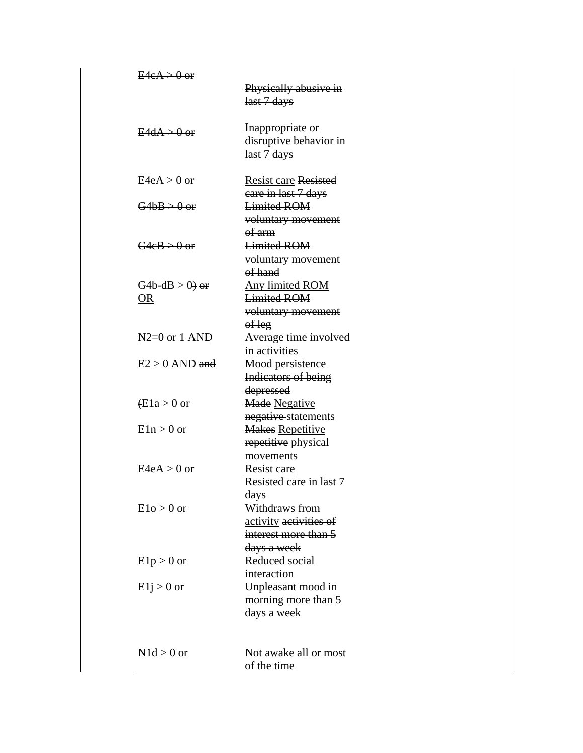| | | |
|---|---|---|
| ~~E4cA > 0 or~~ | ~~Physically abusive in last 7 days~~ | |
| ~~E4dA > 0 or~~ | ~~Inappropriate or disruptive behavior in last 7 days~~ | |
| E4eA > 0 or | <u>Resist care</u> ~~Resisted care in last 7 days~~ | |
| ~~G4bB > 0 or~~ | ~~Limited ROM voluntary movement of arm~~ | |
| ~~G4cB > 0 or~~ | ~~Limited ROM voluntary movement of hand~~ | |
| G4b-dB > 0~~)~~ ~~or~~ <u>OR</u> | <u>Any limited ROM</u> ~~Limited ROM voluntary movement of leg~~ | |
| <u>N2=0 or 1 AND</u> | <u>Average time involved in activities</u> | |
| E2 > 0 <u>AND</u> ~~and~~ | <u>Mood persistence</u> ~~Indicators of being depressed~~ | |
| ~~(~~E1a > 0 or | ~~Made~~ <u>Negative</u> ~~negative~~ statements | |
| E1n > 0 or | ~~Makes~~ <u>Repetitive</u> ~~repetitive~~ physical movements | |
| E4eA > 0 or | <u>Resist care</u> Resisted care in last 7 days | |
| E1o > 0 or | Withdraws from <u>activity</u> ~~activities of interest more than 5 days a week~~ | |
| E1p > 0 or | Reduced social interaction | |
| E1j > 0 or | Unpleasant mood in morning ~~more than 5 days a week~~ | |
| N1d > 0 or | Not awake all or most of the time | |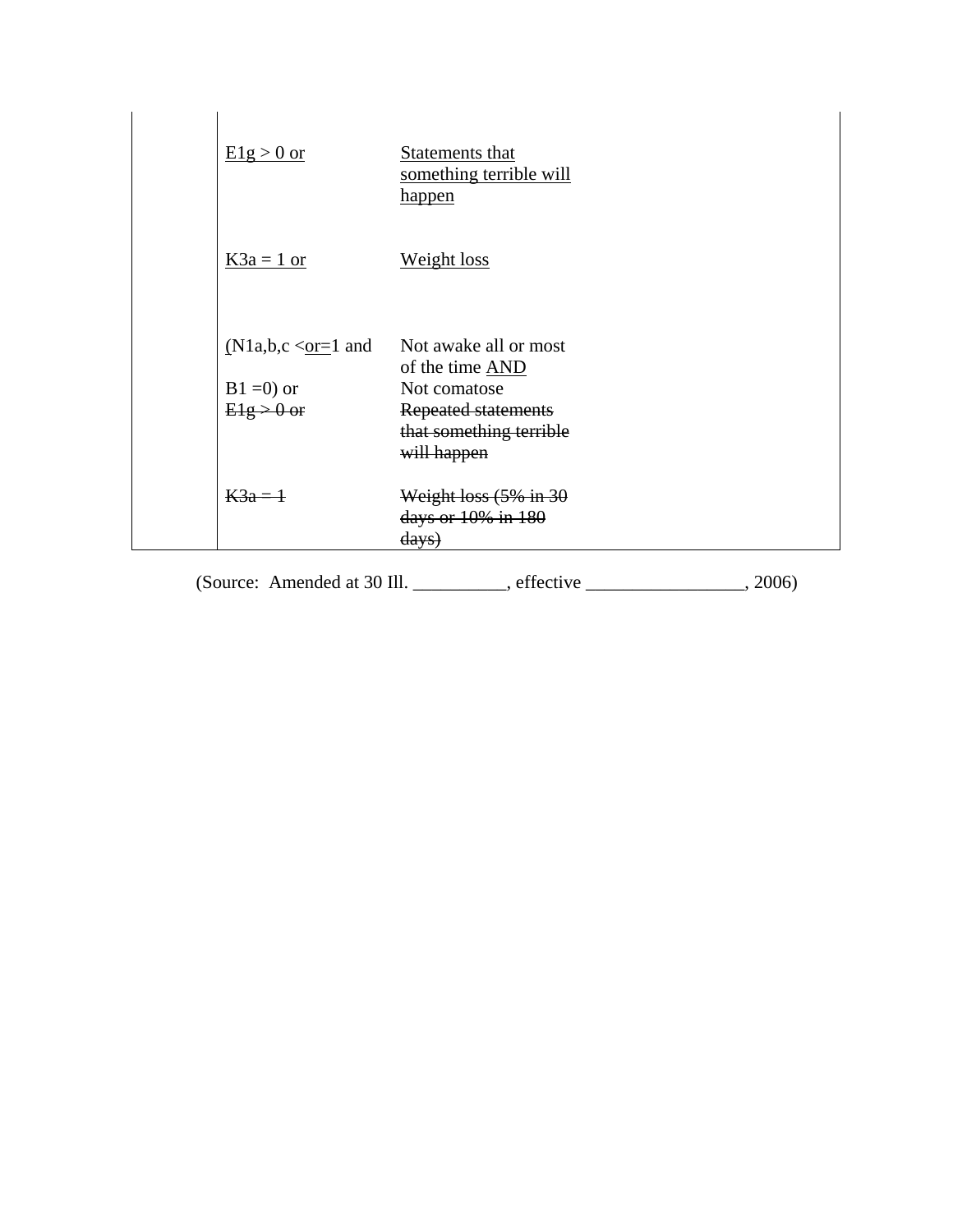| | | |
|---|---|---|
| | <u>E1g > 0 or</u> | <u>Statements that something terrible will happen</u> |
| | <u>K3a = 1 or</u> | <u>Weight loss</u> |
| | <u>(</u>N1a,b,c <<u>or=</u>1 and B1 =0) or ~~E1g > 0 or~~ | Not awake all or most of the time <u>AND</u> Not comatose ~~Repeated statements that something terrible will happen~~ |
| | ~~K3a = 1~~ | ~~Weight loss (5% in 30 days or 10% in 180 days)~~ |

(Source: Amended at 30 Ill. __________, effective _________________, 2006)